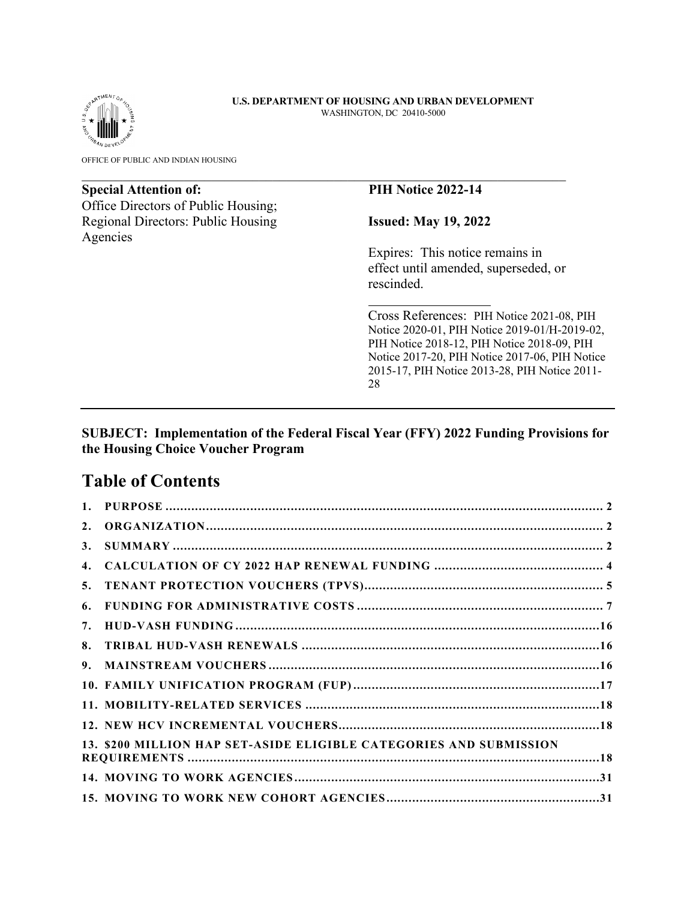U.S. DEPARTMENT OF HOUSING AND URBAN DEVELOPMENT
WASHINGTON, DC 20410-5000

OFFICE OF PUBLIC AND INDIAN HOUSING

**Special Attention of:**
Office Directors of Public Housing;
Regional Directors: Public Housing Agencies

**PIH Notice 2022-14**

**Issued: May 19, 2022**

Expires: This notice remains in effect until amended, superseded, or rescinded.

Cross References: PIH Notice 2021-08, PIH Notice 2020-01, PIH Notice 2019-01/H-2019-02, PIH Notice 2018-12, PIH Notice 2018-09, PIH Notice 2017-20, PIH Notice 2017-06, PIH Notice 2015-17, PIH Notice 2013-28, PIH Notice 2011-28

**SUBJECT: Implementation of the Federal Fiscal Year (FFY) 2022 Funding Provisions for the Housing Choice Voucher Program**

# Table of Contents

1. PURPOSE ..... 2
2. ORGANIZATION ..... 2
3. SUMMARY ..... 2
4. CALCULATION OF CY 2022 HAP RENEWAL FUNDING ..... 4
5. TENANT PROTECTION VOUCHERS (TPVS) ..... 5
6. FUNDING FOR ADMINISTRATIVE COSTS ..... 7
7. HUD-VASH FUNDING ..... 16
8. TRIBAL HUD-VASH RENEWALS ..... 16
9. MAINSTREAM VOUCHERS ..... 16
10. FAMILY UNIFICATION PROGRAM (FUP) ..... 17
11. MOBILITY-RELATED SERVICES ..... 18
12. NEW HCV INCREMENTAL VOUCHERS ..... 18
13. $200 MILLION HAP SET-ASIDE ELIGIBLE CATEGORIES AND SUBMISSION REQUIREMENTS ..... 18
14. MOVING TO WORK AGENCIES ..... 31
15. MOVING TO WORK NEW COHORT AGENCIES ..... 31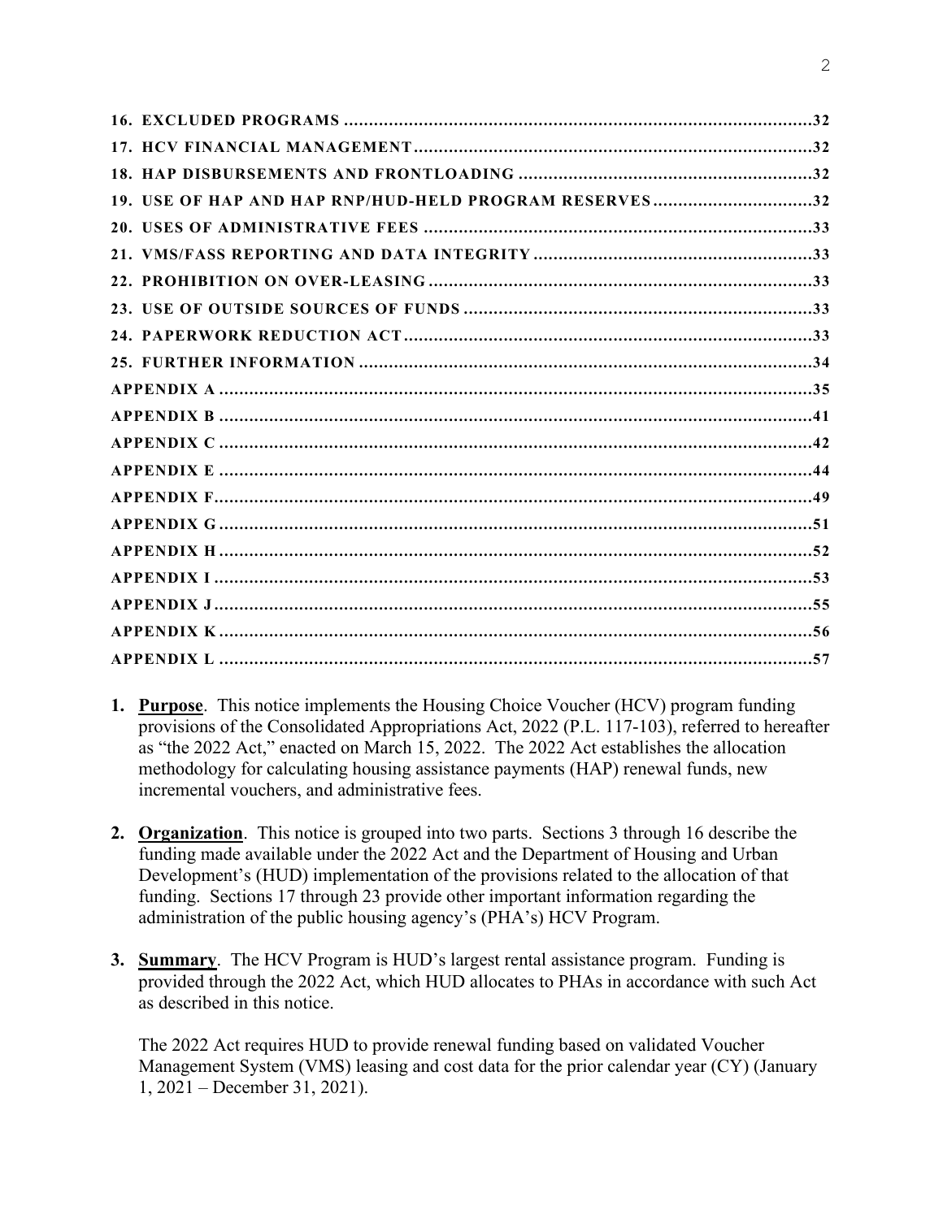16. EXCLUDED PROGRAMS ............................................................................................32
17. HCV FINANCIAL MANAGEMENT...............................................................................32
18. HAP DISBURSEMENTS AND FRONTLOADING ..........................................................32
19. USE OF HAP AND HAP RNP/HUD-HELD PROGRAM RESERVES...............................32
20. USES OF ADMINISTRATIVE FEES ............................................................................33
21. VMS/FASS REPORTING AND DATA INTEGRITY .......................................................33
22. PROHIBITION ON OVER-LEASING ............................................................................33
23. USE OF OUTSIDE SOURCES OF FUNDS ....................................................................33
24. PAPERWORK REDUCTION ACT .................................................................................33
25. FURTHER INFORMATION ..........................................................................................34
APPENDIX A .....................................................................................................................35
APPENDIX B .....................................................................................................................41
APPENDIX C .....................................................................................................................42
APPENDIX E .....................................................................................................................44
APPENDIX F......................................................................................................................49
APPENDIX G .....................................................................................................................51
APPENDIX H .....................................................................................................................52
APPENDIX I ......................................................................................................................53
APPENDIX J......................................................................................................................55
APPENDIX K .....................................................................................................................56
APPENDIX L .....................................................................................................................57

1. **Purpose**. This notice implements the Housing Choice Voucher (HCV) program funding provisions of the Consolidated Appropriations Act, 2022 (P.L. 117-103), referred to hereafter as "the 2022 Act," enacted on March 15, 2022. The 2022 Act establishes the allocation methodology for calculating housing assistance payments (HAP) renewal funds, new incremental vouchers, and administrative fees.

2. **Organization**. This notice is grouped into two parts. Sections 3 through 16 describe the funding made available under the 2022 Act and the Department of Housing and Urban Development's (HUD) implementation of the provisions related to the allocation of that funding. Sections 17 through 23 provide other important information regarding the administration of the public housing agency's (PHA's) HCV Program.

3. **Summary**. The HCV Program is HUD's largest rental assistance program. Funding is provided through the 2022 Act, which HUD allocates to PHAs in accordance with such Act as described in this notice.

   The 2022 Act requires HUD to provide renewal funding based on validated Voucher Management System (VMS) leasing and cost data for the prior calendar year (CY) (January 1, 2021 – December 31, 2021).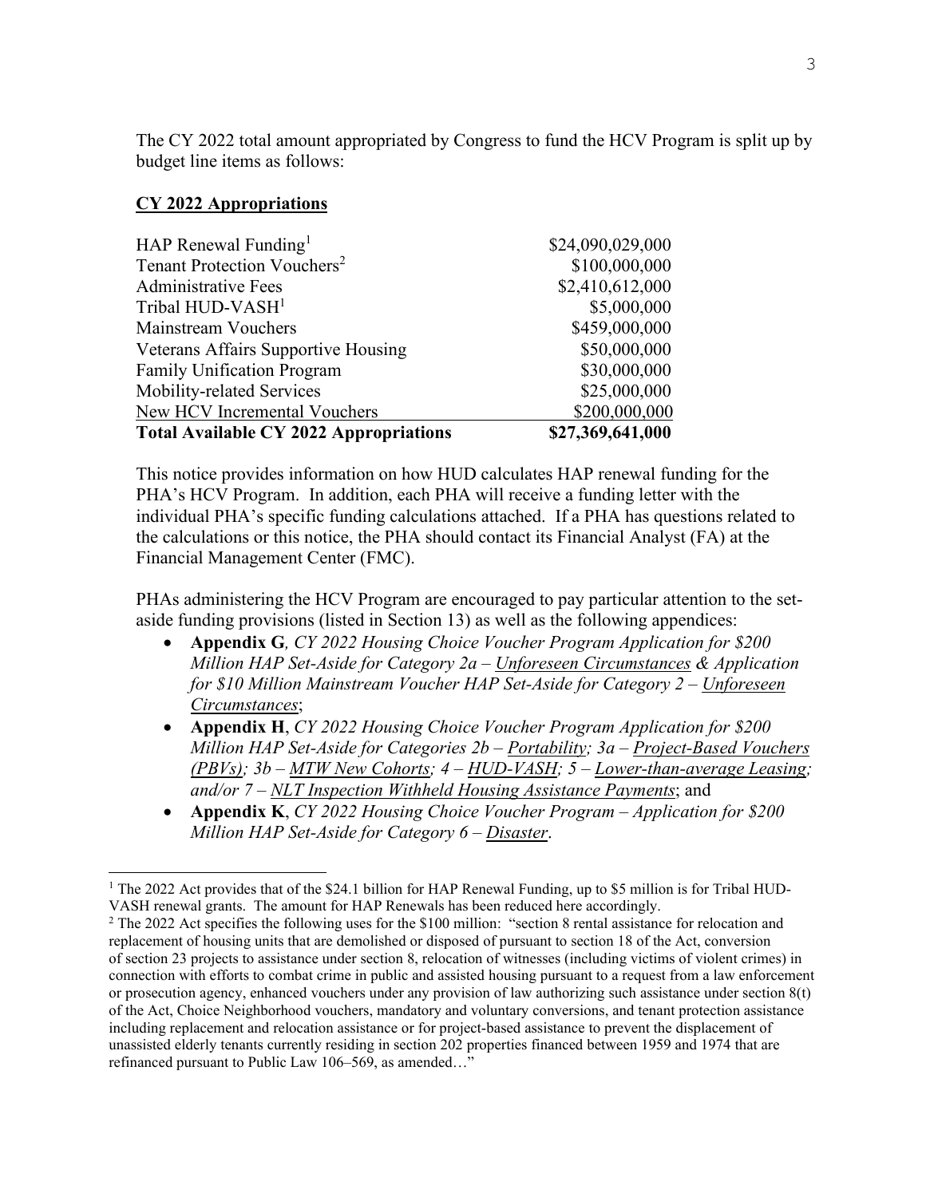The CY 2022 total amount appropriated by Congress to fund the HCV Program is split up by budget line items as follows:

**CY 2022 Appropriations**

| | |
|---|---|
| HAP Renewal Funding[1] | $24,090,029,000 |
| Tenant Protection Vouchers[2] | $100,000,000 |
| Administrative Fees | $2,410,612,000 |
| Tribal HUD-VASH[1] | $5,000,000 |
| Mainstream Vouchers | $459,000,000 |
| Veterans Affairs Supportive Housing | $50,000,000 |
| Family Unification Program | $30,000,000 |
| Mobility-related Services | $25,000,000 |
| New HCV Incremental Vouchers | $200,000,000 |
| **Total Available CY 2022 Appropriations** | **$27,369,641,000** |

This notice provides information on how HUD calculates HAP renewal funding for the PHA's HCV Program. In addition, each PHA will receive a funding letter with the individual PHA's specific funding calculations attached. If a PHA has questions related to the calculations or this notice, the PHA should contact its Financial Analyst (FA) at the Financial Management Center (FMC).

PHAs administering the HCV Program are encouraged to pay particular attention to the set-aside funding provisions (listed in Section 13) as well as the following appendices:

- **Appendix G**, *CY 2022 Housing Choice Voucher Program Application for $200 Million HAP Set-Aside for Category 2a – Unforeseen Circumstances & Application for $10 Million Mainstream Voucher HAP Set-Aside for Category 2 – Unforeseen Circumstances*;
- **Appendix H**, *CY 2022 Housing Choice Voucher Program Application for $200 Million HAP Set-Aside for Categories 2b – Portability; 3a – Project-Based Vouchers (PBVs); 3b – MTW New Cohorts; 4 – HUD-VASH; 5 – Lower-than-average Leasing; and/or 7 – NLT Inspection Withheld Housing Assistance Payments*; and
- **Appendix K**, *CY 2022 Housing Choice Voucher Program – Application for $200 Million HAP Set-Aside for Category 6 – Disaster*.

---

[1] The 2022 Act provides that of the $24.1 billion for HAP Renewal Funding, up to $5 million is for Tribal HUD-VASH renewal grants. The amount for HAP Renewals has been reduced here accordingly.

[2] The 2022 Act specifies the following uses for the $100 million: "section 8 rental assistance for relocation and replacement of housing units that are demolished or disposed of pursuant to section 18 of the Act, conversion of section 23 projects to assistance under section 8, relocation of witnesses (including victims of violent crimes) in connection with efforts to combat crime in public and assisted housing pursuant to a request from a law enforcement or prosecution agency, enhanced vouchers under any provision of law authorizing such assistance under section 8(t) of the Act, Choice Neighborhood vouchers, mandatory and voluntary conversions, and tenant protection assistance including replacement and relocation assistance or for project-based assistance to prevent the displacement of unassisted elderly tenants currently residing in section 202 properties financed between 1959 and 1974 that are refinanced pursuant to Public Law 106–569, as amended…"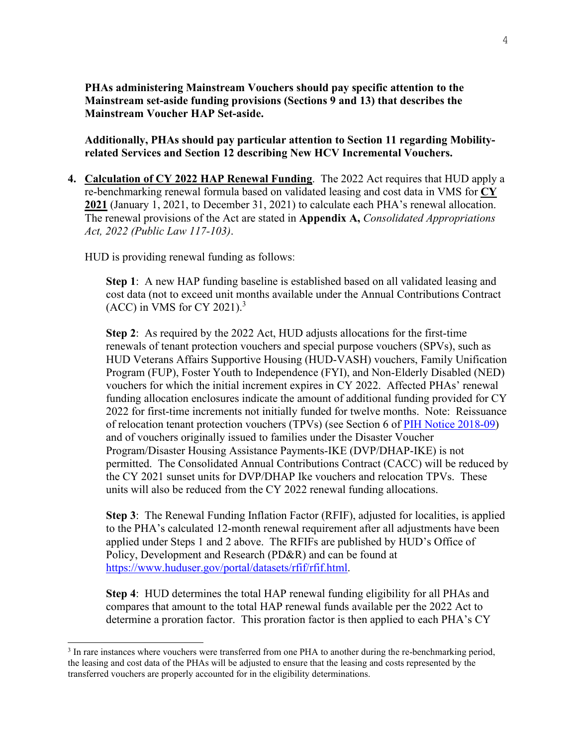**PHAs administering Mainstream Vouchers should pay specific attention to the Mainstream set-aside funding provisions (Sections 9 and 13) that describes the Mainstream Voucher HAP Set-aside.**

**Additionally, PHAs should pay particular attention to Section 11 regarding Mobility-related Services and Section 12 describing New HCV Incremental Vouchers.**

4. **Calculation of CY 2022 HAP Renewal Funding**. The 2022 Act requires that HUD apply a re-benchmarking renewal formula based on validated leasing and cost data in VMS for **CY 2021** (January 1, 2021, to December 31, 2021) to calculate each PHA's renewal allocation. The renewal provisions of the Act are stated in **Appendix A,** *Consolidated Appropriations Act, 2022 (Public Law 117-103)*.

   HUD is providing renewal funding as follows:

   **Step 1**: A new HAP funding baseline is established based on all validated leasing and cost data (not to exceed unit months available under the Annual Contributions Contract (ACC) in VMS for CY 2021).[3]

   **Step 2**: As required by the 2022 Act, HUD adjusts allocations for the first-time renewals of tenant protection vouchers and special purpose vouchers (SPVs), such as HUD Veterans Affairs Supportive Housing (HUD-VASH) vouchers, Family Unification Program (FUP), Foster Youth to Independence (FYI), and Non-Elderly Disabled (NED) vouchers for which the initial increment expires in CY 2022. Affected PHAs' renewal funding allocation enclosures indicate the amount of additional funding provided for CY 2022 for first-time increments not initially funded for twelve months. Note: Reissuance of relocation tenant protection vouchers (TPVs) (see Section 6 of PIH Notice 2018-09) and of vouchers originally issued to families under the Disaster Voucher Program/Disaster Housing Assistance Payments-IKE (DVP/DHAP-IKE) is not permitted. The Consolidated Annual Contributions Contract (CACC) will be reduced by the CY 2021 sunset units for DVP/DHAP Ike vouchers and relocation TPVs. These units will also be reduced from the CY 2022 renewal funding allocations.

   **Step 3**: The Renewal Funding Inflation Factor (RFIF), adjusted for localities, is applied to the PHA's calculated 12-month renewal requirement after all adjustments have been applied under Steps 1 and 2 above. The RFIFs are published by HUD's Office of Policy, Development and Research (PD&R) and can be found at https://www.huduser.gov/portal/datasets/rfif/rfif.html.

   **Step 4**: HUD determines the total HAP renewal funding eligibility for all PHAs and compares that amount to the total HAP renewal funds available per the 2022 Act to determine a proration factor. This proration factor is then applied to each PHA's CY

[3] In rare instances where vouchers were transferred from one PHA to another during the re-benchmarking period, the leasing and cost data of the PHAs will be adjusted to ensure that the leasing and costs represented by the transferred vouchers are properly accounted for in the eligibility determinations.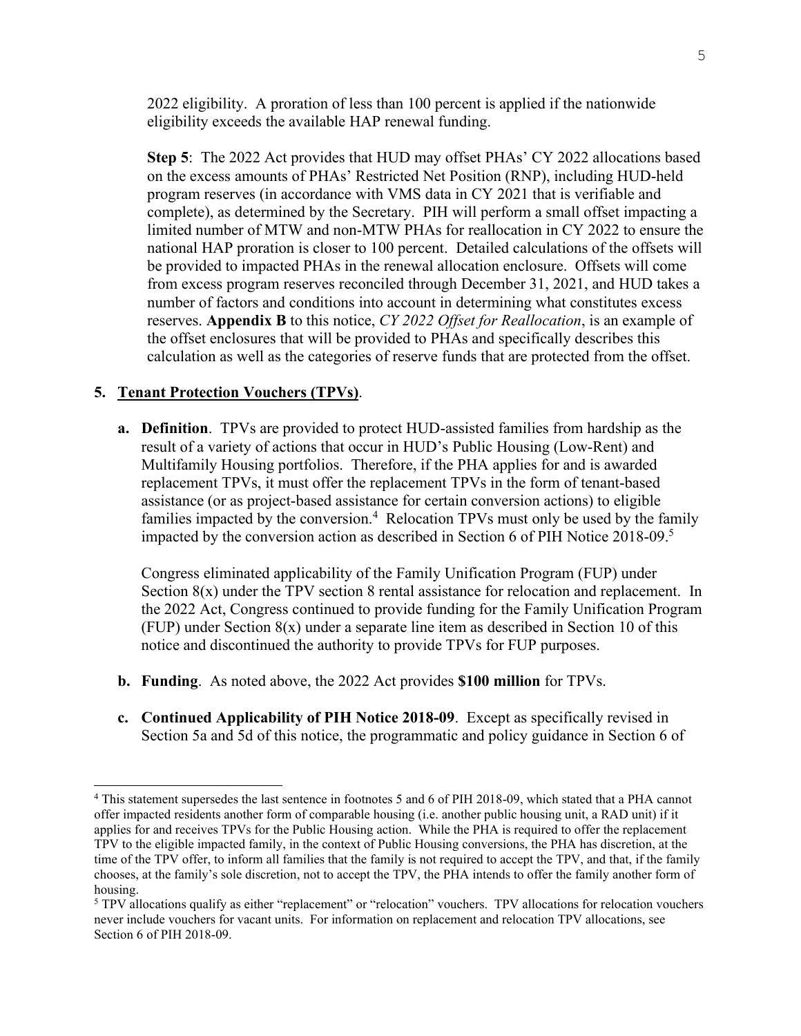2022 eligibility. A proration of less than 100 percent is applied if the nationwide eligibility exceeds the available HAP renewal funding.

**Step 5**: The 2022 Act provides that HUD may offset PHAs' CY 2022 allocations based on the excess amounts of PHAs' Restricted Net Position (RNP), including HUD-held program reserves (in accordance with VMS data in CY 2021 that is verifiable and complete), as determined by the Secretary. PIH will perform a small offset impacting a limited number of MTW and non-MTW PHAs for reallocation in CY 2022 to ensure the national HAP proration is closer to 100 percent. Detailed calculations of the offsets will be provided to impacted PHAs in the renewal allocation enclosure. Offsets will come from excess program reserves reconciled through December 31, 2021, and HUD takes a number of factors and conditions into account in determining what constitutes excess reserves. **Appendix B** to this notice, *CY 2022 Offset for Reallocation*, is an example of the offset enclosures that will be provided to PHAs and specifically describes this calculation as well as the categories of reserve funds that are protected from the offset.

5. **Tenant Protection Vouchers (TPVs)**.

   a. **Definition**. TPVs are provided to protect HUD-assisted families from hardship as the result of a variety of actions that occur in HUD's Public Housing (Low-Rent) and Multifamily Housing portfolios. Therefore, if the PHA applies for and is awarded replacement TPVs, it must offer the replacement TPVs in the form of tenant-based assistance (or as project-based assistance for certain conversion actions) to eligible families impacted by the conversion.[4] Relocation TPVs must only be used by the family impacted by the conversion action as described in Section 6 of PIH Notice 2018-09.[5]

      Congress eliminated applicability of the Family Unification Program (FUP) under Section 8(x) under the TPV section 8 rental assistance for relocation and replacement. In the 2022 Act, Congress continued to provide funding for the Family Unification Program (FUP) under Section 8(x) under a separate line item as described in Section 10 of this notice and discontinued the authority to provide TPVs for FUP purposes.

   b. **Funding**. As noted above, the 2022 Act provides **$100 million** for TPVs.

   c. **Continued Applicability of PIH Notice 2018-09**. Except as specifically revised in Section 5a and 5d of this notice, the programmatic and policy guidance in Section 6 of

---

[4] This statement supersedes the last sentence in footnotes 5 and 6 of PIH 2018-09, which stated that a PHA cannot offer impacted residents another form of comparable housing (i.e. another public housing unit, a RAD unit) if it applies for and receives TPVs for the Public Housing action. While the PHA is required to offer the replacement TPV to the eligible impacted family, in the context of Public Housing conversions, the PHA has discretion, at the time of the TPV offer, to inform all families that the family is not required to accept the TPV, and that, if the family chooses, at the family's sole discretion, not to accept the TPV, the PHA intends to offer the family another form of housing.

[5] TPV allocations qualify as either "replacement" or "relocation" vouchers. TPV allocations for relocation vouchers never include vouchers for vacant units. For information on replacement and relocation TPV allocations, see Section 6 of PIH 2018-09.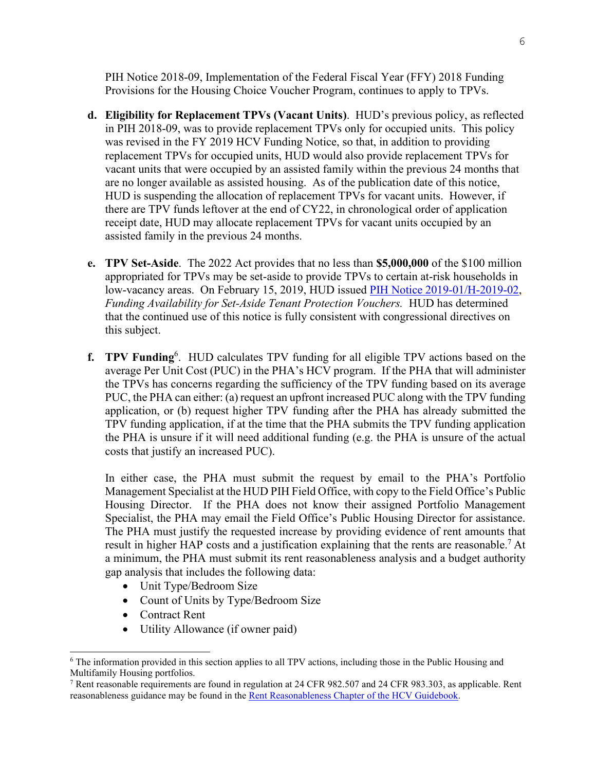PIH Notice 2018-09, Implementation of the Federal Fiscal Year (FFY) 2018 Funding Provisions for the Housing Choice Voucher Program, continues to apply to TPVs.

d. **Eligibility for Replacement TPVs (Vacant Units)**. HUD's previous policy, as reflected in PIH 2018-09, was to provide replacement TPVs only for occupied units. This policy was revised in the FY 2019 HCV Funding Notice, so that, in addition to providing replacement TPVs for occupied units, HUD would also provide replacement TPVs for vacant units that were occupied by an assisted family within the previous 24 months that are no longer available as assisted housing. As of the publication date of this notice, HUD is suspending the allocation of replacement TPVs for vacant units. However, if there are TPV funds leftover at the end of CY22, in chronological order of application receipt date, HUD may allocate replacement TPVs for vacant units occupied by an assisted family in the previous 24 months.

e. **TPV Set-Aside**. The 2022 Act provides that no less than **$5,000,000** of the $100 million appropriated for TPVs may be set-aside to provide TPVs to certain at-risk households in low-vacancy areas. On February 15, 2019, HUD issued PIH Notice 2019-01/H-2019-02, *Funding Availability for Set-Aside Tenant Protection Vouchers.* HUD has determined that the continued use of this notice is fully consistent with congressional directives on this subject.

f. **TPV Funding**[6]. HUD calculates TPV funding for all eligible TPV actions based on the average Per Unit Cost (PUC) in the PHA's HCV program. If the PHA that will administer the TPVs has concerns regarding the sufficiency of the TPV funding based on its average PUC, the PHA can either: (a) request an upfront increased PUC along with the TPV funding application, or (b) request higher TPV funding after the PHA has already submitted the TPV funding application, if at the time that the PHA submits the TPV funding application the PHA is unsure if it will need additional funding (e.g. the PHA is unsure of the actual costs that justify an increased PUC).

   In either case, the PHA must submit the request by email to the PHA's Portfolio Management Specialist at the HUD PIH Field Office, with copy to the Field Office's Public Housing Director. If the PHA does not know their assigned Portfolio Management Specialist, the PHA may email the Field Office's Public Housing Director for assistance. The PHA must justify the requested increase by providing evidence of rent amounts that result in higher HAP costs and a justification explaining that the rents are reasonable.[7] At a minimum, the PHA must submit its rent reasonableness analysis and a budget authority gap analysis that includes the following data:

   - Unit Type/Bedroom Size
   - Count of Units by Type/Bedroom Size
   - Contract Rent
   - Utility Allowance (if owner paid)

---

[6] The information provided in this section applies to all TPV actions, including those in the Public Housing and Multifamily Housing portfolios.

[7] Rent reasonable requirements are found in regulation at 24 CFR 982.507 and 24 CFR 983.303, as applicable. Rent reasonableness guidance may be found in the Rent Reasonableness Chapter of the HCV Guidebook.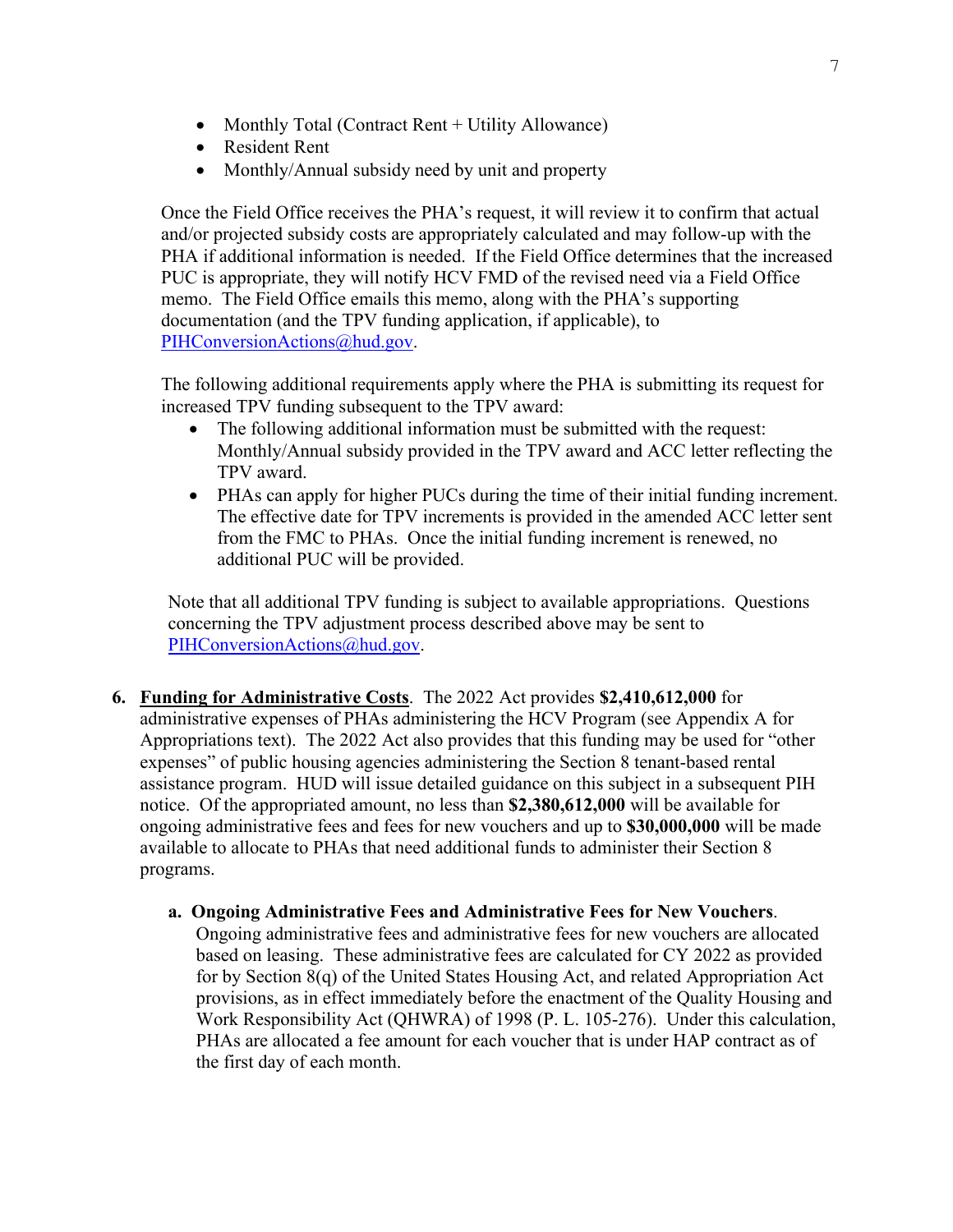- Monthly Total (Contract Rent + Utility Allowance)
- Resident Rent
- Monthly/Annual subsidy need by unit and property

Once the Field Office receives the PHA's request, it will review it to confirm that actual and/or projected subsidy costs are appropriately calculated and may follow-up with the PHA if additional information is needed. If the Field Office determines that the increased PUC is appropriate, they will notify HCV FMD of the revised need via a Field Office memo. The Field Office emails this memo, along with the PHA's supporting documentation (and the TPV funding application, if applicable), to PIHConversionActions@hud.gov.

The following additional requirements apply where the PHA is submitting its request for increased TPV funding subsequent to the TPV award:

- The following additional information must be submitted with the request: Monthly/Annual subsidy provided in the TPV award and ACC letter reflecting the TPV award.
- PHAs can apply for higher PUCs during the time of their initial funding increment. The effective date for TPV increments is provided in the amended ACC letter sent from the FMC to PHAs. Once the initial funding increment is renewed, no additional PUC will be provided.

Note that all additional TPV funding is subject to available appropriations. Questions concerning the TPV adjustment process described above may be sent to PIHConversionActions@hud.gov.

6. **Funding for Administrative Costs**. The 2022 Act provides **$2,410,612,000** for administrative expenses of PHAs administering the HCV Program (see Appendix A for Appropriations text). The 2022 Act also provides that this funding may be used for "other expenses" of public housing agencies administering the Section 8 tenant-based rental assistance program. HUD will issue detailed guidance on this subject in a subsequent PIH notice. Of the appropriated amount, no less than **$2,380,612,000** will be available for ongoing administrative fees and fees for new vouchers and up to **$30,000,000** will be made available to allocate to PHAs that need additional funds to administer their Section 8 programs.

   a. **Ongoing Administrative Fees and Administrative Fees for New Vouchers**. Ongoing administrative fees and administrative fees for new vouchers are allocated based on leasing. These administrative fees are calculated for CY 2022 as provided for by Section 8(q) of the United States Housing Act, and related Appropriation Act provisions, as in effect immediately before the enactment of the Quality Housing and Work Responsibility Act (QHWRA) of 1998 (P. L. 105-276). Under this calculation, PHAs are allocated a fee amount for each voucher that is under HAP contract as of the first day of each month.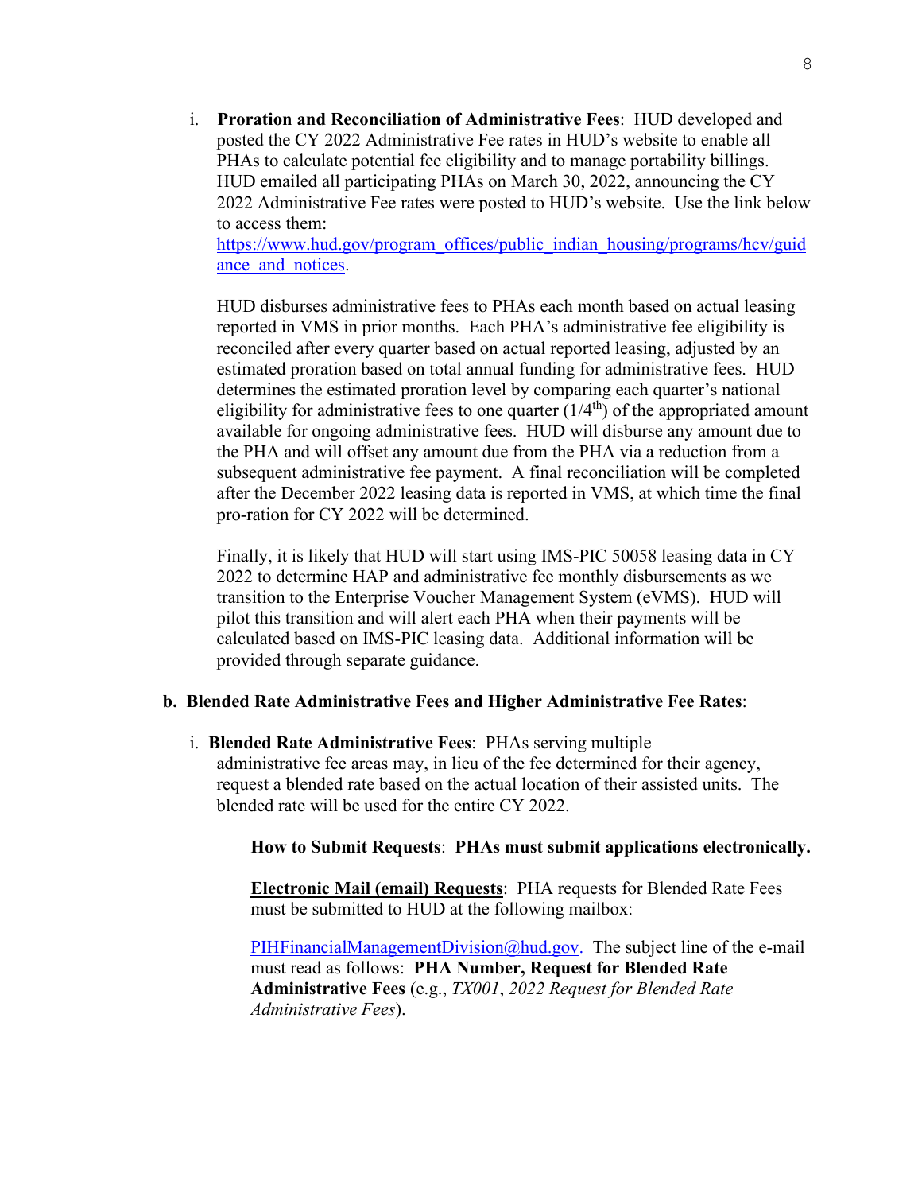i. **Proration and Reconciliation of Administrative Fees**: HUD developed and posted the CY 2022 Administrative Fee rates in HUD's website to enable all PHAs to calculate potential fee eligibility and to manage portability billings. HUD emailed all participating PHAs on March 30, 2022, announcing the CY 2022 Administrative Fee rates were posted to HUD's website. Use the link below to access them: https://www.hud.gov/program_offices/public_indian_housing/programs/hcv/guidance_and_notices.

HUD disburses administrative fees to PHAs each month based on actual leasing reported in VMS in prior months. Each PHA's administrative fee eligibility is reconciled after every quarter based on actual reported leasing, adjusted by an estimated proration based on total annual funding for administrative fees. HUD determines the estimated proration level by comparing each quarter's national eligibility for administrative fees to one quarter ($1/4^{th}$) of the appropriated amount available for ongoing administrative fees. HUD will disburse any amount due to the PHA and will offset any amount due from the PHA via a reduction from a subsequent administrative fee payment. A final reconciliation will be completed after the December 2022 leasing data is reported in VMS, at which time the final pro-ration for CY 2022 will be determined.

Finally, it is likely that HUD will start using IMS-PIC 50058 leasing data in CY 2022 to determine HAP and administrative fee monthly disbursements as we transition to the Enterprise Voucher Management System (eVMS). HUD will pilot this transition and will alert each PHA when their payments will be calculated based on IMS-PIC leasing data. Additional information will be provided through separate guidance.

**b. Blended Rate Administrative Fees and Higher Administrative Fee Rates**:

i. **Blended Rate Administrative Fees**: PHAs serving multiple administrative fee areas may, in lieu of the fee determined for their agency, request a blended rate based on the actual location of their assisted units. The blended rate will be used for the entire CY 2022.

**How to Submit Requests**: **PHAs must submit applications electronically.**

**Electronic Mail (email) Requests**: PHA requests for Blended Rate Fees must be submitted to HUD at the following mailbox:

PIHFinancialManagementDivision@hud.gov. The subject line of the e-mail must read as follows: **PHA Number, Request for Blended Rate Administrative Fees** (e.g., *TX001*, *2022 Request for Blended Rate Administrative Fees*).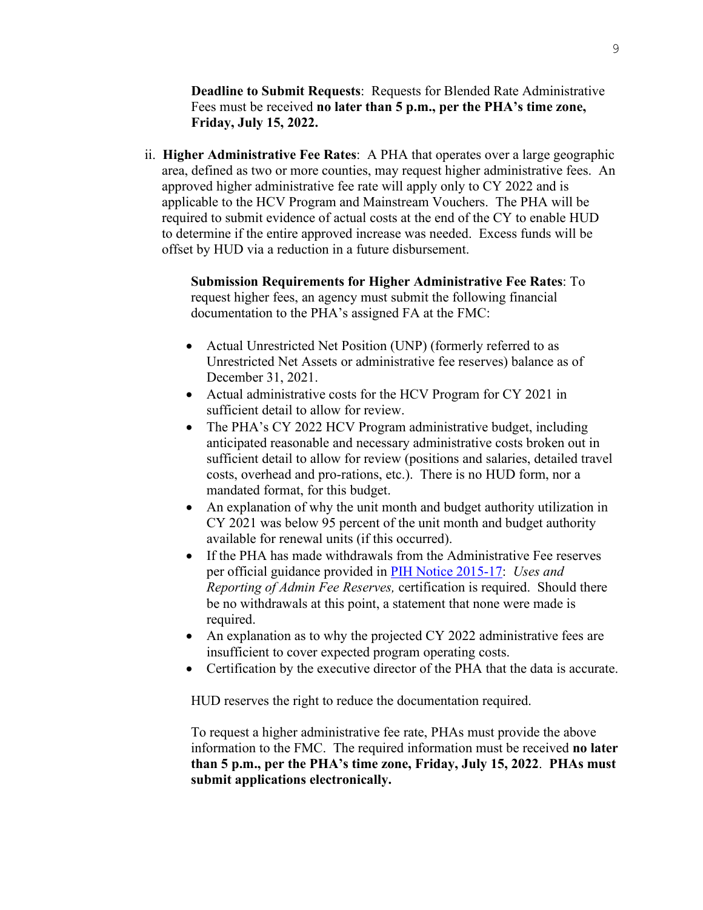**Deadline to Submit Requests**: Requests for Blended Rate Administrative Fees must be received **no later than 5 p.m., per the PHA's time zone, Friday, July 15, 2022.**

ii. **Higher Administrative Fee Rates**: A PHA that operates over a large geographic area, defined as two or more counties, may request higher administrative fees. An approved higher administrative fee rate will apply only to CY 2022 and is applicable to the HCV Program and Mainstream Vouchers. The PHA will be required to submit evidence of actual costs at the end of the CY to enable HUD to determine if the entire approved increase was needed. Excess funds will be offset by HUD via a reduction in a future disbursement.

**Submission Requirements for Higher Administrative Fee Rates**: To request higher fees, an agency must submit the following financial documentation to the PHA's assigned FA at the FMC:

- Actual Unrestricted Net Position (UNP) (formerly referred to as Unrestricted Net Assets or administrative fee reserves) balance as of December 31, 2021.
- Actual administrative costs for the HCV Program for CY 2021 in sufficient detail to allow for review.
- The PHA's CY 2022 HCV Program administrative budget, including anticipated reasonable and necessary administrative costs broken out in sufficient detail to allow for review (positions and salaries, detailed travel costs, overhead and pro-rations, etc.). There is no HUD form, nor a mandated format, for this budget.
- An explanation of why the unit month and budget authority utilization in CY 2021 was below 95 percent of the unit month and budget authority available for renewal units (if this occurred).
- If the PHA has made withdrawals from the Administrative Fee reserves per official guidance provided in [PIH Notice 2015-17](): *Uses and Reporting of Admin Fee Reserves,* certification is required. Should there be no withdrawals at this point, a statement that none were made is required.
- An explanation as to why the projected CY 2022 administrative fees are insufficient to cover expected program operating costs.
- Certification by the executive director of the PHA that the data is accurate.

HUD reserves the right to reduce the documentation required.

To request a higher administrative fee rate, PHAs must provide the above information to the FMC. The required information must be received **no later than 5 p.m., per the PHA's time zone, Friday, July 15, 2022**. **PHAs must submit applications electronically.**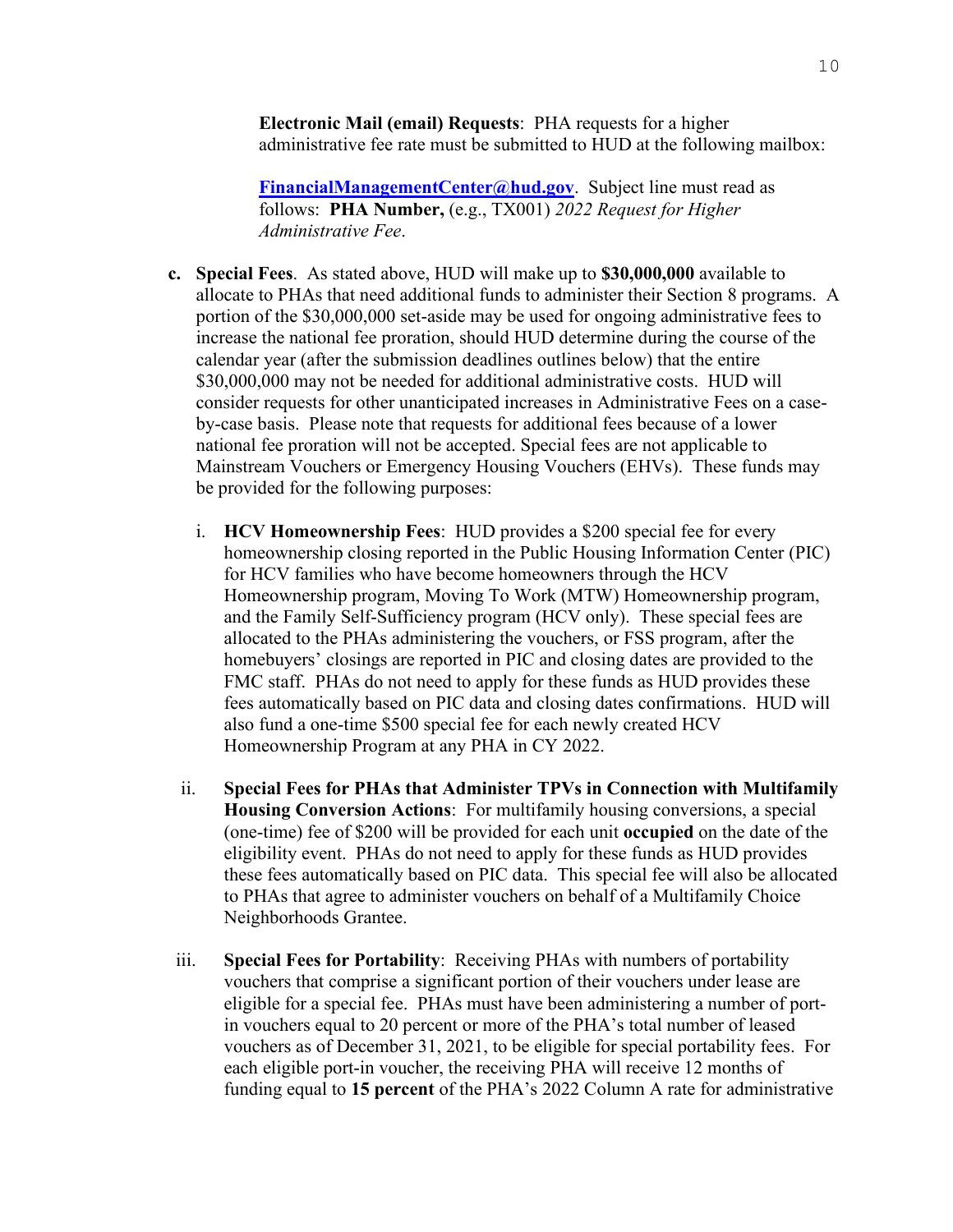**Electronic Mail (email) Requests**: PHA requests for a higher administrative fee rate must be submitted to HUD at the following mailbox:

**FinancialManagementCenter@hud.gov**. Subject line must read as follows: **PHA Number,** (e.g., TX001) *2022 Request for Higher Administrative Fee*.

**c. Special Fees**. As stated above, HUD will make up to **$30,000,000** available to allocate to PHAs that need additional funds to administer their Section 8 programs. A portion of the $30,000,000 set-aside may be used for ongoing administrative fees to increase the national fee proration, should HUD determine during the course of the calendar year (after the submission deadlines outlines below) that the entire $30,000,000 may not be needed for additional administrative costs. HUD will consider requests for other unanticipated increases in Administrative Fees on a case-by-case basis. Please note that requests for additional fees because of a lower national fee proration will not be accepted. Special fees are not applicable to Mainstream Vouchers or Emergency Housing Vouchers (EHVs). These funds may be provided for the following purposes:

i. **HCV Homeownership Fees**: HUD provides a $200 special fee for every homeownership closing reported in the Public Housing Information Center (PIC) for HCV families who have become homeowners through the HCV Homeownership program, Moving To Work (MTW) Homeownership program, and the Family Self-Sufficiency program (HCV only). These special fees are allocated to the PHAs administering the vouchers, or FSS program, after the homebuyers' closings are reported in PIC and closing dates are provided to the FMC staff. PHAs do not need to apply for these funds as HUD provides these fees automatically based on PIC data and closing dates confirmations. HUD will also fund a one-time $500 special fee for each newly created HCV Homeownership Program at any PHA in CY 2022.

ii. **Special Fees for PHAs that Administer TPVs in Connection with Multifamily Housing Conversion Actions**: For multifamily housing conversions, a special (one-time) fee of $200 will be provided for each unit **occupied** on the date of the eligibility event. PHAs do not need to apply for these funds as HUD provides these fees automatically based on PIC data. This special fee will also be allocated to PHAs that agree to administer vouchers on behalf of a Multifamily Choice Neighborhoods Grantee.

iii. **Special Fees for Portability**: Receiving PHAs with numbers of portability vouchers that comprise a significant portion of their vouchers under lease are eligible for a special fee. PHAs must have been administering a number of port-in vouchers equal to 20 percent or more of the PHA's total number of leased vouchers as of December 31, 2021, to be eligible for special portability fees. For each eligible port-in voucher, the receiving PHA will receive 12 months of funding equal to **15 percent** of the PHA's 2022 Column A rate for administrative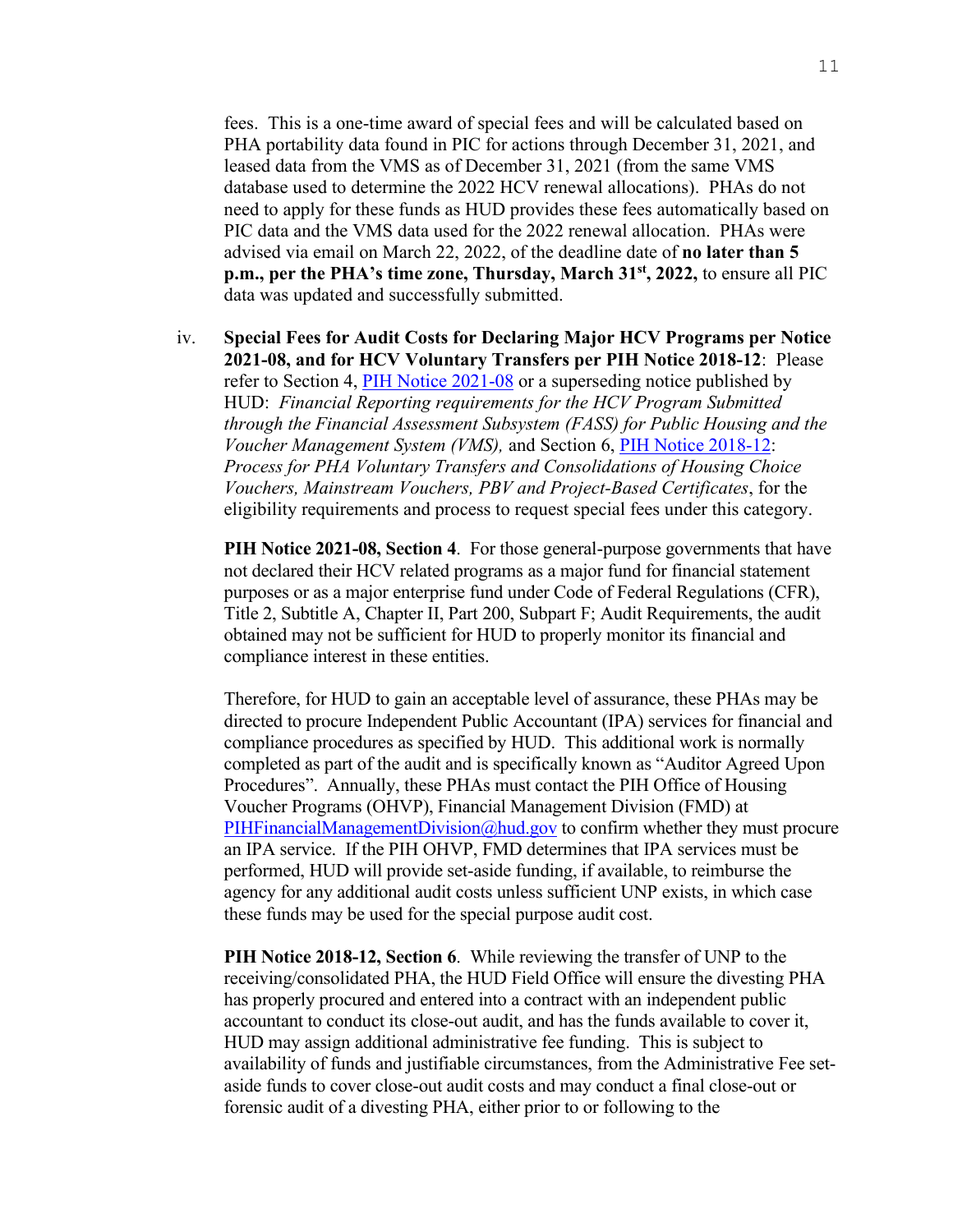fees. This is a one-time award of special fees and will be calculated based on PHA portability data found in PIC for actions through December 31, 2021, and leased data from the VMS as of December 31, 2021 (from the same VMS database used to determine the 2022 HCV renewal allocations). PHAs do not need to apply for these funds as HUD provides these fees automatically based on PIC data and the VMS data used for the 2022 renewal allocation. PHAs were advised via email on March 22, 2022, of the deadline date of **no later than 5 p.m., per the PHA's time zone, Thursday, March 31st, 2022,** to ensure all PIC data was updated and successfully submitted.

iv. **Special Fees for Audit Costs for Declaring Major HCV Programs per Notice 2021-08, and for HCV Voluntary Transfers per PIH Notice 2018-12**: Please refer to Section 4, PIH Notice 2021-08 or a superseding notice published by HUD: *Financial Reporting requirements for the HCV Program Submitted through the Financial Assessment Subsystem (FASS) for Public Housing and the Voucher Management System (VMS),* and Section 6, PIH Notice 2018-12: *Process for PHA Voluntary Transfers and Consolidations of Housing Choice Vouchers, Mainstream Vouchers, PBV and Project-Based Certificates*, for the eligibility requirements and process to request special fees under this category.

**PIH Notice 2021-08, Section 4**. For those general-purpose governments that have not declared their HCV related programs as a major fund for financial statement purposes or as a major enterprise fund under Code of Federal Regulations (CFR), Title 2, Subtitle A, Chapter II, Part 200, Subpart F; Audit Requirements, the audit obtained may not be sufficient for HUD to properly monitor its financial and compliance interest in these entities.

Therefore, for HUD to gain an acceptable level of assurance, these PHAs may be directed to procure Independent Public Accountant (IPA) services for financial and compliance procedures as specified by HUD. This additional work is normally completed as part of the audit and is specifically known as "Auditor Agreed Upon Procedures". Annually, these PHAs must contact the PIH Office of Housing Voucher Programs (OHVP), Financial Management Division (FMD) at PIHFinancialManagementDivision@hud.gov to confirm whether they must procure an IPA service. If the PIH OHVP, FMD determines that IPA services must be performed, HUD will provide set-aside funding, if available, to reimburse the agency for any additional audit costs unless sufficient UNP exists, in which case these funds may be used for the special purpose audit cost.

**PIH Notice 2018-12, Section 6**. While reviewing the transfer of UNP to the receiving/consolidated PHA, the HUD Field Office will ensure the divesting PHA has properly procured and entered into a contract with an independent public accountant to conduct its close-out audit, and has the funds available to cover it, HUD may assign additional administrative fee funding. This is subject to availability of funds and justifiable circumstances, from the Administrative Fee set-aside funds to cover close-out audit costs and may conduct a final close-out or forensic audit of a divesting PHA, either prior to or following to the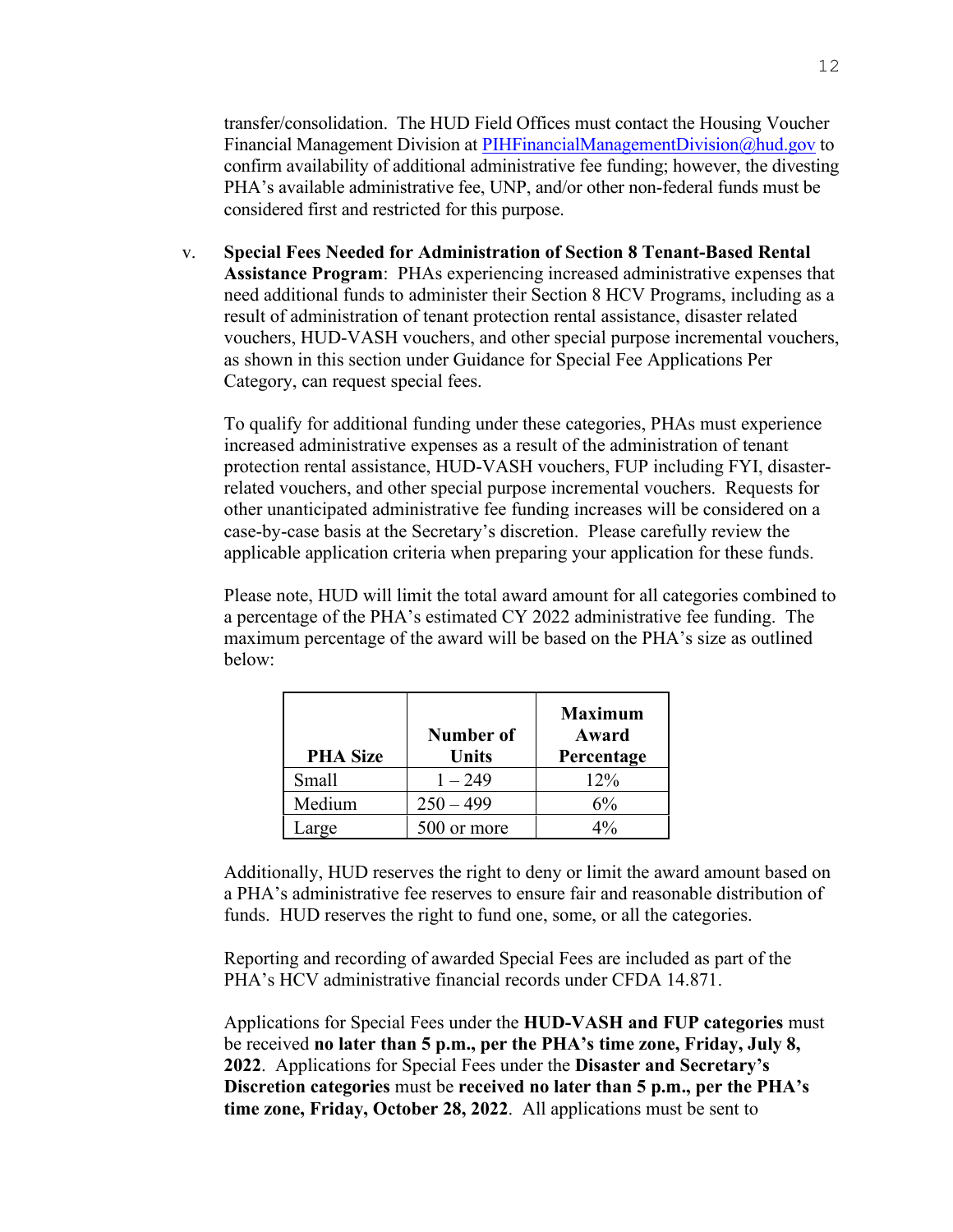transfer/consolidation. The HUD Field Offices must contact the Housing Voucher Financial Management Division at PIHFinancialManagementDivision@hud.gov to confirm availability of additional administrative fee funding; however, the divesting PHA's available administrative fee, UNP, and/or other non-federal funds must be considered first and restricted for this purpose.

v. **Special Fees Needed for Administration of Section 8 Tenant-Based Rental Assistance Program**: PHAs experiencing increased administrative expenses that need additional funds to administer their Section 8 HCV Programs, including as a result of administration of tenant protection rental assistance, disaster related vouchers, HUD-VASH vouchers, and other special purpose incremental vouchers, as shown in this section under Guidance for Special Fee Applications Per Category, can request special fees.

To qualify for additional funding under these categories, PHAs must experience increased administrative expenses as a result of the administration of tenant protection rental assistance, HUD-VASH vouchers, FUP including FYI, disaster-related vouchers, and other special purpose incremental vouchers. Requests for other unanticipated administrative fee funding increases will be considered on a case-by-case basis at the Secretary's discretion. Please carefully review the applicable application criteria when preparing your application for these funds.

Please note, HUD will limit the total award amount for all categories combined to a percentage of the PHA's estimated CY 2022 administrative fee funding. The maximum percentage of the award will be based on the PHA's size as outlined below:

| PHA Size | Number of Units | Maximum Award Percentage |
|---|---|---|
| Small | 1 – 249 | 12% |
| Medium | 250 – 499 | 6% |
| Large | 500 or more | 4% |

Additionally, HUD reserves the right to deny or limit the award amount based on a PHA's administrative fee reserves to ensure fair and reasonable distribution of funds. HUD reserves the right to fund one, some, or all the categories.

Reporting and recording of awarded Special Fees are included as part of the PHA's HCV administrative financial records under CFDA 14.871.

Applications for Special Fees under the **HUD-VASH and FUP categories** must be received **no later than 5 p.m., per the PHA's time zone, Friday, July 8, 2022**. Applications for Special Fees under the **Disaster and Secretary's Discretion categories** must be **received no later than 5 p.m., per the PHA's time zone, Friday, October 28, 2022**. All applications must be sent to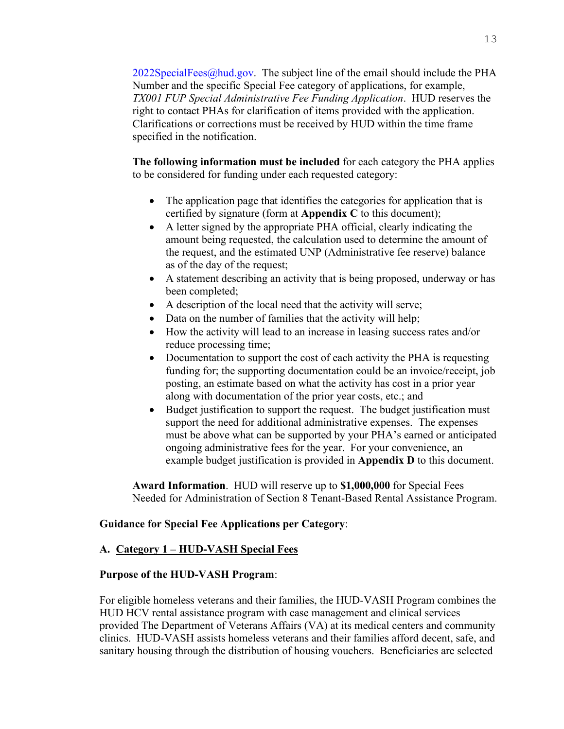2022SpecialFees@hud.gov. The subject line of the email should include the PHA Number and the specific Special Fee category of applications, for example, *TX001 FUP Special Administrative Fee Funding Application*. HUD reserves the right to contact PHAs for clarification of items provided with the application. Clarifications or corrections must be received by HUD within the time frame specified in the notification.

**The following information must be included** for each category the PHA applies to be considered for funding under each requested category:

- The application page that identifies the categories for application that is certified by signature (form at **Appendix C** to this document);
- A letter signed by the appropriate PHA official, clearly indicating the amount being requested, the calculation used to determine the amount of the request, and the estimated UNP (Administrative fee reserve) balance as of the day of the request;
- A statement describing an activity that is being proposed, underway or has been completed;
- A description of the local need that the activity will serve;
- Data on the number of families that the activity will help;
- How the activity will lead to an increase in leasing success rates and/or reduce processing time;
- Documentation to support the cost of each activity the PHA is requesting funding for; the supporting documentation could be an invoice/receipt, job posting, an estimate based on what the activity has cost in a prior year along with documentation of the prior year costs, etc.; and
- Budget justification to support the request. The budget justification must support the need for additional administrative expenses. The expenses must be above what can be supported by your PHA's earned or anticipated ongoing administrative fees for the year. For your convenience, an example budget justification is provided in **Appendix D** to this document.

**Award Information**. HUD will reserve up to **$1,000,000** for Special Fees Needed for Administration of Section 8 Tenant-Based Rental Assistance Program.

**Guidance for Special Fee Applications per Category**:

## A. Category 1 – HUD-VASH Special Fees

**Purpose of the HUD-VASH Program**:

For eligible homeless veterans and their families, the HUD-VASH Program combines the HUD HCV rental assistance program with case management and clinical services provided The Department of Veterans Affairs (VA) at its medical centers and community clinics. HUD-VASH assists homeless veterans and their families afford decent, safe, and sanitary housing through the distribution of housing vouchers. Beneficiaries are selected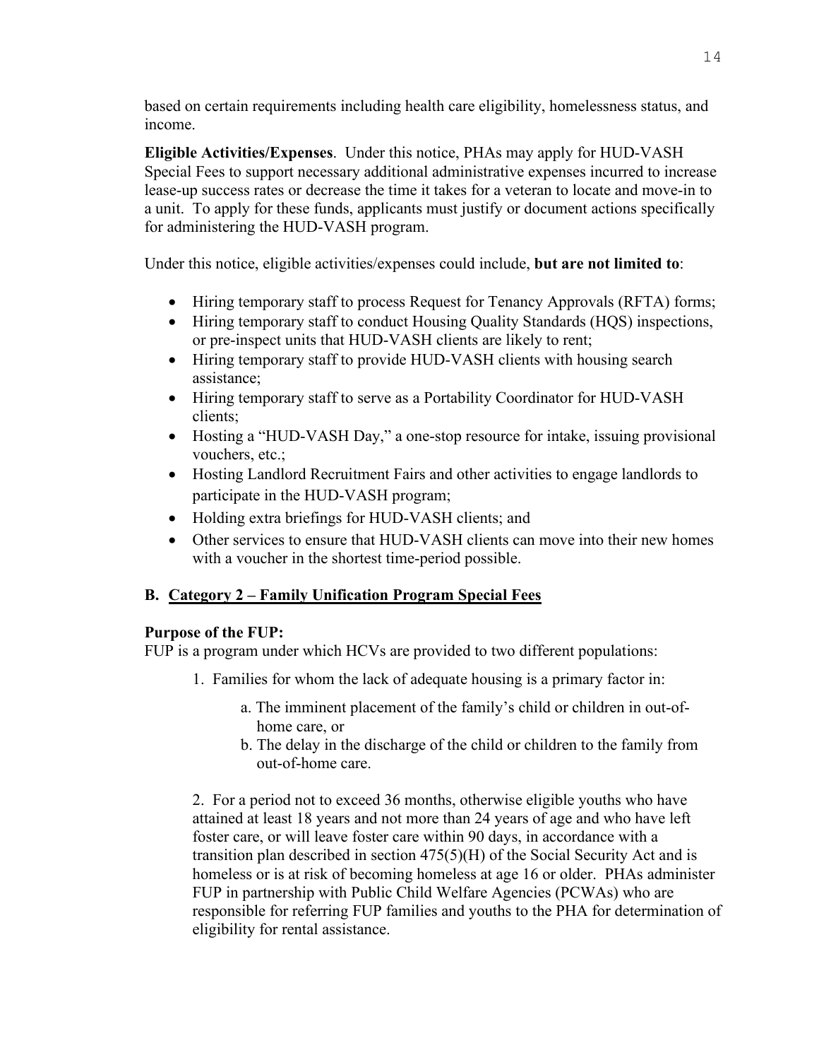based on certain requirements including health care eligibility, homelessness status, and income.

**Eligible Activities/Expenses**. Under this notice, PHAs may apply for HUD-VASH Special Fees to support necessary additional administrative expenses incurred to increase lease-up success rates or decrease the time it takes for a veteran to locate and move-in to a unit. To apply for these funds, applicants must justify or document actions specifically for administering the HUD-VASH program.

Under this notice, eligible activities/expenses could include, **but are not limited to**:

- Hiring temporary staff to process Request for Tenancy Approvals (RFTA) forms;
- Hiring temporary staff to conduct Housing Quality Standards (HQS) inspections, or pre-inspect units that HUD-VASH clients are likely to rent;
- Hiring temporary staff to provide HUD-VASH clients with housing search assistance;
- Hiring temporary staff to serve as a Portability Coordinator for HUD-VASH clients;
- Hosting a "HUD-VASH Day," a one-stop resource for intake, issuing provisional vouchers, etc.;
- Hosting Landlord Recruitment Fairs and other activities to engage landlords to participate in the HUD-VASH program;
- Holding extra briefings for HUD-VASH clients; and
- Other services to ensure that HUD-VASH clients can move into their new homes with a voucher in the shortest time-period possible.

## B. Category 2 – Family Unification Program Special Fees

**Purpose of the FUP:**
FUP is a program under which HCVs are provided to two different populations:

1. Families for whom the lack of adequate housing is a primary factor in:
   a. The imminent placement of the family's child or children in out-of-home care, or
   b. The delay in the discharge of the child or children to the family from out-of-home care.

2. For a period not to exceed 36 months, otherwise eligible youths who have attained at least 18 years and not more than 24 years of age and who have left foster care, or will leave foster care within 90 days, in accordance with a transition plan described in section 475(5)(H) of the Social Security Act and is homeless or is at risk of becoming homeless at age 16 or older. PHAs administer FUP in partnership with Public Child Welfare Agencies (PCWAs) who are responsible for referring FUP families and youths to the PHA for determination of eligibility for rental assistance.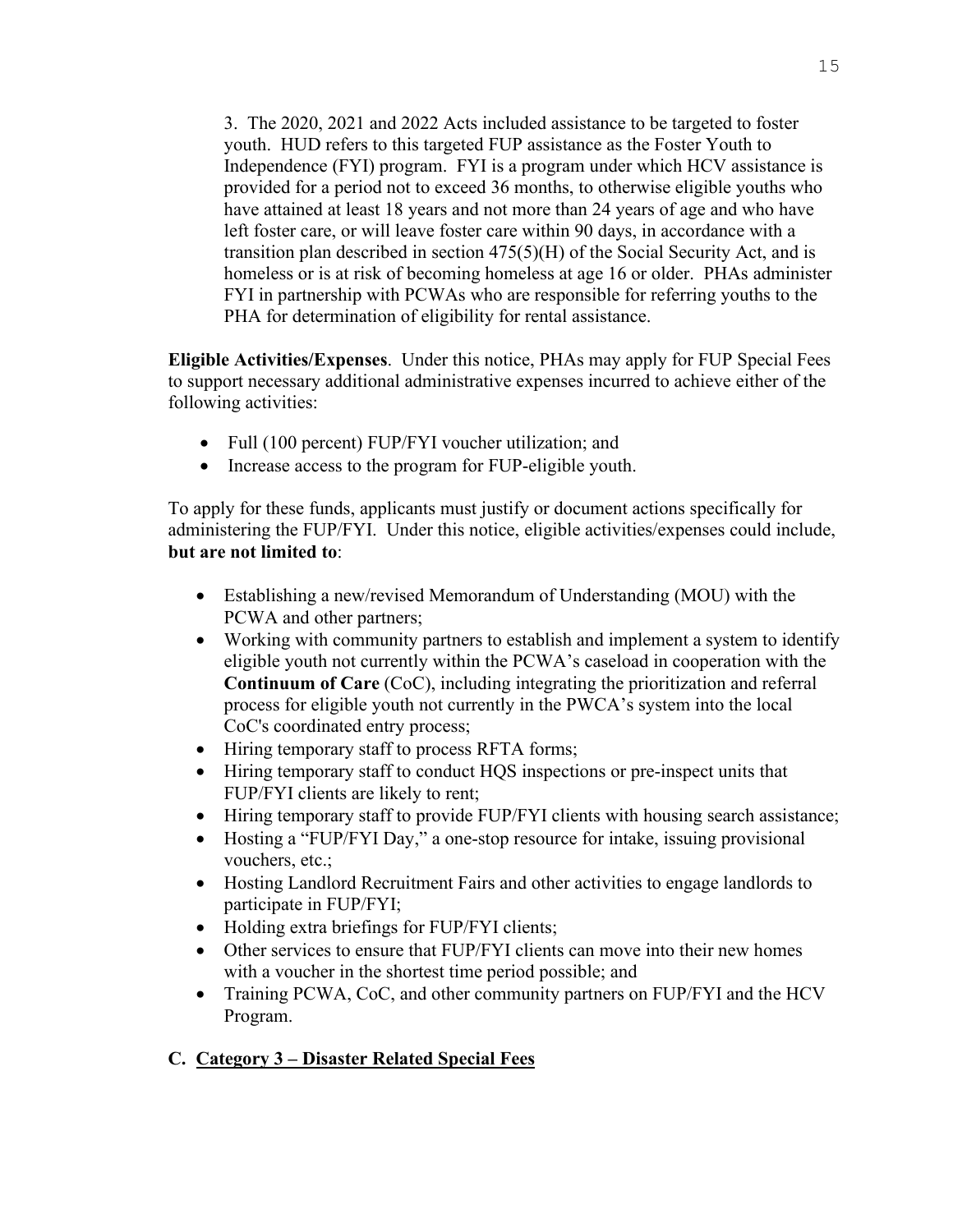3. The 2020, 2021 and 2022 Acts included assistance to be targeted to foster youth. HUD refers to this targeted FUP assistance as the Foster Youth to Independence (FYI) program. FYI is a program under which HCV assistance is provided for a period not to exceed 36 months, to otherwise eligible youths who have attained at least 18 years and not more than 24 years of age and who have left foster care, or will leave foster care within 90 days, in accordance with a transition plan described in section 475(5)(H) of the Social Security Act, and is homeless or is at risk of becoming homeless at age 16 or older. PHAs administer FYI in partnership with PCWAs who are responsible for referring youths to the PHA for determination of eligibility for rental assistance.

**Eligible Activities/Expenses**. Under this notice, PHAs may apply for FUP Special Fees to support necessary additional administrative expenses incurred to achieve either of the following activities:

- Full (100 percent) FUP/FYI voucher utilization; and
- Increase access to the program for FUP-eligible youth.

To apply for these funds, applicants must justify or document actions specifically for administering the FUP/FYI. Under this notice, eligible activities/expenses could include, **but are not limited to**:

- Establishing a new/revised Memorandum of Understanding (MOU) with the PCWA and other partners;
- Working with community partners to establish and implement a system to identify eligible youth not currently within the PCWA's caseload in cooperation with the **Continuum of Care** (CoC), including integrating the prioritization and referral process for eligible youth not currently in the PWCA's system into the local CoC's coordinated entry process;
- Hiring temporary staff to process RFTA forms;
- Hiring temporary staff to conduct HQS inspections or pre-inspect units that FUP/FYI clients are likely to rent;
- Hiring temporary staff to provide FUP/FYI clients with housing search assistance;
- Hosting a "FUP/FYI Day," a one-stop resource for intake, issuing provisional vouchers, etc.;
- Hosting Landlord Recruitment Fairs and other activities to engage landlords to participate in FUP/FYI;
- Holding extra briefings for FUP/FYI clients;
- Other services to ensure that FUP/FYI clients can move into their new homes with a voucher in the shortest time period possible; and
- Training PCWA, CoC, and other community partners on FUP/FYI and the HCV Program.

## C. Category 3 – Disaster Related Special Fees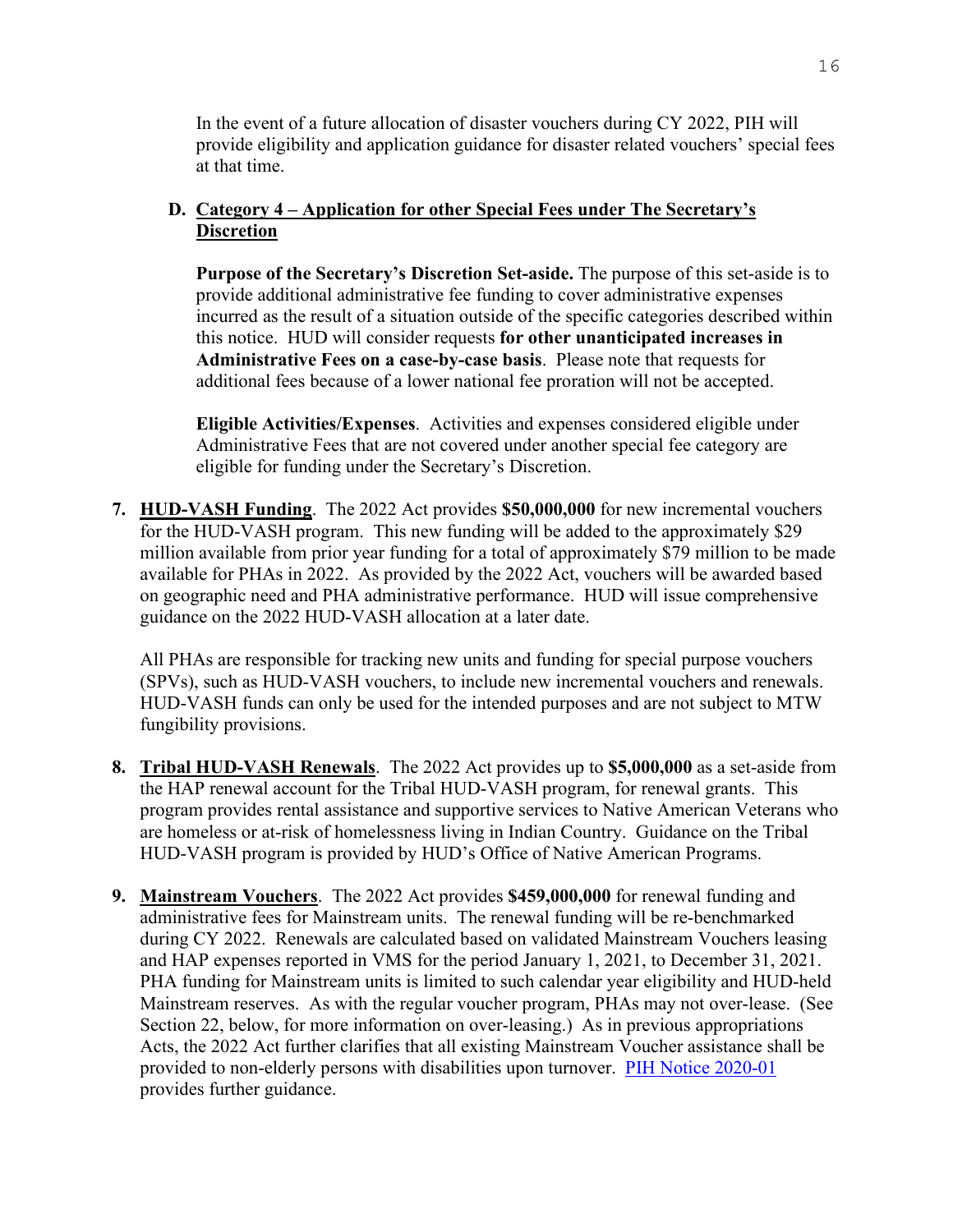In the event of a future allocation of disaster vouchers during CY 2022, PIH will provide eligibility and application guidance for disaster related vouchers' special fees at that time.

#### D. Category 4 – Application for other Special Fees under The Secretary's Discretion

**Purpose of the Secretary's Discretion Set-aside.** The purpose of this set-aside is to provide additional administrative fee funding to cover administrative expenses incurred as the result of a situation outside of the specific categories described within this notice. HUD will consider requests **for other unanticipated increases in Administrative Fees on a case-by-case basis**. Please note that requests for additional fees because of a lower national fee proration will not be accepted.

**Eligible Activities/Expenses**. Activities and expenses considered eligible under Administrative Fees that are not covered under another special fee category are eligible for funding under the Secretary's Discretion.

7. **HUD-VASH Funding**. The 2022 Act provides **$50,000,000** for new incremental vouchers for the HUD-VASH program. This new funding will be added to the approximately $29 million available from prior year funding for a total of approximately $79 million to be made available for PHAs in 2022. As provided by the 2022 Act, vouchers will be awarded based on geographic need and PHA administrative performance. HUD will issue comprehensive guidance on the 2022 HUD-VASH allocation at a later date.

   All PHAs are responsible for tracking new units and funding for special purpose vouchers (SPVs), such as HUD-VASH vouchers, to include new incremental vouchers and renewals. HUD-VASH funds can only be used for the intended purposes and are not subject to MTW fungibility provisions.

8. **Tribal HUD-VASH Renewals**. The 2022 Act provides up to **$5,000,000** as a set-aside from the HAP renewal account for the Tribal HUD-VASH program, for renewal grants. This program provides rental assistance and supportive services to Native American Veterans who are homeless or at-risk of homelessness living in Indian Country. Guidance on the Tribal HUD-VASH program is provided by HUD's Office of Native American Programs.

9. **Mainstream Vouchers**. The 2022 Act provides **$459,000,000** for renewal funding and administrative fees for Mainstream units. The renewal funding will be re-benchmarked during CY 2022. Renewals are calculated based on validated Mainstream Vouchers leasing and HAP expenses reported in VMS for the period January 1, 2021, to December 31, 2021. PHA funding for Mainstream units is limited to such calendar year eligibility and HUD-held Mainstream reserves. As with the regular voucher program, PHAs may not over-lease. (See Section 22, below, for more information on over-leasing.) As in previous appropriations Acts, the 2022 Act further clarifies that all existing Mainstream Voucher assistance shall be provided to non-elderly persons with disabilities upon turnover. PIH Notice 2020-01 provides further guidance.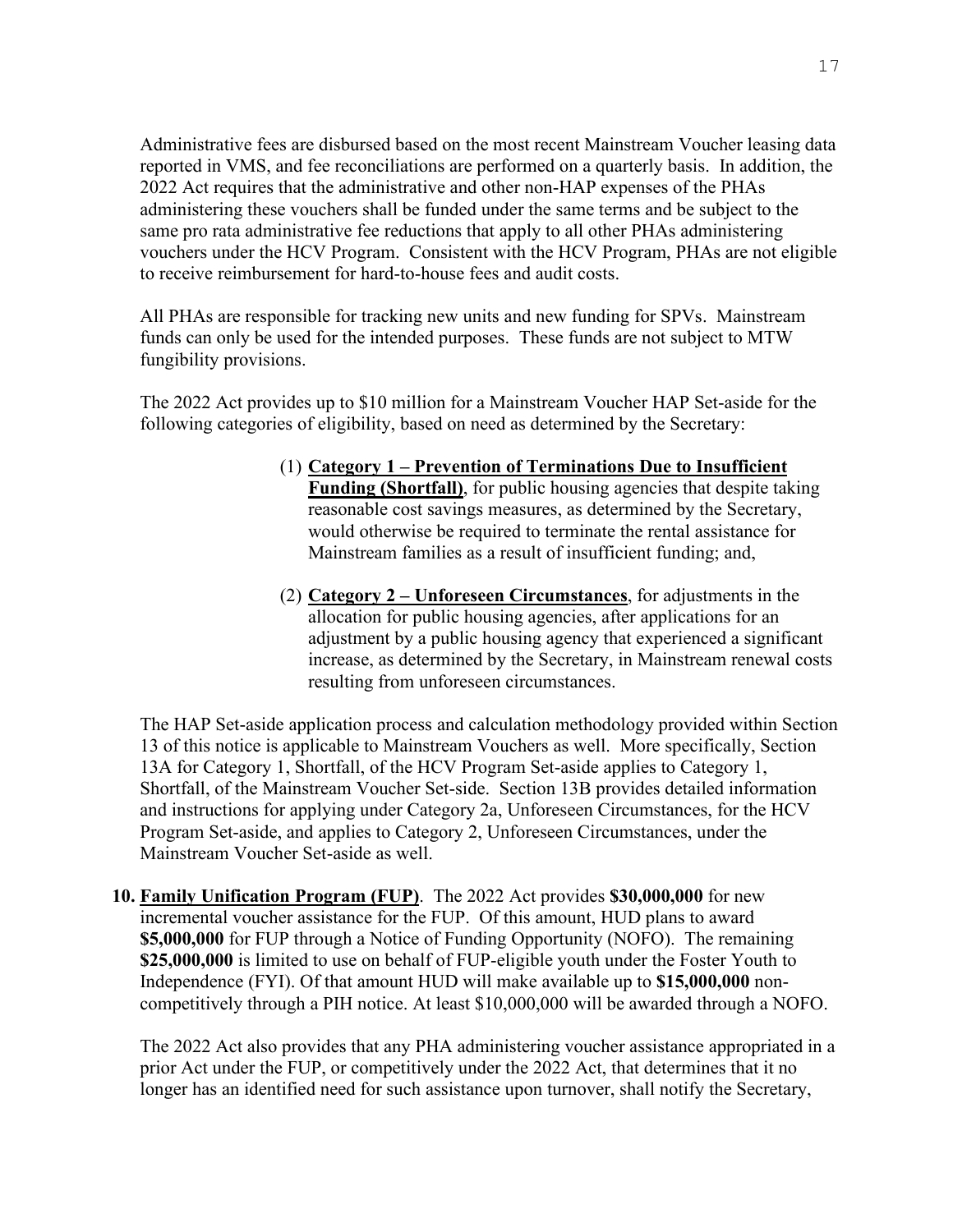Administrative fees are disbursed based on the most recent Mainstream Voucher leasing data reported in VMS, and fee reconciliations are performed on a quarterly basis. In addition, the 2022 Act requires that the administrative and other non-HAP expenses of the PHAs administering these vouchers shall be funded under the same terms and be subject to the same pro rata administrative fee reductions that apply to all other PHAs administering vouchers under the HCV Program. Consistent with the HCV Program, PHAs are not eligible to receive reimbursement for hard-to-house fees and audit costs.

All PHAs are responsible for tracking new units and new funding for SPVs. Mainstream funds can only be used for the intended purposes. These funds are not subject to MTW fungibility provisions.

The 2022 Act provides up to $10 million for a Mainstream Voucher HAP Set-aside for the following categories of eligibility, based on need as determined by the Secretary:

(1) **Category 1 – Prevention of Terminations Due to Insufficient Funding (Shortfall)**, for public housing agencies that despite taking reasonable cost savings measures, as determined by the Secretary, would otherwise be required to terminate the rental assistance for Mainstream families as a result of insufficient funding; and,

(2) **Category 2 – Unforeseen Circumstances**, for adjustments in the allocation for public housing agencies, after applications for an adjustment by a public housing agency that experienced a significant increase, as determined by the Secretary, in Mainstream renewal costs resulting from unforeseen circumstances.

The HAP Set-aside application process and calculation methodology provided within Section 13 of this notice is applicable to Mainstream Vouchers as well. More specifically, Section 13A for Category 1, Shortfall, of the HCV Program Set-aside applies to Category 1, Shortfall, of the Mainstream Voucher Set-side. Section 13B provides detailed information and instructions for applying under Category 2a, Unforeseen Circumstances, for the HCV Program Set-aside, and applies to Category 2, Unforeseen Circumstances, under the Mainstream Voucher Set-aside as well.

**10. Family Unification Program (FUP)**. The 2022 Act provides **$30,000,000** for new incremental voucher assistance for the FUP. Of this amount, HUD plans to award **$5,000,000** for FUP through a Notice of Funding Opportunity (NOFO). The remaining **$25,000,000** is limited to use on behalf of FUP-eligible youth under the Foster Youth to Independence (FYI). Of that amount HUD will make available up to **$15,000,000** non-competitively through a PIH notice. At least $10,000,000 will be awarded through a NOFO.

The 2022 Act also provides that any PHA administering voucher assistance appropriated in a prior Act under the FUP, or competitively under the 2022 Act, that determines that it no longer has an identified need for such assistance upon turnover, shall notify the Secretary,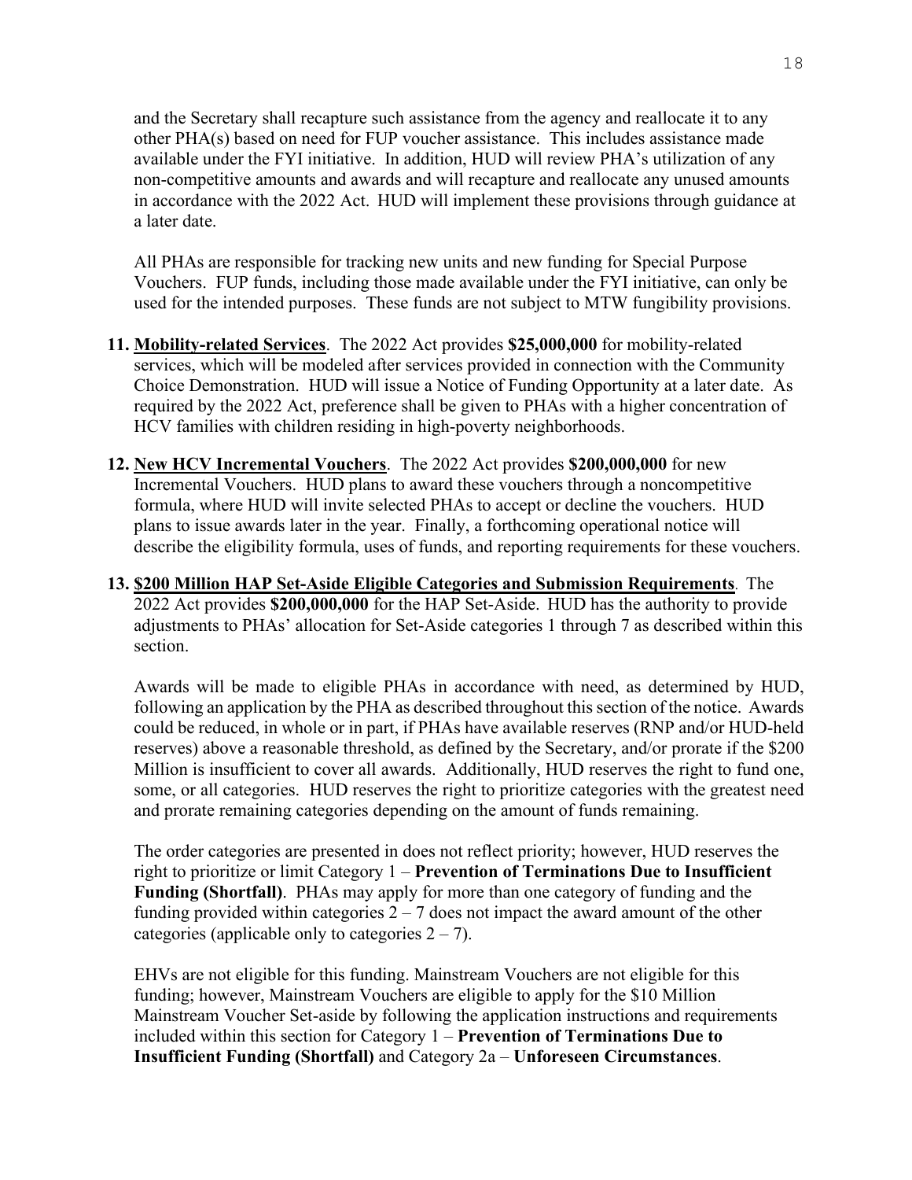and the Secretary shall recapture such assistance from the agency and reallocate it to any other PHA(s) based on need for FUP voucher assistance. This includes assistance made available under the FYI initiative. In addition, HUD will review PHA's utilization of any non-competitive amounts and awards and will recapture and reallocate any unused amounts in accordance with the 2022 Act. HUD will implement these provisions through guidance at a later date.

All PHAs are responsible for tracking new units and new funding for Special Purpose Vouchers. FUP funds, including those made available under the FYI initiative, can only be used for the intended purposes. These funds are not subject to MTW fungibility provisions.

11. **Mobility-related Services**. The 2022 Act provides **$25,000,000** for mobility-related services, which will be modeled after services provided in connection with the Community Choice Demonstration. HUD will issue a Notice of Funding Opportunity at a later date. As required by the 2022 Act, preference shall be given to PHAs with a higher concentration of HCV families with children residing in high-poverty neighborhoods.

12. **New HCV Incremental Vouchers**. The 2022 Act provides **$200,000,000** for new Incremental Vouchers. HUD plans to award these vouchers through a noncompetitive formula, where HUD will invite selected PHAs to accept or decline the vouchers. HUD plans to issue awards later in the year. Finally, a forthcoming operational notice will describe the eligibility formula, uses of funds, and reporting requirements for these vouchers.

13. **$200 Million HAP Set-Aside Eligible Categories and Submission Requirements**. The 2022 Act provides **$200,000,000** for the HAP Set-Aside. HUD has the authority to provide adjustments to PHAs' allocation for Set-Aside categories 1 through 7 as described within this section.

    Awards will be made to eligible PHAs in accordance with need, as determined by HUD, following an application by the PHA as described throughout this section of the notice. Awards could be reduced, in whole or in part, if PHAs have available reserves (RNP and/or HUD-held reserves) above a reasonable threshold, as defined by the Secretary, and/or prorate if the $200 Million is insufficient to cover all awards. Additionally, HUD reserves the right to fund one, some, or all categories. HUD reserves the right to prioritize categories with the greatest need and prorate remaining categories depending on the amount of funds remaining.

    The order categories are presented in does not reflect priority; however, HUD reserves the right to prioritize or limit Category 1 – **Prevention of Terminations Due to Insufficient Funding (Shortfall)**. PHAs may apply for more than one category of funding and the funding provided within categories 2 – 7 does not impact the award amount of the other categories (applicable only to categories 2 – 7).

    EHVs are not eligible for this funding. Mainstream Vouchers are not eligible for this funding; however, Mainstream Vouchers are eligible to apply for the $10 Million Mainstream Voucher Set-aside by following the application instructions and requirements included within this section for Category 1 – **Prevention of Terminations Due to Insufficient Funding (Shortfall)** and Category 2a – **Unforeseen Circumstances**.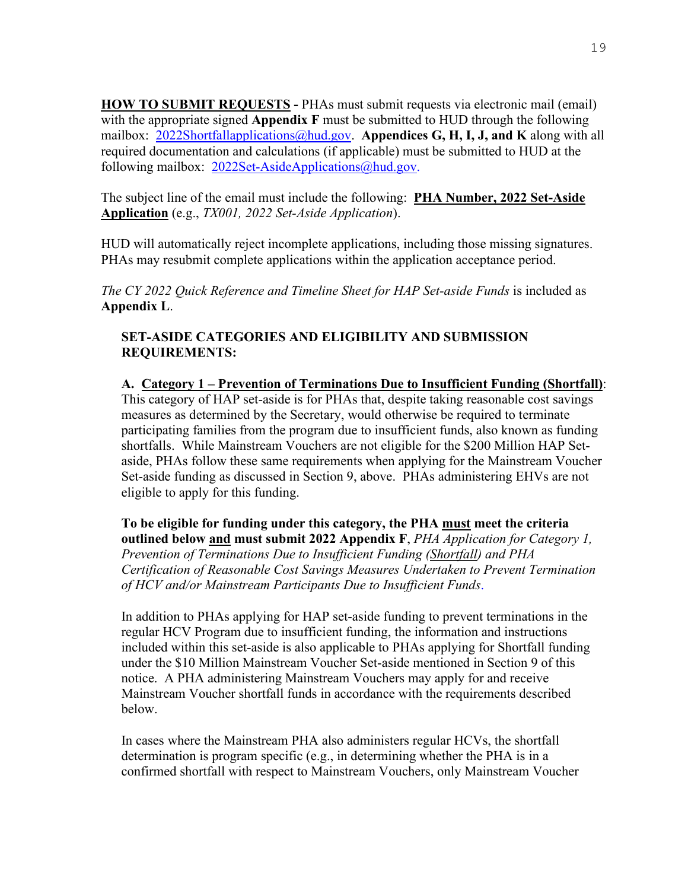**<u>HOW TO SUBMIT REQUESTS</u> -** PHAs must submit requests via electronic mail (email) with the appropriate signed **Appendix F** must be submitted to HUD through the following mailbox: 2022Shortfallapplications@hud.gov. **Appendices G, H, I, J, and K** along with all required documentation and calculations (if applicable) must be submitted to HUD at the following mailbox: 2022Set-AsideApplications@hud.gov.

The subject line of the email must include the following: **<u>PHA Number, 2022 Set-Aside Application</u>** (e.g., *TX001, 2022 Set-Aside Application*).

HUD will automatically reject incomplete applications, including those missing signatures. PHAs may resubmit complete applications within the application acceptance period.

*The CY 2022 Quick Reference and Timeline Sheet for HAP Set-aside Funds* is included as **Appendix L**.

**SET-ASIDE CATEGORIES AND ELIGIBILITY AND SUBMISSION REQUIREMENTS:**

**A. <u>Category 1 – Prevention of Terminations Due to Insufficient Funding (Shortfall)</u>**: This category of HAP set-aside is for PHAs that, despite taking reasonable cost savings measures as determined by the Secretary, would otherwise be required to terminate participating families from the program due to insufficient funds, also known as funding shortfalls. While Mainstream Vouchers are not eligible for the $200 Million HAP Set-aside, PHAs follow these same requirements when applying for the Mainstream Voucher Set-aside funding as discussed in Section 9, above. PHAs administering EHVs are not eligible to apply for this funding.

**To be eligible for funding under this category, the PHA <u>must</u> meet the criteria outlined below <u>and</u> must submit 2022 Appendix F**, *PHA Application for Category 1, Prevention of Terminations Due to Insufficient Funding (<u>Shortfall</u>) and PHA Certification of Reasonable Cost Savings Measures Undertaken to Prevent Termination of HCV and/or Mainstream Participants Due to Insufficient Funds*.

In addition to PHAs applying for HAP set-aside funding to prevent terminations in the regular HCV Program due to insufficient funding, the information and instructions included within this set-aside is also applicable to PHAs applying for Shortfall funding under the $10 Million Mainstream Voucher Set-aside mentioned in Section 9 of this notice. A PHA administering Mainstream Vouchers may apply for and receive Mainstream Voucher shortfall funds in accordance with the requirements described below.

In cases where the Mainstream PHA also administers regular HCVs, the shortfall determination is program specific (e.g., in determining whether the PHA is in a confirmed shortfall with respect to Mainstream Vouchers, only Mainstream Voucher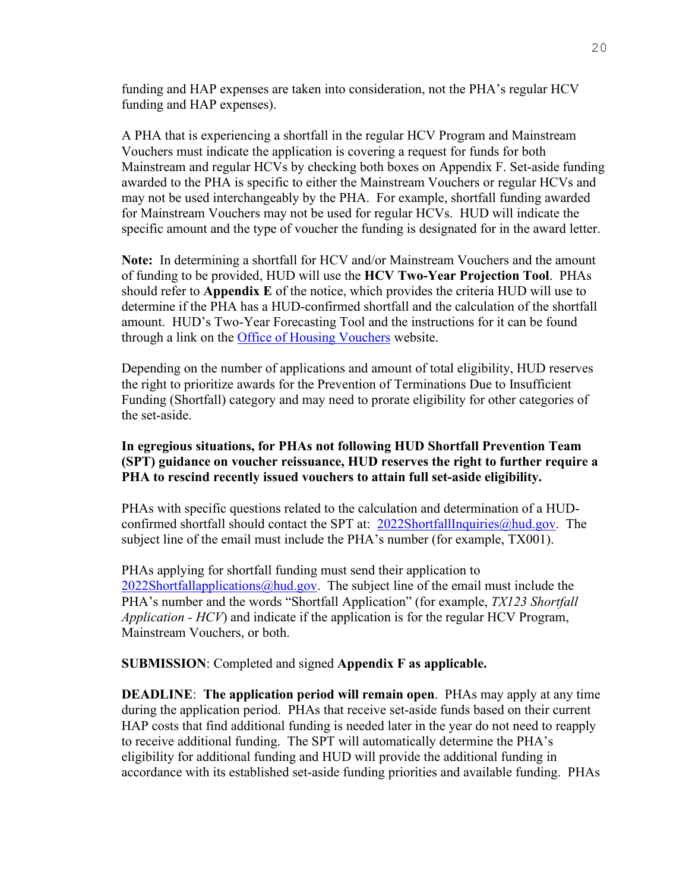funding and HAP expenses are taken into consideration, not the PHA's regular HCV funding and HAP expenses).

A PHA that is experiencing a shortfall in the regular HCV Program and Mainstream Vouchers must indicate the application is covering a request for funds for both Mainstream and regular HCVs by checking both boxes on Appendix F. Set-aside funding awarded to the PHA is specific to either the Mainstream Vouchers or regular HCVs and may not be used interchangeably by the PHA. For example, shortfall funding awarded for Mainstream Vouchers may not be used for regular HCVs. HUD will indicate the specific amount and the type of voucher the funding is designated for in the award letter.

**Note:** In determining a shortfall for HCV and/or Mainstream Vouchers and the amount of funding to be provided, HUD will use the **HCV Two-Year Projection Tool**. PHAs should refer to **Appendix E** of the notice, which provides the criteria HUD will use to determine if the PHA has a HUD-confirmed shortfall and the calculation of the shortfall amount. HUD's Two-Year Forecasting Tool and the instructions for it can be found through a link on the Office of Housing Vouchers website.

Depending on the number of applications and amount of total eligibility, HUD reserves the right to prioritize awards for the Prevention of Terminations Due to Insufficient Funding (Shortfall) category and may need to prorate eligibility for other categories of the set-aside.

**In egregious situations, for PHAs not following HUD Shortfall Prevention Team (SPT) guidance on voucher reissuance, HUD reserves the right to further require a PHA to rescind recently issued vouchers to attain full set-aside eligibility.**

PHAs with specific questions related to the calculation and determination of a HUD-confirmed shortfall should contact the SPT at: 2022ShortfallInquiries@hud.gov. The subject line of the email must include the PHA's number (for example, TX001).

PHAs applying for shortfall funding must send their application to 2022Shortfallapplications@hud.gov. The subject line of the email must include the PHA's number and the words "Shortfall Application" (for example, *TX123 Shortfall Application - HCV*) and indicate if the application is for the regular HCV Program, Mainstream Vouchers, or both.

**SUBMISSION**: Completed and signed **Appendix F as applicable.**

**DEADLINE**: **The application period will remain open**. PHAs may apply at any time during the application period. PHAs that receive set-aside funds based on their current HAP costs that find additional funding is needed later in the year do not need to reapply to receive additional funding. The SPT will automatically determine the PHA's eligibility for additional funding and HUD will provide the additional funding in accordance with its established set-aside funding priorities and available funding. PHAs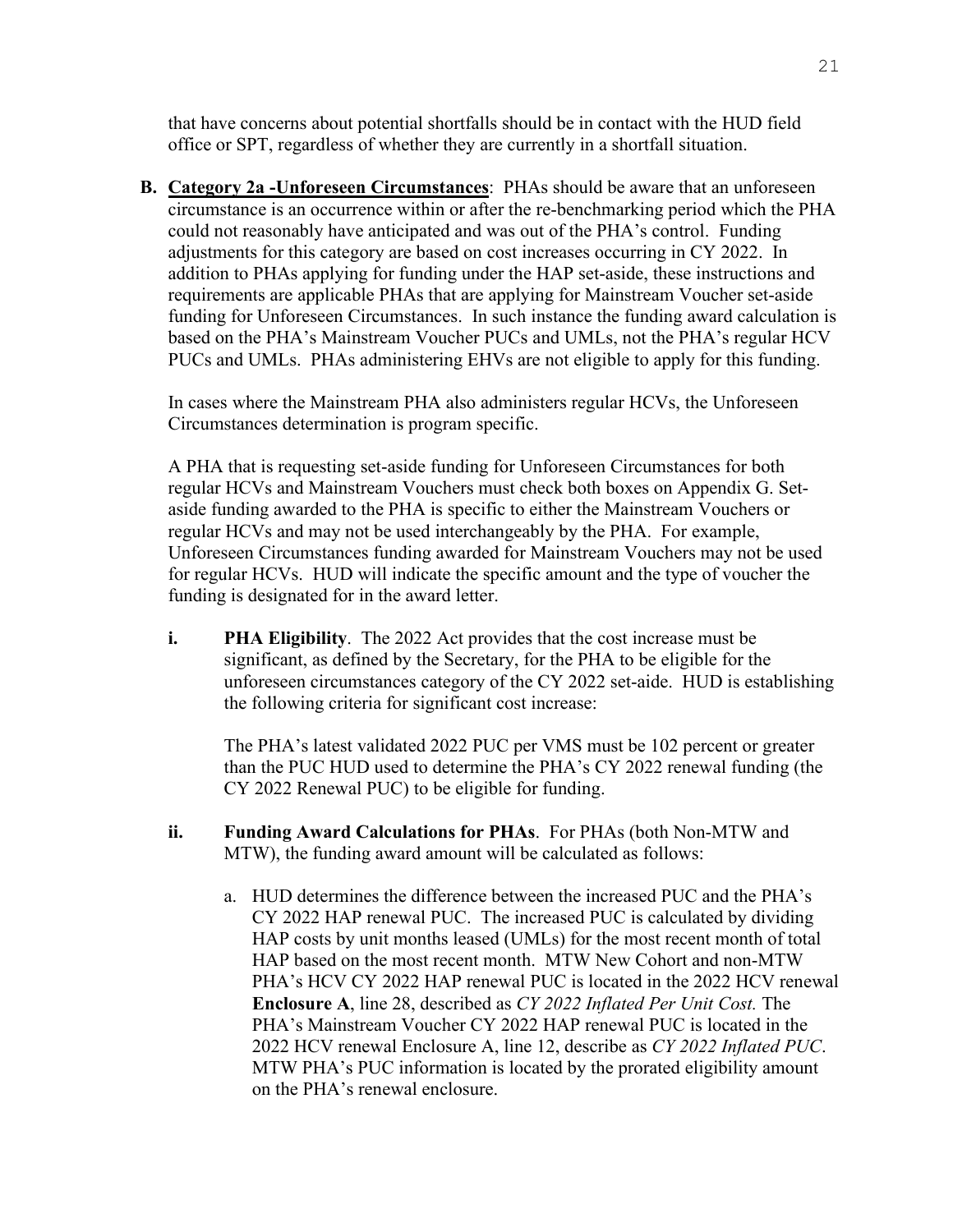that have concerns about potential shortfalls should be in contact with the HUD field office or SPT, regardless of whether they are currently in a shortfall situation.

**B. <u>Category 2a -Unforeseen Circumstances</u>**: PHAs should be aware that an unforeseen circumstance is an occurrence within or after the re-benchmarking period which the PHA could not reasonably have anticipated and was out of the PHA's control. Funding adjustments for this category are based on cost increases occurring in CY 2022. In addition to PHAs applying for funding under the HAP set-aside, these instructions and requirements are applicable PHAs that are applying for Mainstream Voucher set-aside funding for Unforeseen Circumstances. In such instance the funding award calculation is based on the PHA's Mainstream Voucher PUCs and UMLs, not the PHA's regular HCV PUCs and UMLs. PHAs administering EHVs are not eligible to apply for this funding.

In cases where the Mainstream PHA also administers regular HCVs, the Unforeseen Circumstances determination is program specific.

A PHA that is requesting set-aside funding for Unforeseen Circumstances for both regular HCVs and Mainstream Vouchers must check both boxes on Appendix G. Set-aside funding awarded to the PHA is specific to either the Mainstream Vouchers or regular HCVs and may not be used interchangeably by the PHA. For example, Unforeseen Circumstances funding awarded for Mainstream Vouchers may not be used for regular HCVs. HUD will indicate the specific amount and the type of voucher the funding is designated for in the award letter.

**i. PHA Eligibility**. The 2022 Act provides that the cost increase must be significant, as defined by the Secretary, for the PHA to be eligible for the unforeseen circumstances category of the CY 2022 set-aide. HUD is establishing the following criteria for significant cost increase:

The PHA's latest validated 2022 PUC per VMS must be 102 percent or greater than the PUC HUD used to determine the PHA's CY 2022 renewal funding (the CY 2022 Renewal PUC) to be eligible for funding.

**ii. Funding Award Calculations for PHAs**. For PHAs (both Non-MTW and MTW), the funding award amount will be calculated as follows:

a. HUD determines the difference between the increased PUC and the PHA's CY 2022 HAP renewal PUC. The increased PUC is calculated by dividing HAP costs by unit months leased (UMLs) for the most recent month of total HAP based on the most recent month. MTW New Cohort and non-MTW PHA's HCV CY 2022 HAP renewal PUC is located in the 2022 HCV renewal **Enclosure A**, line 28, described as *CY 2022 Inflated Per Unit Cost.* The PHA's Mainstream Voucher CY 2022 HAP renewal PUC is located in the 2022 HCV renewal Enclosure A, line 12, describe as *CY 2022 Inflated PUC*. MTW PHA's PUC information is located by the prorated eligibility amount on the PHA's renewal enclosure.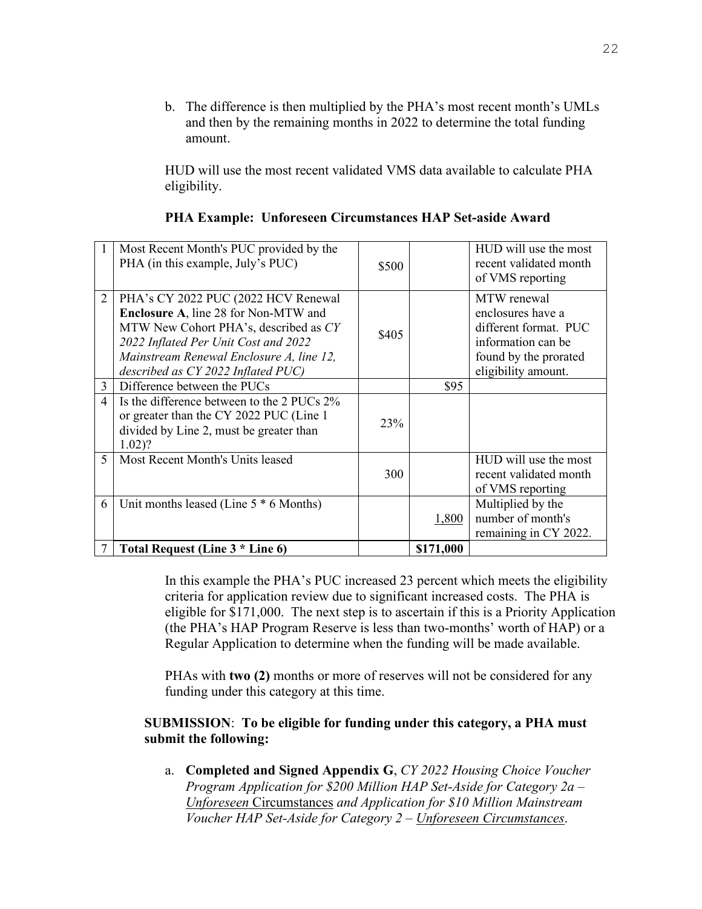b. The difference is then multiplied by the PHA's most recent month's UMLs and then by the remaining months in 2022 to determine the total funding amount.

HUD will use the most recent validated VMS data available to calculate PHA eligibility.

**PHA Example: Unforeseen Circumstances HAP Set-aside Award**

| | | | | |
|---|---|---|---|---|
| 1 | Most Recent Month's PUC provided by the PHA (in this example, July's PUC) | \$500 | | HUD will use the most recent validated month of VMS reporting |
| 2 | PHA's CY 2022 PUC (2022 HCV Renewal **Enclosure A**, line 28 for Non-MTW and MTW New Cohort PHA's, described as *CY 2022 Inflated Per Unit Cost and 2022 Mainstream Renewal Enclosure A, line 12, described as CY 2022 Inflated PUC)* | \$405 | | MTW renewal enclosures have a different format. PUC information can be found by the prorated eligibility amount. |
| 3 | Difference between the PUCs | | \$95 | |
| 4 | Is the difference between to the 2 PUCs 2% or greater than the CY 2022 PUC (Line 1 divided by Line 2, must be greater than 1.02)? | 23% | | |
| 5 | Most Recent Month's Units leased | 300 | | HUD will use the most recent validated month of VMS reporting |
| 6 | Unit months leased (Line 5 * 6 Months) | | 1,800 | Multiplied by the number of month's remaining in CY 2022. |
| 7 | **Total Request (Line 3 * Line 6)** | | **\$171,000** | |

In this example the PHA's PUC increased 23 percent which meets the eligibility criteria for application review due to significant increased costs. The PHA is eligible for \$171,000. The next step is to ascertain if this is a Priority Application (the PHA's HAP Program Reserve is less than two-months' worth of HAP) or a Regular Application to determine when the funding will be made available.

PHAs with **two (2)** months or more of reserves will not be considered for any funding under this category at this time.

**SUBMISSION**: **To be eligible for funding under this category, a PHA must submit the following:**

a. **Completed and Signed Appendix G**, *CY 2022 Housing Choice Voucher Program Application for \$200 Million HAP Set-Aside for Category 2a – Unforeseen* Circumstances *and Application for \$10 Million Mainstream Voucher HAP Set-Aside for Category 2 – Unforeseen Circumstances*.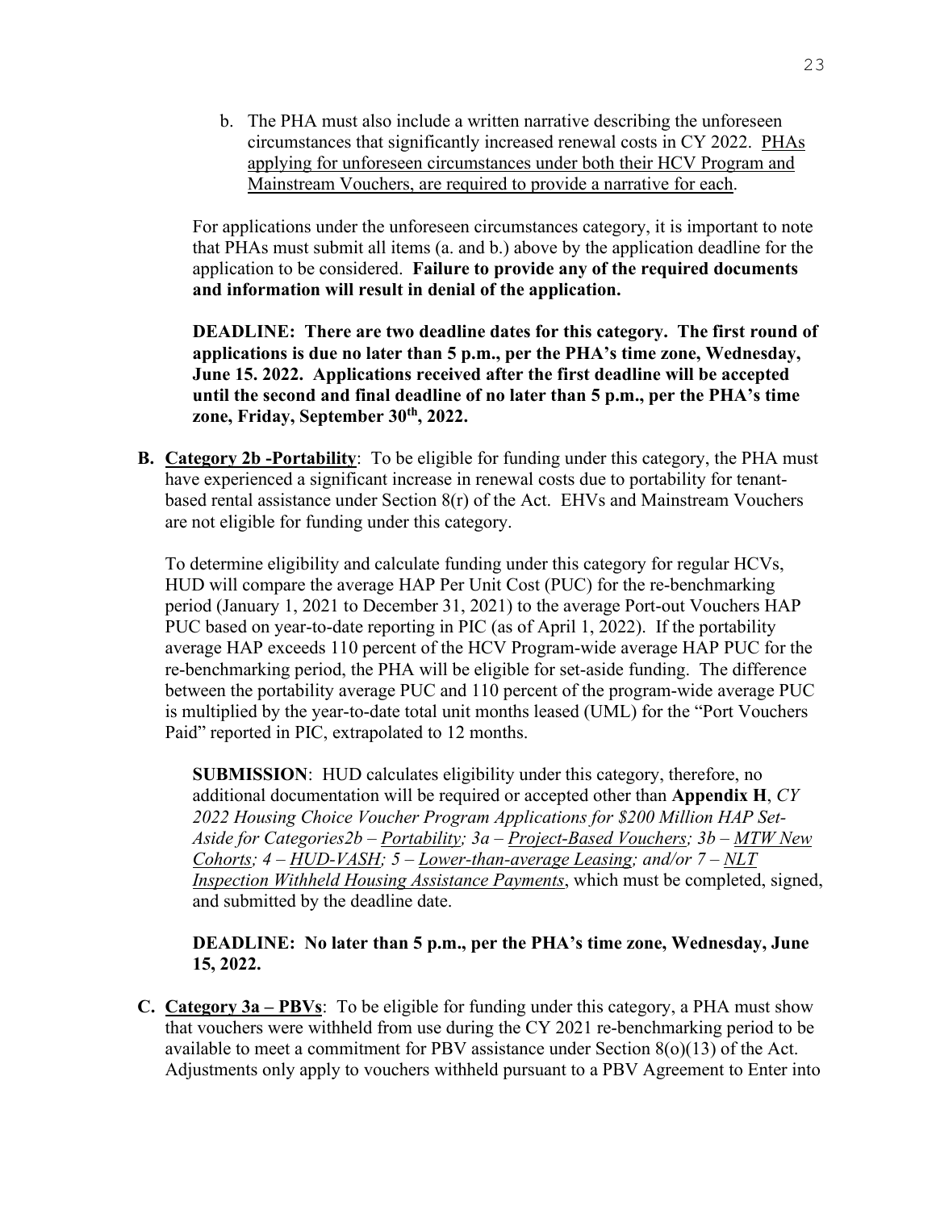b. The PHA must also include a written narrative describing the unforeseen circumstances that significantly increased renewal costs in CY 2022. PHAs applying for unforeseen circumstances under both their HCV Program and Mainstream Vouchers, are required to provide a narrative for each.

For applications under the unforeseen circumstances category, it is important to note that PHAs must submit all items (a. and b.) above by the application deadline for the application to be considered. **Failure to provide any of the required documents and information will result in denial of the application.**

**DEADLINE: There are two deadline dates for this category. The first round of applications is due no later than 5 p.m., per the PHA's time zone, Wednesday, June 15. 2022. Applications received after the first deadline will be accepted until the second and final deadline of no later than 5 p.m., per the PHA's time zone, Friday, September 30th, 2022.**

**B. Category 2b -Portability**: To be eligible for funding under this category, the PHA must have experienced a significant increase in renewal costs due to portability for tenant-based rental assistance under Section 8(r) of the Act. EHVs and Mainstream Vouchers are not eligible for funding under this category.

To determine eligibility and calculate funding under this category for regular HCVs, HUD will compare the average HAP Per Unit Cost (PUC) for the re-benchmarking period (January 1, 2021 to December 31, 2021) to the average Port-out Vouchers HAP PUC based on year-to-date reporting in PIC (as of April 1, 2022). If the portability average HAP exceeds 110 percent of the HCV Program-wide average HAP PUC for the re-benchmarking period, the PHA will be eligible for set-aside funding. The difference between the portability average PUC and 110 percent of the program-wide average PUC is multiplied by the year-to-date total unit months leased (UML) for the "Port Vouchers Paid" reported in PIC, extrapolated to 12 months.

**SUBMISSION**: HUD calculates eligibility under this category, therefore, no additional documentation will be required or accepted other than **Appendix H**, *CY 2022 Housing Choice Voucher Program Applications for $200 Million HAP Set-Aside for Categories2b – Portability; 3a – Project-Based Vouchers; 3b – MTW New Cohorts; 4 – HUD-VASH; 5 – Lower-than-average Leasing; and/or 7 – NLT Inspection Withheld Housing Assistance Payments*, which must be completed, signed, and submitted by the deadline date.

**DEADLINE: No later than 5 p.m., per the PHA's time zone, Wednesday, June 15, 2022.**

**C. Category 3a – PBVs**: To be eligible for funding under this category, a PHA must show that vouchers were withheld from use during the CY 2021 re-benchmarking period to be available to meet a commitment for PBV assistance under Section 8(o)(13) of the Act. Adjustments only apply to vouchers withheld pursuant to a PBV Agreement to Enter into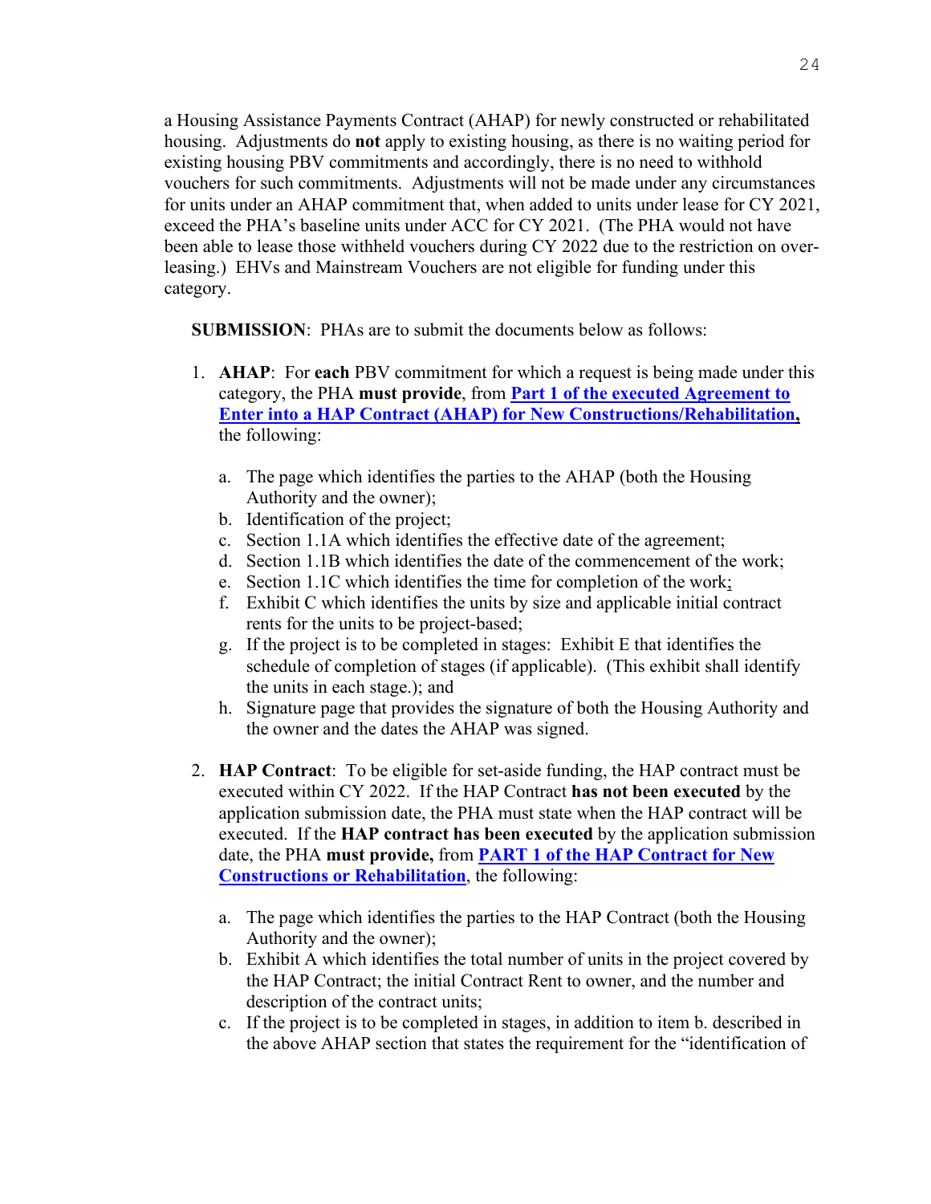a Housing Assistance Payments Contract (AHAP) for newly constructed or rehabilitated housing. Adjustments do **not** apply to existing housing, as there is no waiting period for existing housing PBV commitments and accordingly, there is no need to withhold vouchers for such commitments. Adjustments will not be made under any circumstances for units under an AHAP commitment that, when added to units under lease for CY 2021, exceed the PHA's baseline units under ACC for CY 2021. (The PHA would not have been able to lease those withheld vouchers during CY 2022 due to the restriction on over-leasing.) EHVs and Mainstream Vouchers are not eligible for funding under this category.

**SUBMISSION**: PHAs are to submit the documents below as follows:

1. **AHAP**: For **each** PBV commitment for which a request is being made under this category, the PHA **must provide**, from **Part 1 of the executed Agreement to Enter into a HAP Contract (AHAP) for New Constructions/Rehabilitation,** the following:

    a. The page which identifies the parties to the AHAP (both the Housing Authority and the owner);
    b. Identification of the project;
    c. Section 1.1A which identifies the effective date of the agreement;
    d. Section 1.1B which identifies the date of the commencement of the work;
    e. Section 1.1C which identifies the time for completion of the work;
    f. Exhibit C which identifies the units by size and applicable initial contract rents for the units to be project-based;
    g. If the project is to be completed in stages: Exhibit E that identifies the schedule of completion of stages (if applicable). (This exhibit shall identify the units in each stage.); and
    h. Signature page that provides the signature of both the Housing Authority and the owner and the dates the AHAP was signed.

2. **HAP Contract**: To be eligible for set-aside funding, the HAP contract must be executed within CY 2022. If the HAP Contract **has not been executed** by the application submission date, the PHA must state when the HAP contract will be executed. If the **HAP contract has been executed** by the application submission date, the PHA **must provide,** from **PART 1 of the HAP Contract for New Constructions or Rehabilitation**, the following:

    a. The page which identifies the parties to the HAP Contract (both the Housing Authority and the owner);
    b. Exhibit A which identifies the total number of units in the project covered by the HAP Contract; the initial Contract Rent to owner, and the number and description of the contract units;
    c. If the project is to be completed in stages, in addition to item b. described in the above AHAP section that states the requirement for the "identification of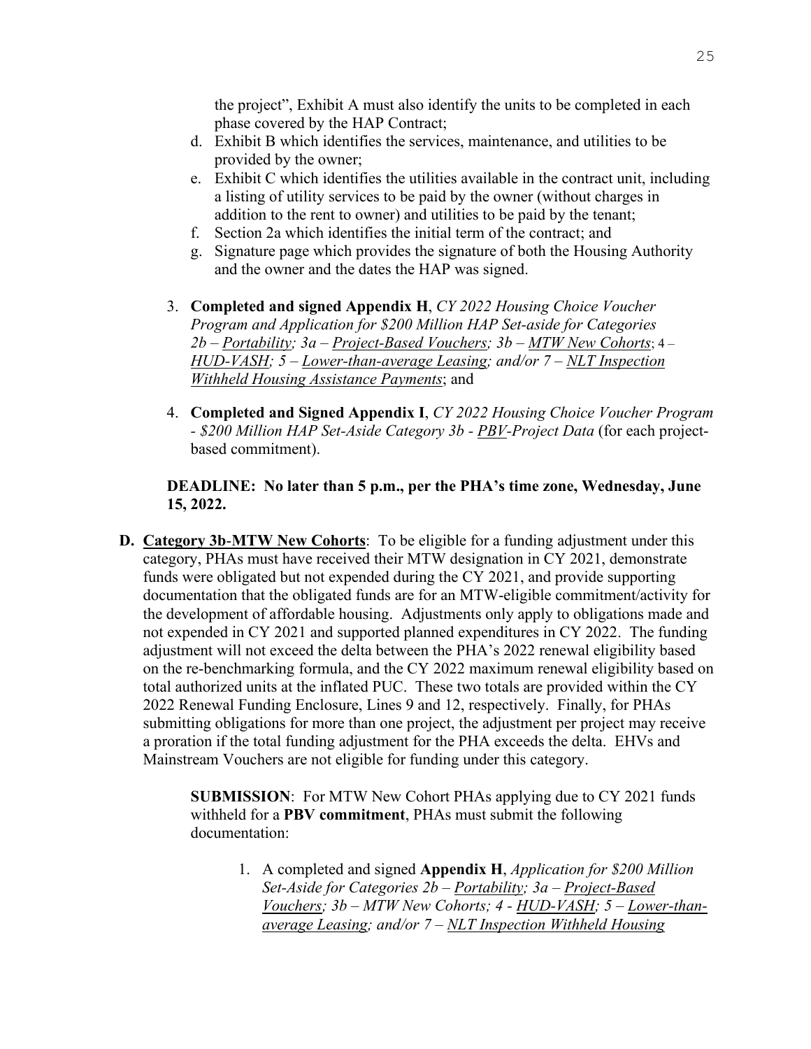the project", Exhibit A must also identify the units to be completed in each phase covered by the HAP Contract;

d. Exhibit B which identifies the services, maintenance, and utilities to be provided by the owner;
e. Exhibit C which identifies the utilities available in the contract unit, including a listing of utility services to be paid by the owner (without charges in addition to the rent to owner) and utilities to be paid by the tenant;
f. Section 2a which identifies the initial term of the contract; and
g. Signature page which provides the signature of both the Housing Authority and the owner and the dates the HAP was signed.

3. **Completed and signed Appendix H**, *CY 2022 Housing Choice Voucher Program and Application for $200 Million HAP Set-aside for Categories 2b – Portability; 3a – Project-Based Vouchers; 3b – MTW New Cohorts*; 4 – *HUD-VASH; 5 – Lower-than-average Leasing; and/or 7 – NLT Inspection Withheld Housing Assistance Payments*; and

4. **Completed and Signed Appendix I**, *CY 2022 Housing Choice Voucher Program - $200 Million HAP Set-Aside Category 3b - PBV-Project Data* (for each project-based commitment).

**DEADLINE: No later than 5 p.m., per the PHA's time zone, Wednesday, June 15, 2022.**

**D. Category 3b-MTW New Cohorts**: To be eligible for a funding adjustment under this category, PHAs must have received their MTW designation in CY 2021, demonstrate funds were obligated but not expended during the CY 2021, and provide supporting documentation that the obligated funds are for an MTW-eligible commitment/activity for the development of affordable housing. Adjustments only apply to obligations made and not expended in CY 2021 and supported planned expenditures in CY 2022. The funding adjustment will not exceed the delta between the PHA's 2022 renewal eligibility based on the re-benchmarking formula, and the CY 2022 maximum renewal eligibility based on total authorized units at the inflated PUC. These two totals are provided within the CY 2022 Renewal Funding Enclosure, Lines 9 and 12, respectively. Finally, for PHAs submitting obligations for more than one project, the adjustment per project may receive a proration if the total funding adjustment for the PHA exceeds the delta. EHVs and Mainstream Vouchers are not eligible for funding under this category.

**SUBMISSION**: For MTW New Cohort PHAs applying due to CY 2021 funds withheld for a **PBV commitment**, PHAs must submit the following documentation:

1. A completed and signed **Appendix H**, *Application for $200 Million Set-Aside for Categories 2b – Portability; 3a – Project-Based Vouchers; 3b – MTW New Cohorts; 4 - HUD-VASH; 5 – Lower-than-average Leasing; and/or 7 – NLT Inspection Withheld Housing*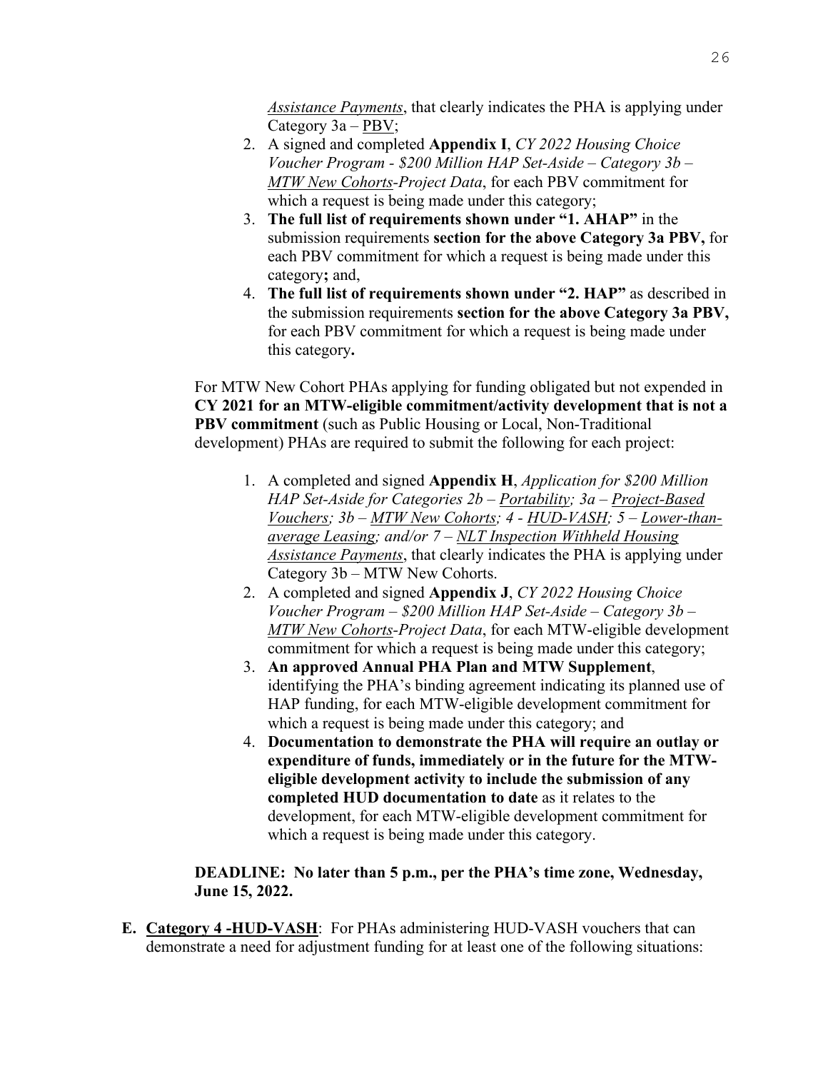*Assistance Payments*, that clearly indicates the PHA is applying under Category 3a – PBV;

2. A signed and completed **Appendix I**, *CY 2022 Housing Choice Voucher Program - $200 Million HAP Set-Aside – Category 3b – MTW New Cohorts-Project Data*, for each PBV commitment for which a request is being made under this category;
3. **The full list of requirements shown under "1. AHAP"** in the submission requirements **section for the above Category 3a PBV,** for each PBV commitment for which a request is being made under this category**;** and,
4. **The full list of requirements shown under "2. HAP"** as described in the submission requirements **section for the above Category 3a PBV,** for each PBV commitment for which a request is being made under this category**.**

For MTW New Cohort PHAs applying for funding obligated but not expended in **CY 2021 for an MTW-eligible commitment/activity development that is not a PBV commitment** (such as Public Housing or Local, Non-Traditional development) PHAs are required to submit the following for each project:

1. A completed and signed **Appendix H**, *Application for $200 Million HAP Set-Aside for Categories 2b – Portability; 3a – Project-Based Vouchers; 3b – MTW New Cohorts; 4 - HUD-VASH; 5 – Lower-than-average Leasing; and/or 7 – NLT Inspection Withheld Housing Assistance Payments*, that clearly indicates the PHA is applying under Category 3b – MTW New Cohorts.
2. A completed and signed **Appendix J**, *CY 2022 Housing Choice Voucher Program – $200 Million HAP Set-Aside – Category 3b – MTW New Cohorts-Project Data*, for each MTW-eligible development commitment for which a request is being made under this category;
3. **An approved Annual PHA Plan and MTW Supplement**, identifying the PHA's binding agreement indicating its planned use of HAP funding, for each MTW-eligible development commitment for which a request is being made under this category; and
4. **Documentation to demonstrate the PHA will require an outlay or expenditure of funds, immediately or in the future for the MTW-eligible development activity to include the submission of any completed HUD documentation to date** as it relates to the development, for each MTW-eligible development commitment for which a request is being made under this category.

**DEADLINE: No later than 5 p.m., per the PHA's time zone, Wednesday, June 15, 2022.**

**E. Category 4 -HUD-VASH**: For PHAs administering HUD-VASH vouchers that can demonstrate a need for adjustment funding for at least one of the following situations: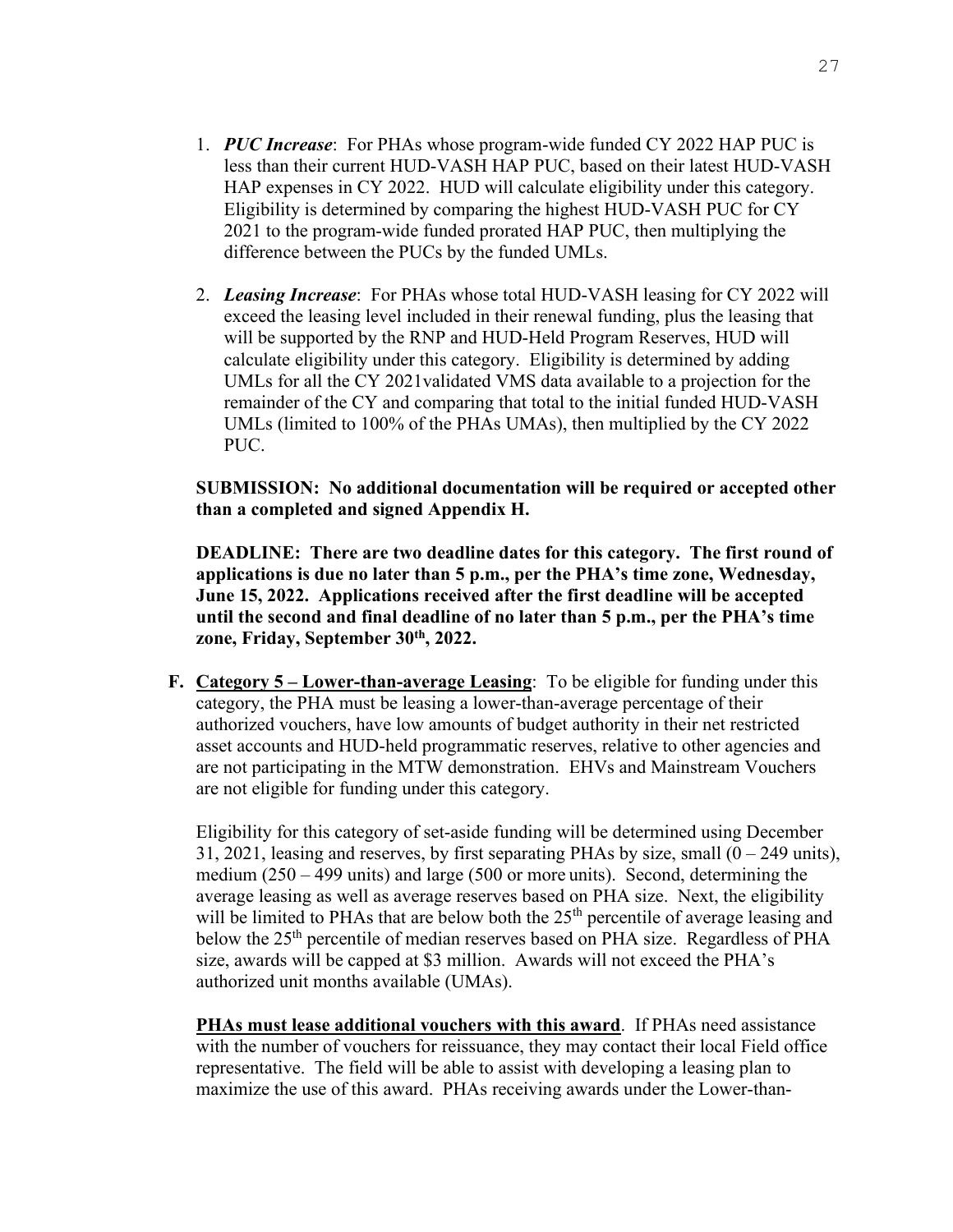1. ***PUC Increase***: For PHAs whose program-wide funded CY 2022 HAP PUC is less than their current HUD-VASH HAP PUC, based on their latest HUD-VASH HAP expenses in CY 2022. HUD will calculate eligibility under this category. Eligibility is determined by comparing the highest HUD-VASH PUC for CY 2021 to the program-wide funded prorated HAP PUC, then multiplying the difference between the PUCs by the funded UMLs.

2. ***Leasing Increase***: For PHAs whose total HUD-VASH leasing for CY 2022 will exceed the leasing level included in their renewal funding, plus the leasing that will be supported by the RNP and HUD-Held Program Reserves, HUD will calculate eligibility under this category. Eligibility is determined by adding UMLs for all the CY 2021validated VMS data available to a projection for the remainder of the CY and comparing that total to the initial funded HUD-VASH UMLs (limited to 100% of the PHAs UMAs), then multiplied by the CY 2022 PUC.

**SUBMISSION: No additional documentation will be required or accepted other than a completed and signed Appendix H.**

**DEADLINE: There are two deadline dates for this category. The first round of applications is due no later than 5 p.m., per the PHA's time zone, Wednesday, June 15, 2022. Applications received after the first deadline will be accepted until the second and final deadline of no later than 5 p.m., per the PHA's time zone, Friday, September 30th, 2022.**

**F. <u>Category 5 – Lower-than-average Leasing</u>**: To be eligible for funding under this category, the PHA must be leasing a lower-than-average percentage of their authorized vouchers, have low amounts of budget authority in their net restricted asset accounts and HUD-held programmatic reserves, relative to other agencies and are not participating in the MTW demonstration. EHVs and Mainstream Vouchers are not eligible for funding under this category.

Eligibility for this category of set-aside funding will be determined using December 31, 2021, leasing and reserves, by first separating PHAs by size, small (0 – 249 units), medium (250 – 499 units) and large (500 or more units). Second, determining the average leasing as well as average reserves based on PHA size. Next, the eligibility will be limited to PHAs that are below both the 25th percentile of average leasing and below the 25th percentile of median reserves based on PHA size. Regardless of PHA size, awards will be capped at $3 million. Awards will not exceed the PHA's authorized unit months available (UMAs).

**<u>PHAs must lease additional vouchers with this award</u>**. If PHAs need assistance with the number of vouchers for reissuance, they may contact their local Field office representative. The field will be able to assist with developing a leasing plan to maximize the use of this award. PHAs receiving awards under the Lower-than-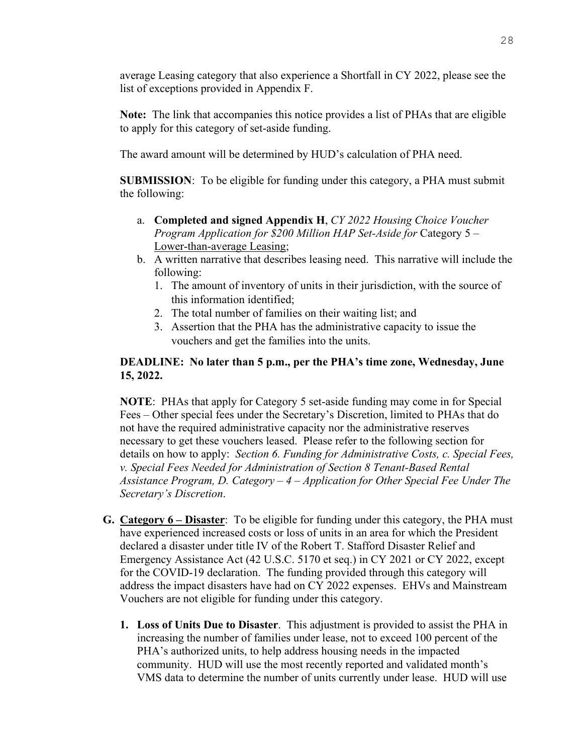average Leasing category that also experience a Shortfall in CY 2022, please see the list of exceptions provided in Appendix F.

**Note:** The link that accompanies this notice provides a list of PHAs that are eligible to apply for this category of set-aside funding.

The award amount will be determined by HUD's calculation of PHA need.

**SUBMISSION**: To be eligible for funding under this category, a PHA must submit the following:

a. **Completed and signed Appendix H**, *CY 2022 Housing Choice Voucher Program Application for $200 Million HAP Set-Aside for* Category 5 – Lower-than-average Leasing;
b. A written narrative that describes leasing need. This narrative will include the following:
   1. The amount of inventory of units in their jurisdiction, with the source of this information identified;
   2. The total number of families on their waiting list; and
   3. Assertion that the PHA has the administrative capacity to issue the vouchers and get the families into the units.

**DEADLINE: No later than 5 p.m., per the PHA's time zone, Wednesday, June 15, 2022.**

**NOTE**: PHAs that apply for Category 5 set-aside funding may come in for Special Fees – Other special fees under the Secretary's Discretion, limited to PHAs that do not have the required administrative capacity nor the administrative reserves necessary to get these vouchers leased. Please refer to the following section for details on how to apply: *Section 6. Funding for Administrative Costs, c. Special Fees, v. Special Fees Needed for Administration of Section 8 Tenant-Based Rental Assistance Program, D. Category – 4 – Application for Other Special Fee Under The Secretary's Discretion*.

**G. Category 6 – Disaster**: To be eligible for funding under this category, the PHA must have experienced increased costs or loss of units in an area for which the President declared a disaster under title IV of the Robert T. Stafford Disaster Relief and Emergency Assistance Act (42 U.S.C. 5170 et seq.) in CY 2021 or CY 2022, except for the COVID-19 declaration. The funding provided through this category will address the impact disasters have had on CY 2022 expenses. EHVs and Mainstream Vouchers are not eligible for funding under this category.

1. **Loss of Units Due to Disaster**. This adjustment is provided to assist the PHA in increasing the number of families under lease, not to exceed 100 percent of the PHA's authorized units, to help address housing needs in the impacted community. HUD will use the most recently reported and validated month's VMS data to determine the number of units currently under lease. HUD will use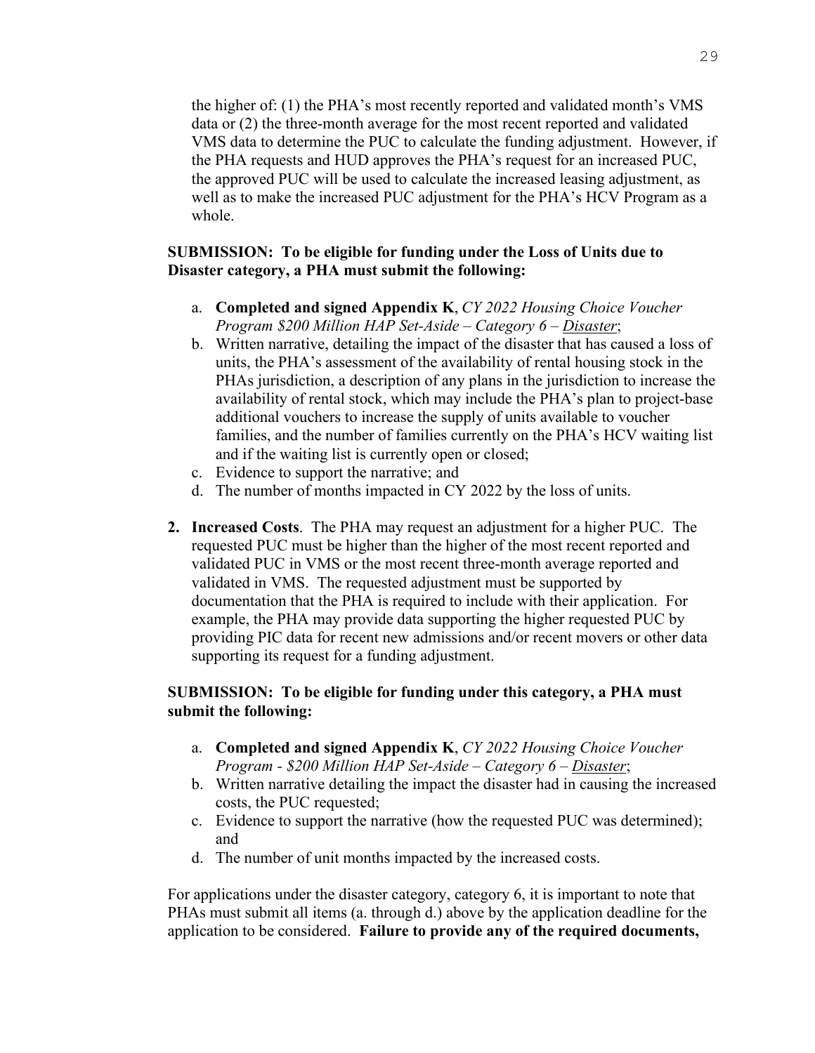the higher of: (1) the PHA's most recently reported and validated month's VMS data or (2) the three-month average for the most recent reported and validated VMS data to determine the PUC to calculate the funding adjustment. However, if the PHA requests and HUD approves the PHA's request for an increased PUC, the approved PUC will be used to calculate the increased leasing adjustment, as well as to make the increased PUC adjustment for the PHA's HCV Program as a whole.

**SUBMISSION: To be eligible for funding under the Loss of Units due to Disaster category, a PHA must submit the following:**

a. **Completed and signed Appendix K**, *CY 2022 Housing Choice Voucher Program $200 Million HAP Set-Aside – Category 6 – Disaster*;
b. Written narrative, detailing the impact of the disaster that has caused a loss of units, the PHA's assessment of the availability of rental housing stock in the PHAs jurisdiction, a description of any plans in the jurisdiction to increase the availability of rental stock, which may include the PHA's plan to project-base additional vouchers to increase the supply of units available to voucher families, and the number of families currently on the PHA's HCV waiting list and if the waiting list is currently open or closed;
c. Evidence to support the narrative; and
d. The number of months impacted in CY 2022 by the loss of units.

2. **Increased Costs**. The PHA may request an adjustment for a higher PUC. The requested PUC must be higher than the higher of the most recent reported and validated PUC in VMS or the most recent three-month average reported and validated in VMS. The requested adjustment must be supported by documentation that the PHA is required to include with their application. For example, the PHA may provide data supporting the higher requested PUC by providing PIC data for recent new admissions and/or recent movers or other data supporting its request for a funding adjustment.

**SUBMISSION: To be eligible for funding under this category, a PHA must submit the following:**

a. **Completed and signed Appendix K**, *CY 2022 Housing Choice Voucher Program - $200 Million HAP Set-Aside – Category 6 – Disaster*;
b. Written narrative detailing the impact the disaster had in causing the increased costs, the PUC requested;
c. Evidence to support the narrative (how the requested PUC was determined); and
d. The number of unit months impacted by the increased costs.

For applications under the disaster category, category 6, it is important to note that PHAs must submit all items (a. through d.) above by the application deadline for the application to be considered. **Failure to provide any of the required documents,**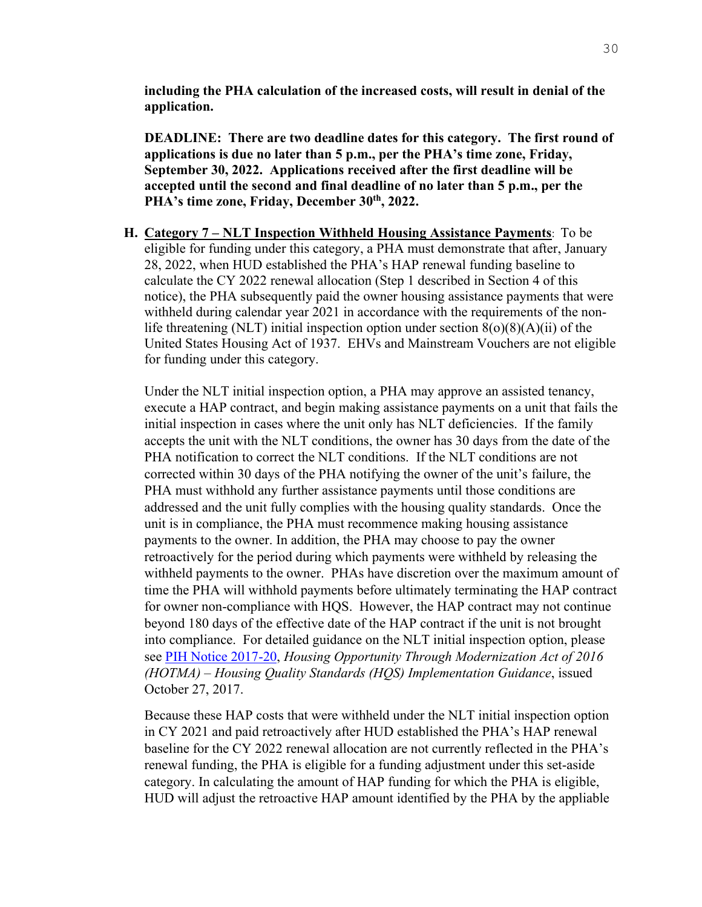**including the PHA calculation of the increased costs, will result in denial of the application.**

**DEADLINE: There are two deadline dates for this category. The first round of applications is due no later than 5 p.m., per the PHA's time zone, Friday, September 30, 2022. Applications received after the first deadline will be accepted until the second and final deadline of no later than 5 p.m., per the PHA's time zone, Friday, December 30th, 2022.**

**H. <u>Category 7 – NLT Inspection Withheld Housing Assistance Payments</u>**: To be eligible for funding under this category, a PHA must demonstrate that after, January 28, 2022, when HUD established the PHA's HAP renewal funding baseline to calculate the CY 2022 renewal allocation (Step 1 described in Section 4 of this notice), the PHA subsequently paid the owner housing assistance payments that were withheld during calendar year 2021 in accordance with the requirements of the non-life threatening (NLT) initial inspection option under section 8(o)(8)(A)(ii) of the United States Housing Act of 1937. EHVs and Mainstream Vouchers are not eligible for funding under this category.

Under the NLT initial inspection option, a PHA may approve an assisted tenancy, execute a HAP contract, and begin making assistance payments on a unit that fails the initial inspection in cases where the unit only has NLT deficiencies. If the family accepts the unit with the NLT conditions, the owner has 30 days from the date of the PHA notification to correct the NLT conditions. If the NLT conditions are not corrected within 30 days of the PHA notifying the owner of the unit's failure, the PHA must withhold any further assistance payments until those conditions are addressed and the unit fully complies with the housing quality standards. Once the unit is in compliance, the PHA must recommence making housing assistance payments to the owner. In addition, the PHA may choose to pay the owner retroactively for the period during which payments were withheld by releasing the withheld payments to the owner. PHAs have discretion over the maximum amount of time the PHA will withhold payments before ultimately terminating the HAP contract for owner non-compliance with HQS. However, the HAP contract may not continue beyond 180 days of the effective date of the HAP contract if the unit is not brought into compliance. For detailed guidance on the NLT initial inspection option, please see PIH Notice 2017-20, *Housing Opportunity Through Modernization Act of 2016 (HOTMA) – Housing Quality Standards (HQS) Implementation Guidance*, issued October 27, 2017.

Because these HAP costs that were withheld under the NLT initial inspection option in CY 2021 and paid retroactively after HUD established the PHA's HAP renewal baseline for the CY 2022 renewal allocation are not currently reflected in the PHA's renewal funding, the PHA is eligible for a funding adjustment under this set-aside category. In calculating the amount of HAP funding for which the PHA is eligible, HUD will adjust the retroactive HAP amount identified by the PHA by the appliable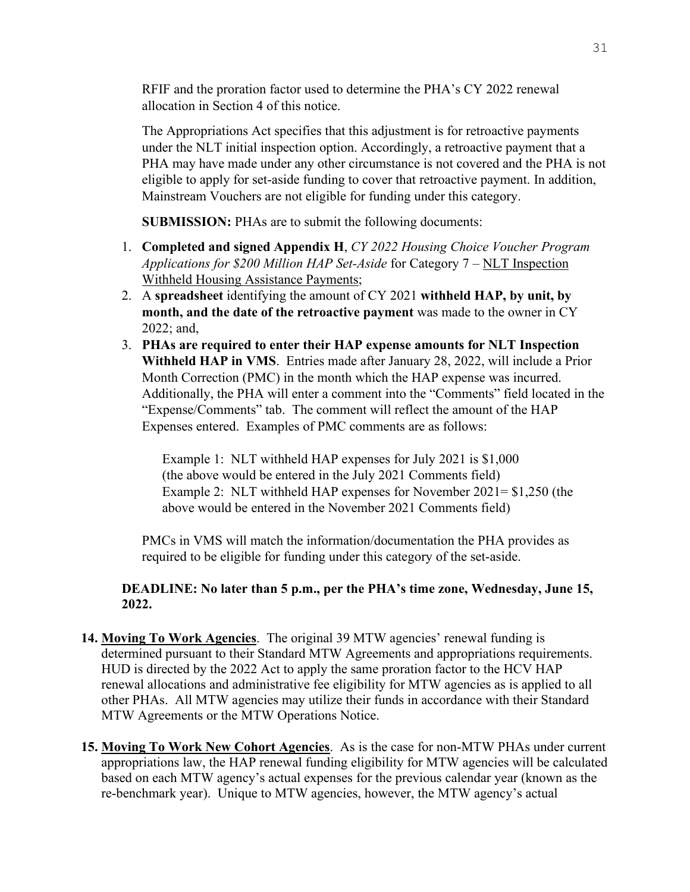RFIF and the proration factor used to determine the PHA's CY 2022 renewal allocation in Section 4 of this notice.

The Appropriations Act specifies that this adjustment is for retroactive payments under the NLT initial inspection option. Accordingly, a retroactive payment that a PHA may have made under any other circumstance is not covered and the PHA is not eligible to apply for set-aside funding to cover that retroactive payment. In addition, Mainstream Vouchers are not eligible for funding under this category.

**SUBMISSION:** PHAs are to submit the following documents:

1. **Completed and signed Appendix H**, *CY 2022 Housing Choice Voucher Program Applications for $200 Million HAP Set-Aside* for Category 7 – <u>NLT Inspection Withheld Housing Assistance Payments</u>;
2. A **spreadsheet** identifying the amount of CY 2021 **withheld HAP, by unit, by month, and the date of the retroactive payment** was made to the owner in CY 2022; and,
3. **PHAs are required to enter their HAP expense amounts for NLT Inspection Withheld HAP in VMS**. Entries made after January 28, 2022, will include a Prior Month Correction (PMC) in the month which the HAP expense was incurred. Additionally, the PHA will enter a comment into the "Comments" field located in the "Expense/Comments" tab. The comment will reflect the amount of the HAP Expenses entered. Examples of PMC comments are as follows:

   Example 1: NLT withheld HAP expenses for July 2021 is $1,000 (the above would be entered in the July 2021 Comments field)
   Example 2: NLT withheld HAP expenses for November 2021= $1,250 (the above would be entered in the November 2021 Comments field)

PMCs in VMS will match the information/documentation the PHA provides as required to be eligible for funding under this category of the set-aside.

**DEADLINE: No later than 5 p.m., per the PHA's time zone, Wednesday, June 15, 2022.**

14. **<u>Moving To Work Agencies</u>**. The original 39 MTW agencies' renewal funding is determined pursuant to their Standard MTW Agreements and appropriations requirements. HUD is directed by the 2022 Act to apply the same proration factor to the HCV HAP renewal allocations and administrative fee eligibility for MTW agencies as is applied to all other PHAs. All MTW agencies may utilize their funds in accordance with their Standard MTW Agreements or the MTW Operations Notice.

15. **<u>Moving To Work New Cohort Agencies</u>**. As is the case for non-MTW PHAs under current appropriations law, the HAP renewal funding eligibility for MTW agencies will be calculated based on each MTW agency's actual expenses for the previous calendar year (known as the re-benchmark year). Unique to MTW agencies, however, the MTW agency's actual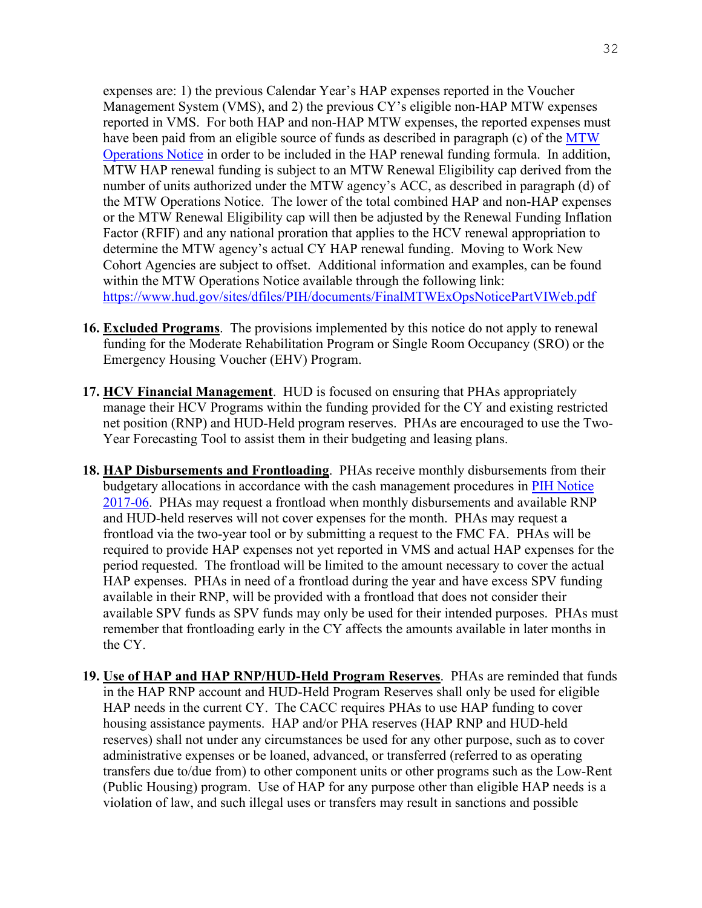expenses are: 1) the previous Calendar Year's HAP expenses reported in the Voucher Management System (VMS), and 2) the previous CY's eligible non-HAP MTW expenses reported in VMS. For both HAP and non-HAP MTW expenses, the reported expenses must have been paid from an eligible source of funds as described in paragraph (c) of the [MTW Operations Notice](https://www.hud.gov/sites/dfiles/PIH/documents/FinalMTWExOpsNoticePartVIWeb.pdf) in order to be included in the HAP renewal funding formula. In addition, MTW HAP renewal funding is subject to an MTW Renewal Eligibility cap derived from the number of units authorized under the MTW agency's ACC, as described in paragraph (d) of the MTW Operations Notice. The lower of the total combined HAP and non-HAP expenses or the MTW Renewal Eligibility cap will then be adjusted by the Renewal Funding Inflation Factor (RFIF) and any national proration that applies to the HCV renewal appropriation to determine the MTW agency's actual CY HAP renewal funding. Moving to Work New Cohort Agencies are subject to offset. Additional information and examples, can be found within the MTW Operations Notice available through the following link: [https://www.hud.gov/sites/dfiles/PIH/documents/FinalMTWExOpsNoticePartVIWeb.pdf](https://www.hud.gov/sites/dfiles/PIH/documents/FinalMTWExOpsNoticePartVIWeb.pdf)

16. **Excluded Programs**. The provisions implemented by this notice do not apply to renewal funding for the Moderate Rehabilitation Program or Single Room Occupancy (SRO) or the Emergency Housing Voucher (EHV) Program.

17. **HCV Financial Management**. HUD is focused on ensuring that PHAs appropriately manage their HCV Programs within the funding provided for the CY and existing restricted net position (RNP) and HUD-Held program reserves. PHAs are encouraged to use the Two-Year Forecasting Tool to assist them in their budgeting and leasing plans.

18. **HAP Disbursements and Frontloading**. PHAs receive monthly disbursements from their budgetary allocations in accordance with the cash management procedures in PIH Notice 2017-06. PHAs may request a frontload when monthly disbursements and available RNP and HUD-held reserves will not cover expenses for the month. PHAs may request a frontload via the two-year tool or by submitting a request to the FMC FA. PHAs will be required to provide HAP expenses not yet reported in VMS and actual HAP expenses for the period requested. The frontload will be limited to the amount necessary to cover the actual HAP expenses. PHAs in need of a frontload during the year and have excess SPV funding available in their RNP, will be provided with a frontload that does not consider their available SPV funds as SPV funds may only be used for their intended purposes. PHAs must remember that frontloading early in the CY affects the amounts available in later months in the CY.

19. **Use of HAP and HAP RNP/HUD-Held Program Reserves**. PHAs are reminded that funds in the HAP RNP account and HUD-Held Program Reserves shall only be used for eligible HAP needs in the current CY. The CACC requires PHAs to use HAP funding to cover housing assistance payments. HAP and/or PHA reserves (HAP RNP and HUD-held reserves) shall not under any circumstances be used for any other purpose, such as to cover administrative expenses or be loaned, advanced, or transferred (referred to as operating transfers due to/due from) to other component units or other programs such as the Low-Rent (Public Housing) program. Use of HAP for any purpose other than eligible HAP needs is a violation of law, and such illegal uses or transfers may result in sanctions and possible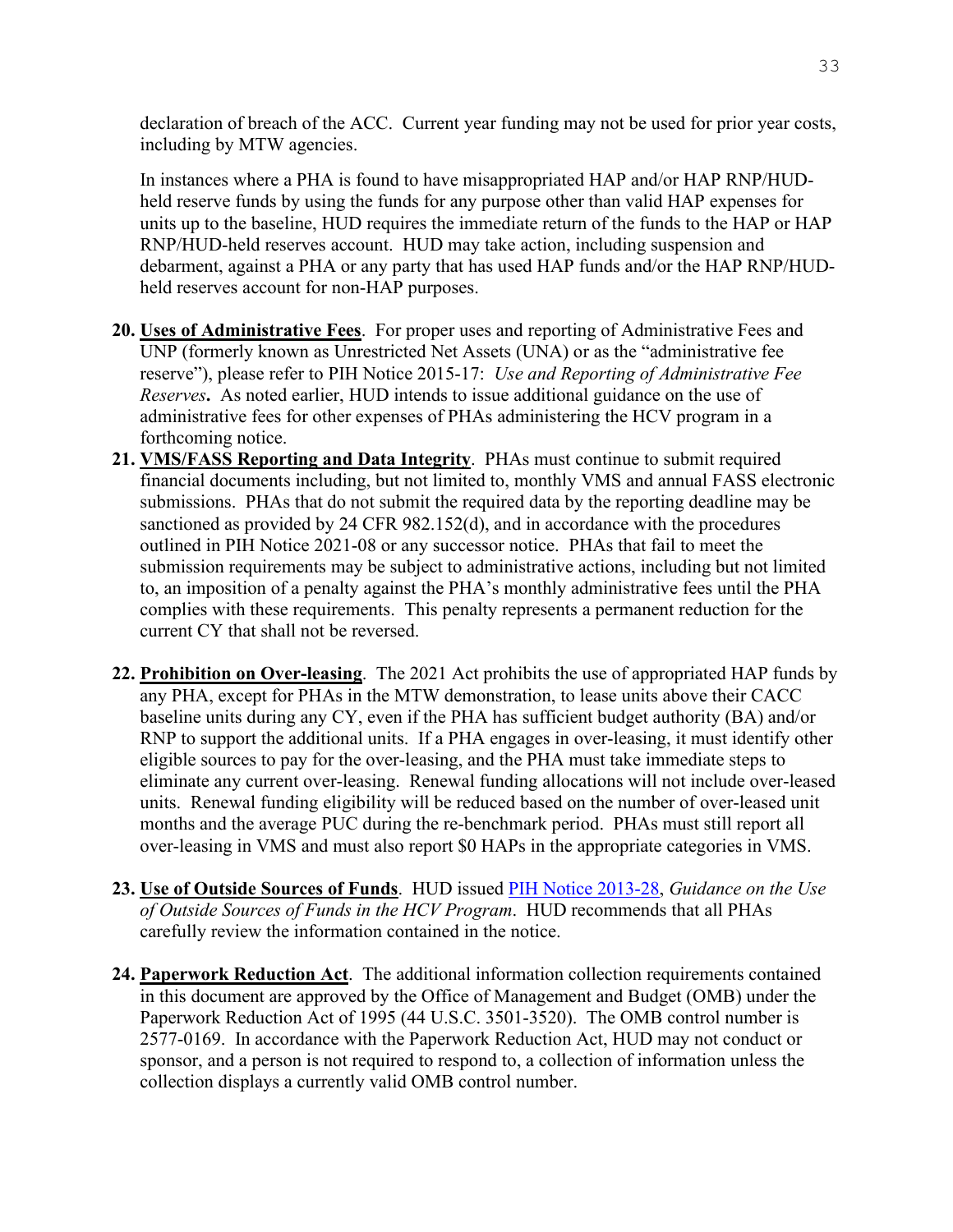declaration of breach of the ACC. Current year funding may not be used for prior year costs, including by MTW agencies.

In instances where a PHA is found to have misappropriated HAP and/or HAP RNP/HUD-held reserve funds by using the funds for any purpose other than valid HAP expenses for units up to the baseline, HUD requires the immediate return of the funds to the HAP or HAP RNP/HUD-held reserves account. HUD may take action, including suspension and debarment, against a PHA or any party that has used HAP funds and/or the HAP RNP/HUD-held reserves account for non-HAP purposes.

20. **Uses of Administrative Fees**. For proper uses and reporting of Administrative Fees and UNP (formerly known as Unrestricted Net Assets (UNA) or as the "administrative fee reserve"), please refer to PIH Notice 2015-17: *Use and Reporting of Administrative Fee Reserves***.** As noted earlier, HUD intends to issue additional guidance on the use of administrative fees for other expenses of PHAs administering the HCV program in a forthcoming notice.
21. **VMS/FASS Reporting and Data Integrity**. PHAs must continue to submit required financial documents including, but not limited to, monthly VMS and annual FASS electronic submissions. PHAs that do not submit the required data by the reporting deadline may be sanctioned as provided by 24 CFR 982.152(d), and in accordance with the procedures outlined in PIH Notice 2021-08 or any successor notice. PHAs that fail to meet the submission requirements may be subject to administrative actions, including but not limited to, an imposition of a penalty against the PHA's monthly administrative fees until the PHA complies with these requirements. This penalty represents a permanent reduction for the current CY that shall not be reversed.

22. **Prohibition on Over-leasing**. The 2021 Act prohibits the use of appropriated HAP funds by any PHA, except for PHAs in the MTW demonstration, to lease units above their CACC baseline units during any CY, even if the PHA has sufficient budget authority (BA) and/or RNP to support the additional units. If a PHA engages in over-leasing, it must identify other eligible sources to pay for the over-leasing, and the PHA must take immediate steps to eliminate any current over-leasing. Renewal funding allocations will not include over-leased units. Renewal funding eligibility will be reduced based on the number of over-leased unit months and the average PUC during the re-benchmark period. PHAs must still report all over-leasing in VMS and must also report $0 HAPs in the appropriate categories in VMS.

23. **Use of Outside Sources of Funds**. HUD issued PIH Notice 2013-28, *Guidance on the Use of Outside Sources of Funds in the HCV Program*. HUD recommends that all PHAs carefully review the information contained in the notice.

24. **Paperwork Reduction Act**. The additional information collection requirements contained in this document are approved by the Office of Management and Budget (OMB) under the Paperwork Reduction Act of 1995 (44 U.S.C. 3501-3520). The OMB control number is 2577-0169. In accordance with the Paperwork Reduction Act, HUD may not conduct or sponsor, and a person is not required to respond to, a collection of information unless the collection displays a currently valid OMB control number.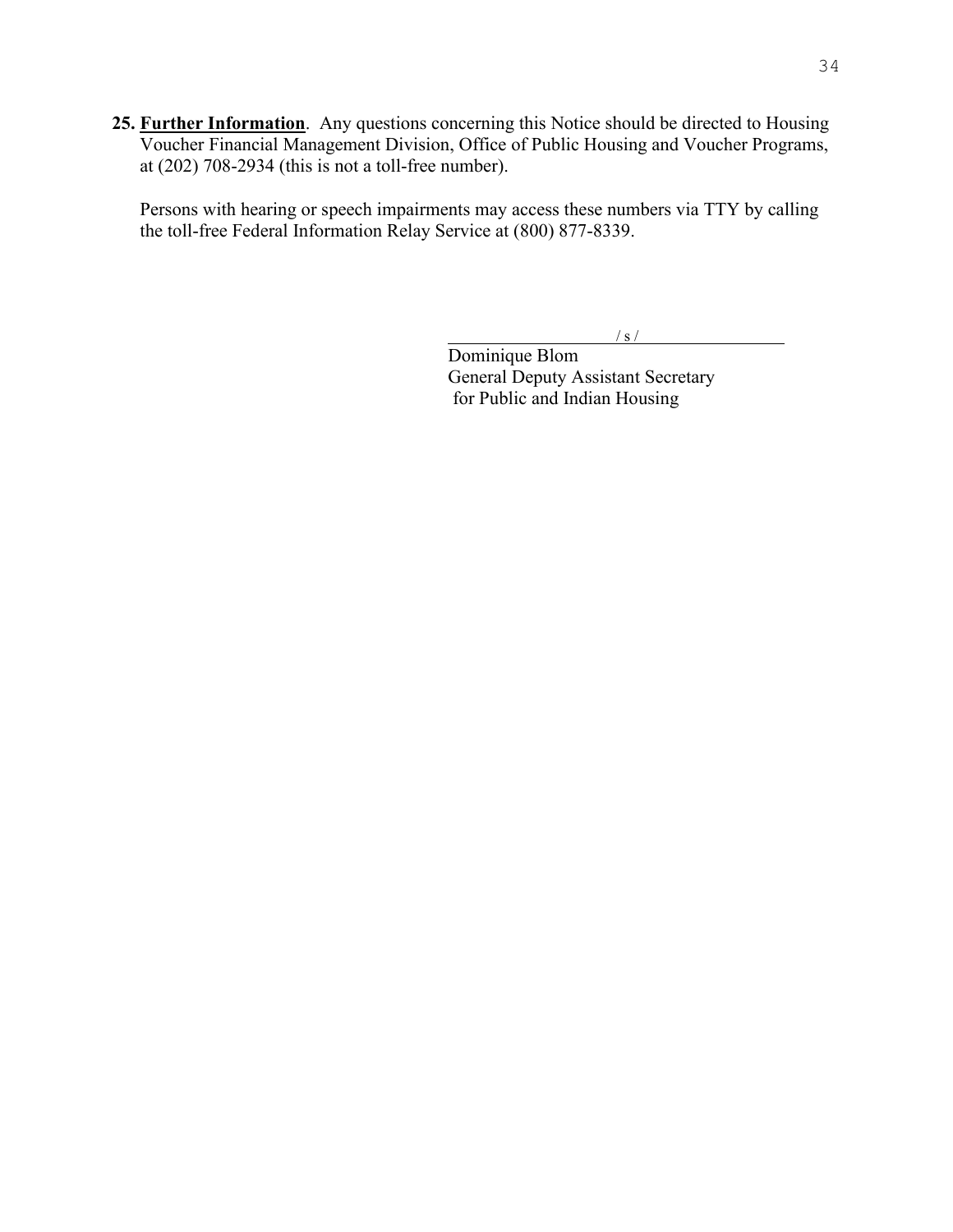**25. Further Information**. Any questions concerning this Notice should be directed to Housing Voucher Financial Management Division, Office of Public Housing and Voucher Programs, at (202) 708-2934 (this is not a toll-free number).

Persons with hearing or speech impairments may access these numbers via TTY by calling the toll-free Federal Information Relay Service at (800) 877-8339.

/ s /

Dominique Blom
General Deputy Assistant Secretary
for Public and Indian Housing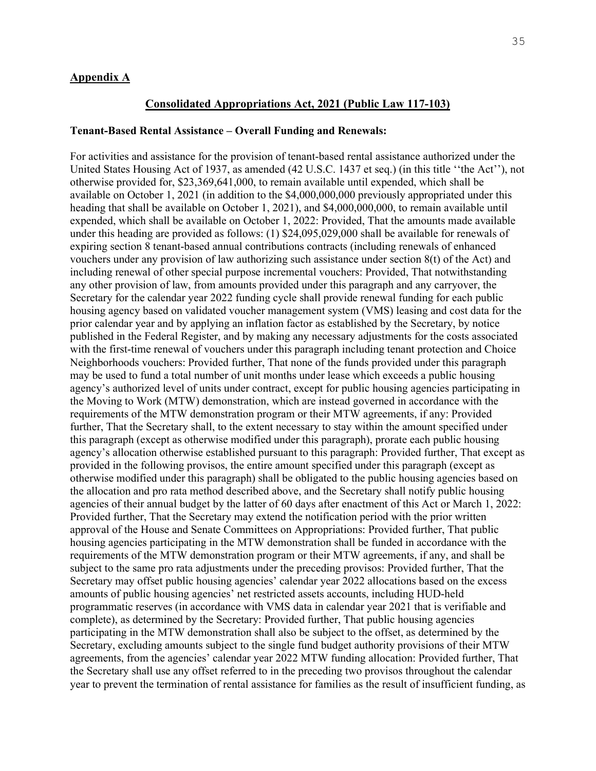## Appendix A

### Consolidated Appropriations Act, 2021 (Public Law 117-103)

**Tenant-Based Rental Assistance – Overall Funding and Renewals:**

For activities and assistance for the provision of tenant-based rental assistance authorized under the United States Housing Act of 1937, as amended (42 U.S.C. 1437 et seq.) (in this title ''the Act''), not otherwise provided for, $23,369,641,000, to remain available until expended, which shall be available on October 1, 2021 (in addition to the $4,000,000,000 previously appropriated under this heading that shall be available on October 1, 2021), and $4,000,000,000, to remain available until expended, which shall be available on October 1, 2022: Provided, That the amounts made available under this heading are provided as follows: (1) $24,095,029,000 shall be available for renewals of expiring section 8 tenant-based annual contributions contracts (including renewals of enhanced vouchers under any provision of law authorizing such assistance under section 8(t) of the Act) and including renewal of other special purpose incremental vouchers: Provided, That notwithstanding any other provision of law, from amounts provided under this paragraph and any carryover, the Secretary for the calendar year 2022 funding cycle shall provide renewal funding for each public housing agency based on validated voucher management system (VMS) leasing and cost data for the prior calendar year and by applying an inflation factor as established by the Secretary, by notice published in the Federal Register, and by making any necessary adjustments for the costs associated with the first-time renewal of vouchers under this paragraph including tenant protection and Choice Neighborhoods vouchers: Provided further, That none of the funds provided under this paragraph may be used to fund a total number of unit months under lease which exceeds a public housing agency's authorized level of units under contract, except for public housing agencies participating in the Moving to Work (MTW) demonstration, which are instead governed in accordance with the requirements of the MTW demonstration program or their MTW agreements, if any: Provided further, That the Secretary shall, to the extent necessary to stay within the amount specified under this paragraph (except as otherwise modified under this paragraph), prorate each public housing agency's allocation otherwise established pursuant to this paragraph: Provided further, That except as provided in the following provisos, the entire amount specified under this paragraph (except as otherwise modified under this paragraph) shall be obligated to the public housing agencies based on the allocation and pro rata method described above, and the Secretary shall notify public housing agencies of their annual budget by the latter of 60 days after enactment of this Act or March 1, 2022: Provided further, That the Secretary may extend the notification period with the prior written approval of the House and Senate Committees on Appropriations: Provided further, That public housing agencies participating in the MTW demonstration shall be funded in accordance with the requirements of the MTW demonstration program or their MTW agreements, if any, and shall be subject to the same pro rata adjustments under the preceding provisos: Provided further, That the Secretary may offset public housing agencies' calendar year 2022 allocations based on the excess amounts of public housing agencies' net restricted assets accounts, including HUD-held programmatic reserves (in accordance with VMS data in calendar year 2021 that is verifiable and complete), as determined by the Secretary: Provided further, That public housing agencies participating in the MTW demonstration shall also be subject to the offset, as determined by the Secretary, excluding amounts subject to the single fund budget authority provisions of their MTW agreements, from the agencies' calendar year 2022 MTW funding allocation: Provided further, That the Secretary shall use any offset referred to in the preceding two provisos throughout the calendar year to prevent the termination of rental assistance for families as the result of insufficient funding, as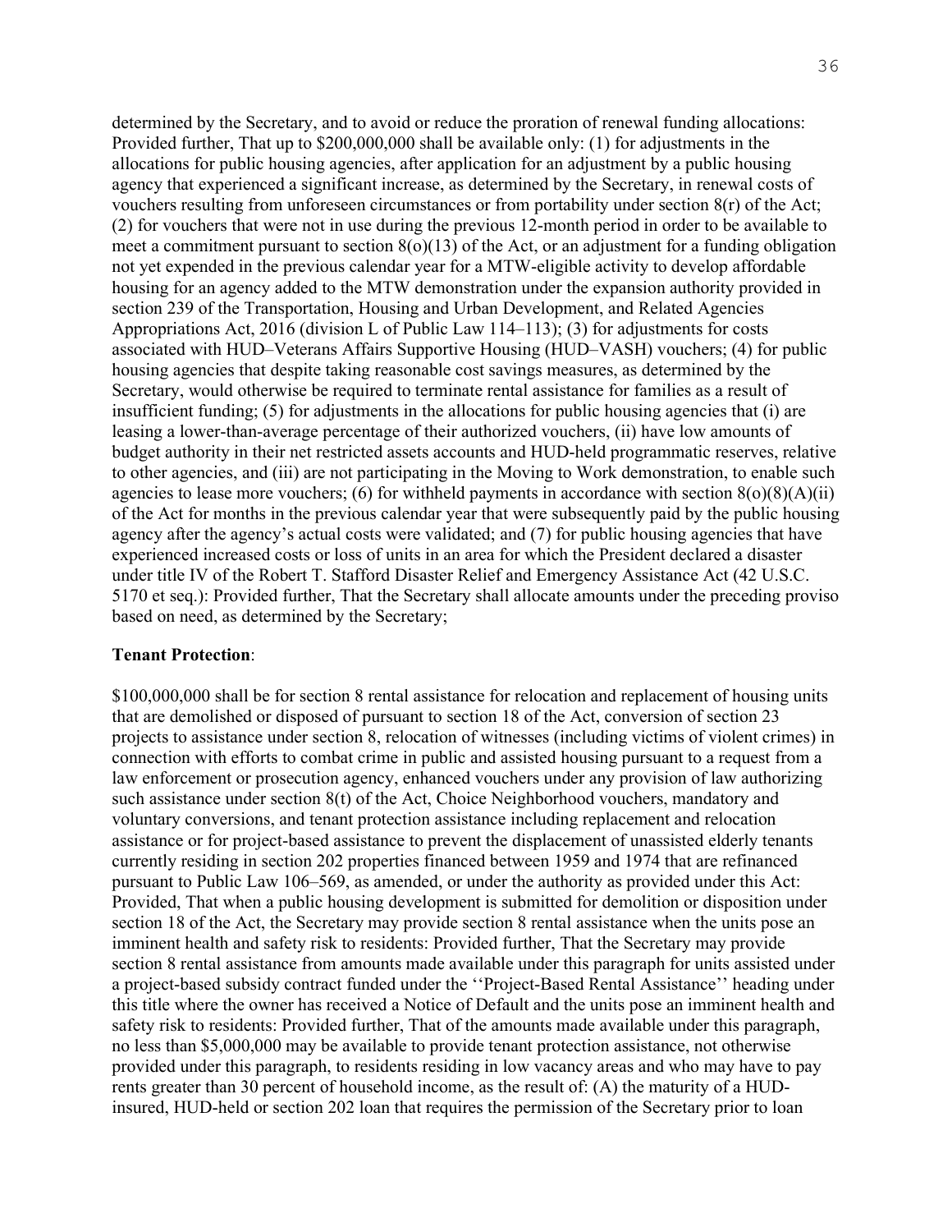determined by the Secretary, and to avoid or reduce the proration of renewal funding allocations: Provided further, That up to $200,000,000 shall be available only: (1) for adjustments in the allocations for public housing agencies, after application for an adjustment by a public housing agency that experienced a significant increase, as determined by the Secretary, in renewal costs of vouchers resulting from unforeseen circumstances or from portability under section 8(r) of the Act; (2) for vouchers that were not in use during the previous 12-month period in order to be available to meet a commitment pursuant to section 8(o)(13) of the Act, or an adjustment for a funding obligation not yet expended in the previous calendar year for a MTW-eligible activity to develop affordable housing for an agency added to the MTW demonstration under the expansion authority provided in section 239 of the Transportation, Housing and Urban Development, and Related Agencies Appropriations Act, 2016 (division L of Public Law 114–113); (3) for adjustments for costs associated with HUD–Veterans Affairs Supportive Housing (HUD–VASH) vouchers; (4) for public housing agencies that despite taking reasonable cost savings measures, as determined by the Secretary, would otherwise be required to terminate rental assistance for families as a result of insufficient funding; (5) for adjustments in the allocations for public housing agencies that (i) are leasing a lower-than-average percentage of their authorized vouchers, (ii) have low amounts of budget authority in their net restricted assets accounts and HUD-held programmatic reserves, relative to other agencies, and (iii) are not participating in the Moving to Work demonstration, to enable such agencies to lease more vouchers; (6) for withheld payments in accordance with section 8(o)(8)(A)(ii) of the Act for months in the previous calendar year that were subsequently paid by the public housing agency after the agency's actual costs were validated; and (7) for public housing agencies that have experienced increased costs or loss of units in an area for which the President declared a disaster under title IV of the Robert T. Stafford Disaster Relief and Emergency Assistance Act (42 U.S.C. 5170 et seq.): Provided further, That the Secretary shall allocate amounts under the preceding proviso based on need, as determined by the Secretary;

**Tenant Protection**:

$100,000,000 shall be for section 8 rental assistance for relocation and replacement of housing units that are demolished or disposed of pursuant to section 18 of the Act, conversion of section 23 projects to assistance under section 8, relocation of witnesses (including victims of violent crimes) in connection with efforts to combat crime in public and assisted housing pursuant to a request from a law enforcement or prosecution agency, enhanced vouchers under any provision of law authorizing such assistance under section 8(t) of the Act, Choice Neighborhood vouchers, mandatory and voluntary conversions, and tenant protection assistance including replacement and relocation assistance or for project-based assistance to prevent the displacement of unassisted elderly tenants currently residing in section 202 properties financed between 1959 and 1974 that are refinanced pursuant to Public Law 106–569, as amended, or under the authority as provided under this Act: Provided, That when a public housing development is submitted for demolition or disposition under section 18 of the Act, the Secretary may provide section 8 rental assistance when the units pose an imminent health and safety risk to residents: Provided further, That the Secretary may provide section 8 rental assistance from amounts made available under this paragraph for units assisted under a project-based subsidy contract funded under the ''Project-Based Rental Assistance'' heading under this title where the owner has received a Notice of Default and the units pose an imminent health and safety risk to residents: Provided further, That of the amounts made available under this paragraph, no less than $5,000,000 may be available to provide tenant protection assistance, not otherwise provided under this paragraph, to residents residing in low vacancy areas and who may have to pay rents greater than 30 percent of household income, as the result of: (A) the maturity of a HUD-insured, HUD-held or section 202 loan that requires the permission of the Secretary prior to loan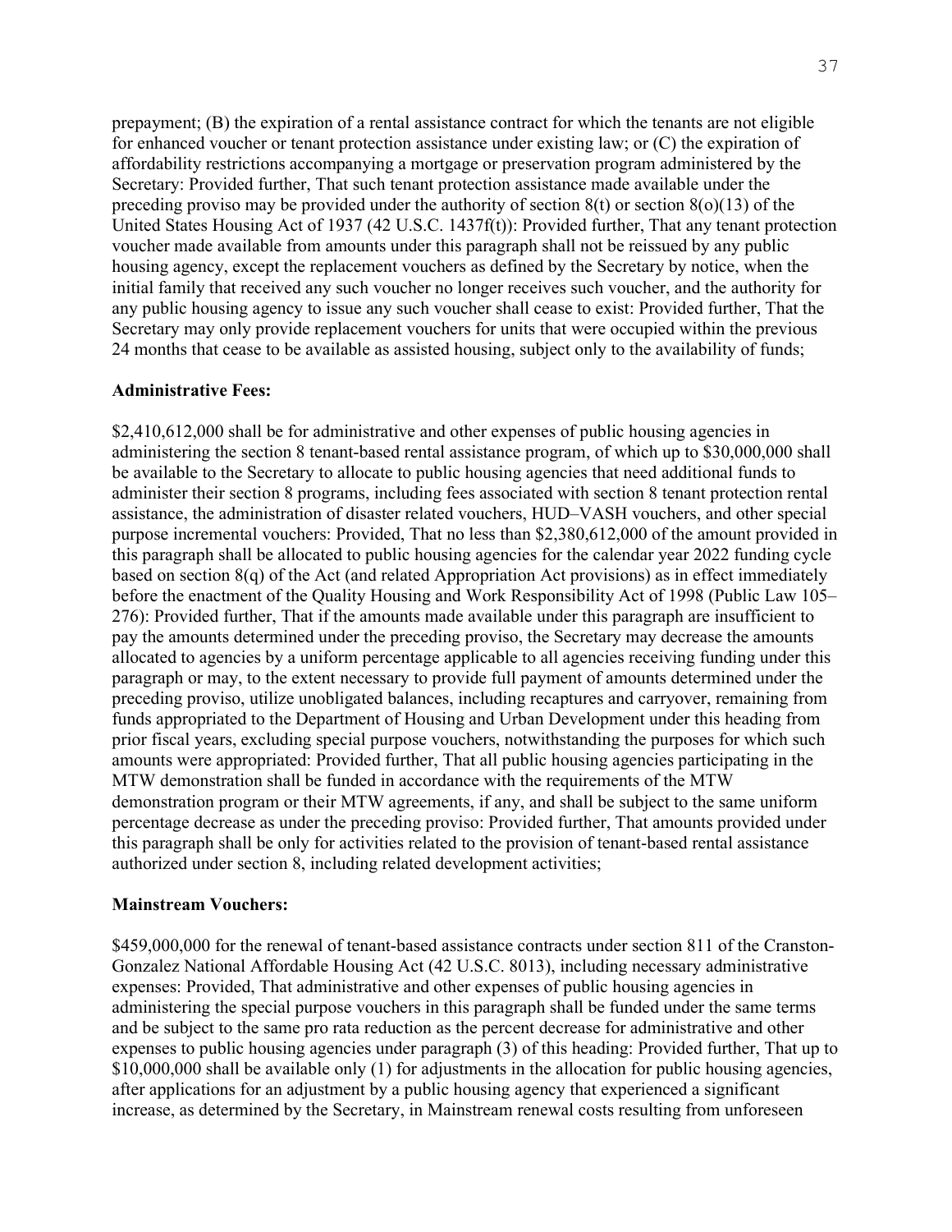prepayment; (B) the expiration of a rental assistance contract for which the tenants are not eligible for enhanced voucher or tenant protection assistance under existing law; or (C) the expiration of affordability restrictions accompanying a mortgage or preservation program administered by the Secretary: Provided further, That such tenant protection assistance made available under the preceding proviso may be provided under the authority of section 8(t) or section 8(o)(13) of the United States Housing Act of 1937 (42 U.S.C. 1437f(t)): Provided further, That any tenant protection voucher made available from amounts under this paragraph shall not be reissued by any public housing agency, except the replacement vouchers as defined by the Secretary by notice, when the initial family that received any such voucher no longer receives such voucher, and the authority for any public housing agency to issue any such voucher shall cease to exist: Provided further, That the Secretary may only provide replacement vouchers for units that were occupied within the previous 24 months that cease to be available as assisted housing, subject only to the availability of funds;

**Administrative Fees:**

$2,410,612,000 shall be for administrative and other expenses of public housing agencies in administering the section 8 tenant-based rental assistance program, of which up to $30,000,000 shall be available to the Secretary to allocate to public housing agencies that need additional funds to administer their section 8 programs, including fees associated with section 8 tenant protection rental assistance, the administration of disaster related vouchers, HUD–VASH vouchers, and other special purpose incremental vouchers: Provided, That no less than $2,380,612,000 of the amount provided in this paragraph shall be allocated to public housing agencies for the calendar year 2022 funding cycle based on section 8(q) of the Act (and related Appropriation Act provisions) as in effect immediately before the enactment of the Quality Housing and Work Responsibility Act of 1998 (Public Law 105–276): Provided further, That if the amounts made available under this paragraph are insufficient to pay the amounts determined under the preceding proviso, the Secretary may decrease the amounts allocated to agencies by a uniform percentage applicable to all agencies receiving funding under this paragraph or may, to the extent necessary to provide full payment of amounts determined under the preceding proviso, utilize unobligated balances, including recaptures and carryover, remaining from funds appropriated to the Department of Housing and Urban Development under this heading from prior fiscal years, excluding special purpose vouchers, notwithstanding the purposes for which such amounts were appropriated: Provided further, That all public housing agencies participating in the MTW demonstration shall be funded in accordance with the requirements of the MTW demonstration program or their MTW agreements, if any, and shall be subject to the same uniform percentage decrease as under the preceding proviso: Provided further, That amounts provided under this paragraph shall be only for activities related to the provision of tenant-based rental assistance authorized under section 8, including related development activities;

**Mainstream Vouchers:**

$459,000,000 for the renewal of tenant-based assistance contracts under section 811 of the Cranston-Gonzalez National Affordable Housing Act (42 U.S.C. 8013), including necessary administrative expenses: Provided, That administrative and other expenses of public housing agencies in administering the special purpose vouchers in this paragraph shall be funded under the same terms and be subject to the same pro rata reduction as the percent decrease for administrative and other expenses to public housing agencies under paragraph (3) of this heading: Provided further, That up to $10,000,000 shall be available only (1) for adjustments in the allocation for public housing agencies, after applications for an adjustment by a public housing agency that experienced a significant increase, as determined by the Secretary, in Mainstream renewal costs resulting from unforeseen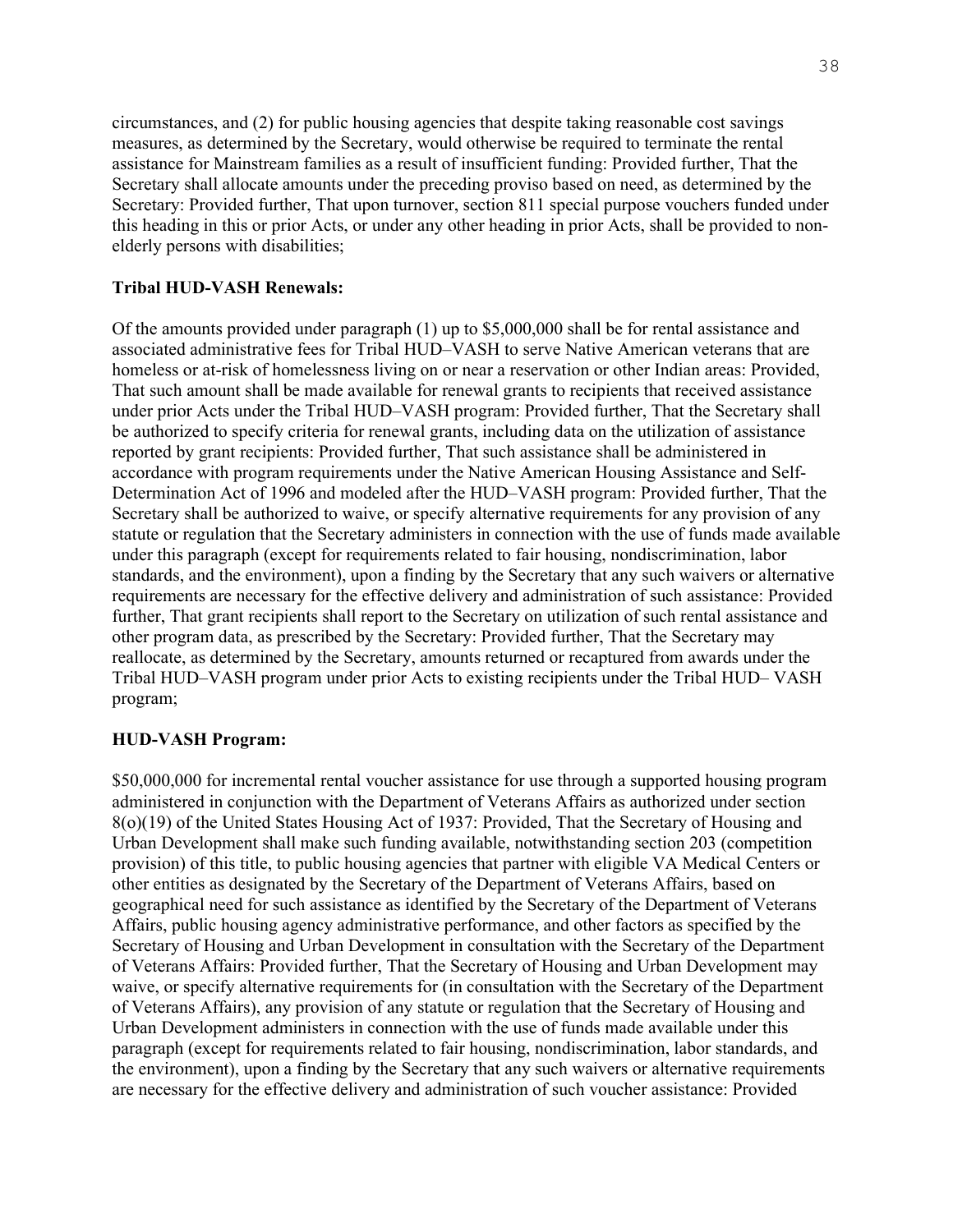circumstances, and (2) for public housing agencies that despite taking reasonable cost savings measures, as determined by the Secretary, would otherwise be required to terminate the rental assistance for Mainstream families as a result of insufficient funding: Provided further, That the Secretary shall allocate amounts under the preceding proviso based on need, as determined by the Secretary: Provided further, That upon turnover, section 811 special purpose vouchers funded under this heading in this or prior Acts, or under any other heading in prior Acts, shall be provided to non-elderly persons with disabilities;

**Tribal HUD-VASH Renewals:**

Of the amounts provided under paragraph (1) up to $5,000,000 shall be for rental assistance and associated administrative fees for Tribal HUD–VASH to serve Native American veterans that are homeless or at-risk of homelessness living on or near a reservation or other Indian areas: Provided, That such amount shall be made available for renewal grants to recipients that received assistance under prior Acts under the Tribal HUD–VASH program: Provided further, That the Secretary shall be authorized to specify criteria for renewal grants, including data on the utilization of assistance reported by grant recipients: Provided further, That such assistance shall be administered in accordance with program requirements under the Native American Housing Assistance and Self-Determination Act of 1996 and modeled after the HUD–VASH program: Provided further, That the Secretary shall be authorized to waive, or specify alternative requirements for any provision of any statute or regulation that the Secretary administers in connection with the use of funds made available under this paragraph (except for requirements related to fair housing, nondiscrimination, labor standards, and the environment), upon a finding by the Secretary that any such waivers or alternative requirements are necessary for the effective delivery and administration of such assistance: Provided further, That grant recipients shall report to the Secretary on utilization of such rental assistance and other program data, as prescribed by the Secretary: Provided further, That the Secretary may reallocate, as determined by the Secretary, amounts returned or recaptured from awards under the Tribal HUD–VASH program under prior Acts to existing recipients under the Tribal HUD– VASH program;

**HUD-VASH Program:**

$50,000,000 for incremental rental voucher assistance for use through a supported housing program administered in conjunction with the Department of Veterans Affairs as authorized under section 8(o)(19) of the United States Housing Act of 1937: Provided, That the Secretary of Housing and Urban Development shall make such funding available, notwithstanding section 203 (competition provision) of this title, to public housing agencies that partner with eligible VA Medical Centers or other entities as designated by the Secretary of the Department of Veterans Affairs, based on geographical need for such assistance as identified by the Secretary of the Department of Veterans Affairs, public housing agency administrative performance, and other factors as specified by the Secretary of Housing and Urban Development in consultation with the Secretary of the Department of Veterans Affairs: Provided further, That the Secretary of Housing and Urban Development may waive, or specify alternative requirements for (in consultation with the Secretary of the Department of Veterans Affairs), any provision of any statute or regulation that the Secretary of Housing and Urban Development administers in connection with the use of funds made available under this paragraph (except for requirements related to fair housing, nondiscrimination, labor standards, and the environment), upon a finding by the Secretary that any such waivers or alternative requirements are necessary for the effective delivery and administration of such voucher assistance: Provided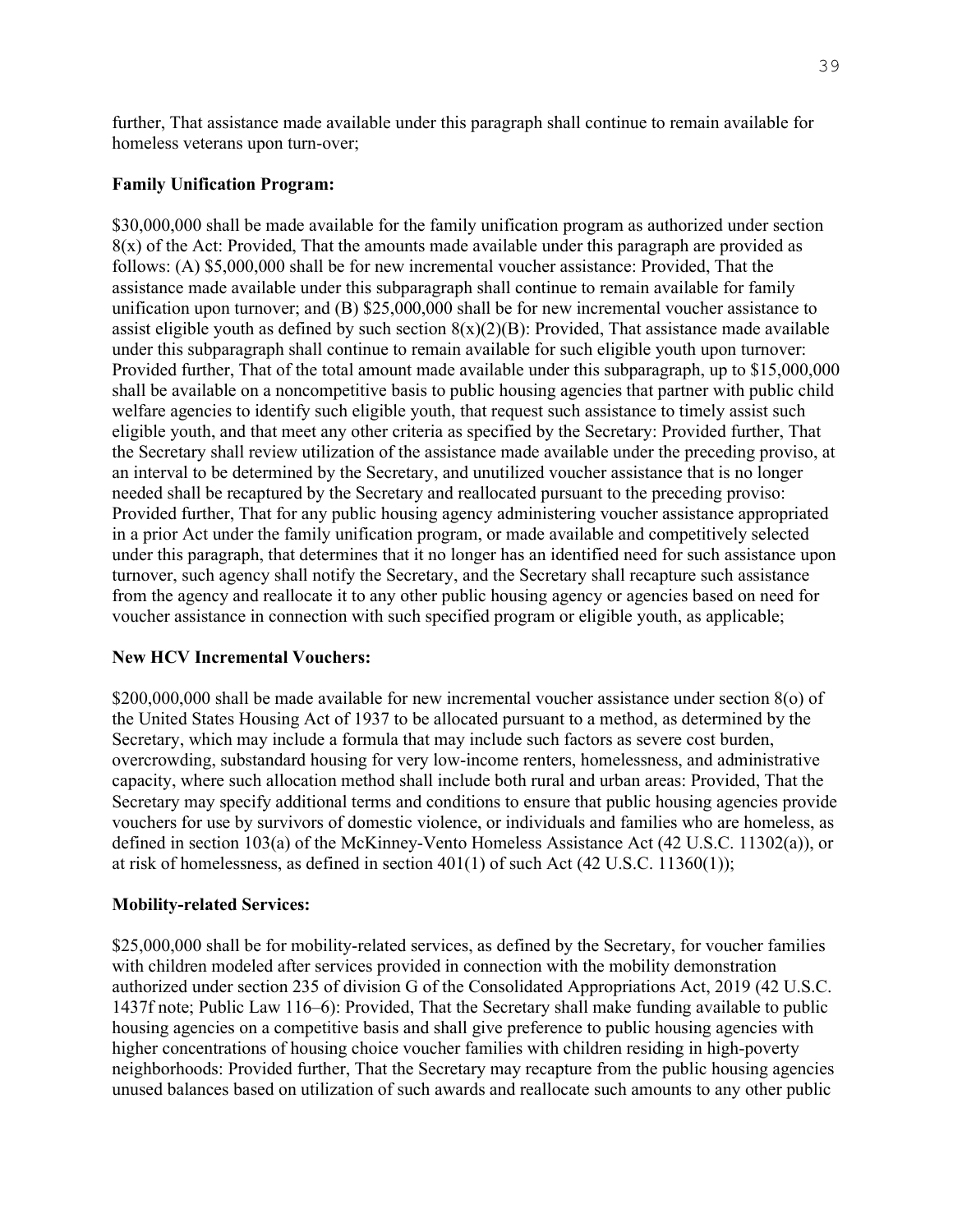further, That assistance made available under this paragraph shall continue to remain available for homeless veterans upon turn-over;

**Family Unification Program:**

$30,000,000 shall be made available for the family unification program as authorized under section 8(x) of the Act: Provided, That the amounts made available under this paragraph are provided as follows: (A) $5,000,000 shall be for new incremental voucher assistance: Provided, That the assistance made available under this subparagraph shall continue to remain available for family unification upon turnover; and (B) $25,000,000 shall be for new incremental voucher assistance to assist eligible youth as defined by such section 8(x)(2)(B): Provided, That assistance made available under this subparagraph shall continue to remain available for such eligible youth upon turnover: Provided further, That of the total amount made available under this subparagraph, up to $15,000,000 shall be available on a noncompetitive basis to public housing agencies that partner with public child welfare agencies to identify such eligible youth, that request such assistance to timely assist such eligible youth, and that meet any other criteria as specified by the Secretary: Provided further, That the Secretary shall review utilization of the assistance made available under the preceding proviso, at an interval to be determined by the Secretary, and unutilized voucher assistance that is no longer needed shall be recaptured by the Secretary and reallocated pursuant to the preceding proviso: Provided further, That for any public housing agency administering voucher assistance appropriated in a prior Act under the family unification program, or made available and competitively selected under this paragraph, that determines that it no longer has an identified need for such assistance upon turnover, such agency shall notify the Secretary, and the Secretary shall recapture such assistance from the agency and reallocate it to any other public housing agency or agencies based on need for voucher assistance in connection with such specified program or eligible youth, as applicable;

**New HCV Incremental Vouchers:**

$200,000,000 shall be made available for new incremental voucher assistance under section 8(o) of the United States Housing Act of 1937 to be allocated pursuant to a method, as determined by the Secretary, which may include a formula that may include such factors as severe cost burden, overcrowding, substandard housing for very low-income renters, homelessness, and administrative capacity, where such allocation method shall include both rural and urban areas: Provided, That the Secretary may specify additional terms and conditions to ensure that public housing agencies provide vouchers for use by survivors of domestic violence, or individuals and families who are homeless, as defined in section 103(a) of the McKinney-Vento Homeless Assistance Act (42 U.S.C. 11302(a)), or at risk of homelessness, as defined in section 401(1) of such Act (42 U.S.C. 11360(1));

**Mobility-related Services:**

$25,000,000 shall be for mobility-related services, as defined by the Secretary, for voucher families with children modeled after services provided in connection with the mobility demonstration authorized under section 235 of division G of the Consolidated Appropriations Act, 2019 (42 U.S.C. 1437f note; Public Law 116–6): Provided, That the Secretary shall make funding available to public housing agencies on a competitive basis and shall give preference to public housing agencies with higher concentrations of housing choice voucher families with children residing in high-poverty neighborhoods: Provided further, That the Secretary may recapture from the public housing agencies unused balances based on utilization of such awards and reallocate such amounts to any other public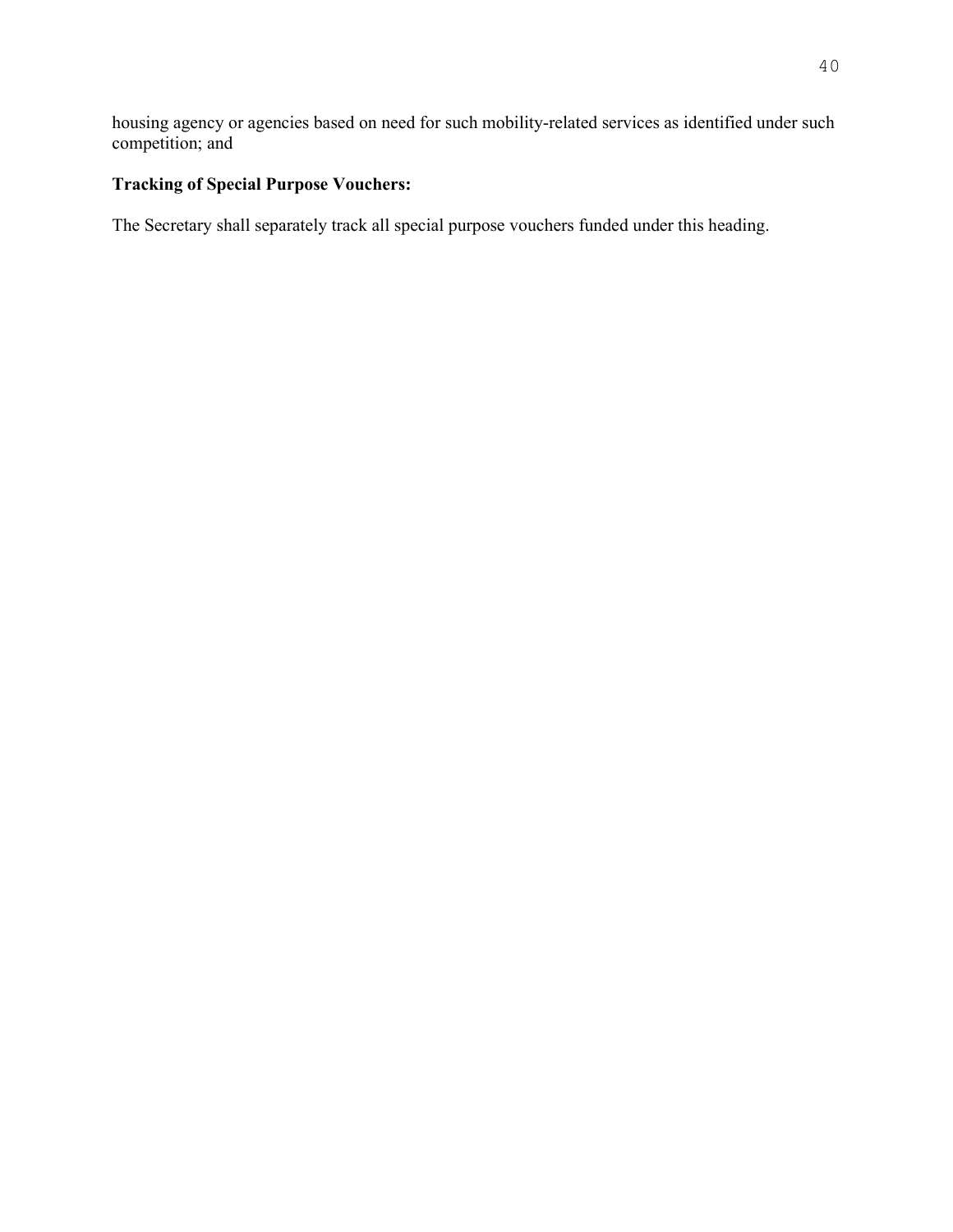housing agency or agencies based on need for such mobility-related services as identified under such competition; and

**Tracking of Special Purpose Vouchers:**

The Secretary shall separately track all special purpose vouchers funded under this heading.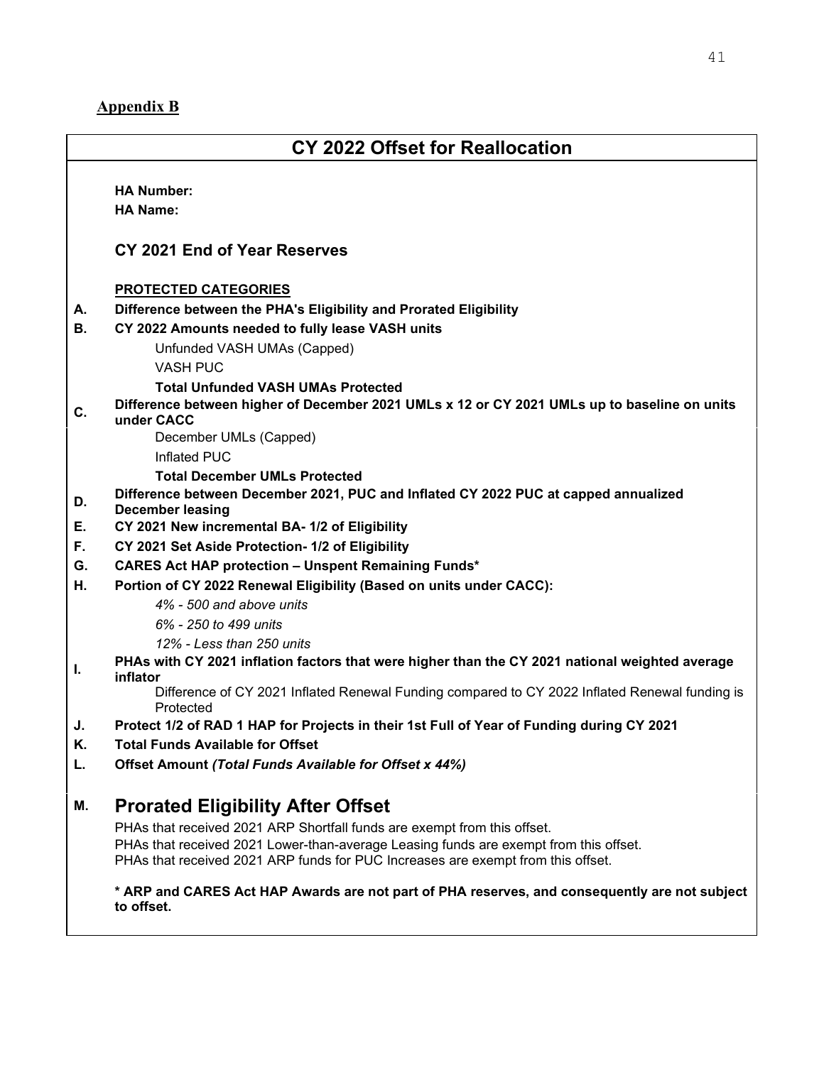**Appendix B**

## CY 2022 Offset for Reallocation

**HA Number:**
**HA Name:**

### CY 2021 End of Year Reserves

**PROTECTED CATEGORIES**

**A.** **Difference between the PHA's Eligibility and Prorated Eligibility**

**B.** **CY 2022 Amounts needed to fully lease VASH units**

- Unfunded VASH UMAs (Capped)
- VASH PUC
- **Total Unfunded VASH UMAs Protected**

**C.** **Difference between higher of December 2021 UMLs x 12 or CY 2021 UMLs up to baseline on units under CACC**

- December UMLs (Capped)
- Inflated PUC
- **Total December UMLs Protected**

**D.** **Difference between December 2021, PUC and Inflated CY 2022 PUC at capped annualized December leasing**

**E.** **CY 2021 New incremental BA- 1/2 of Eligibility**

**F.** **CY 2021 Set Aside Protection- 1/2 of Eligibility**

**G.** **CARES Act HAP protection – Unspent Remaining Funds***

**H.** **Portion of CY 2022 Renewal Eligibility (Based on units under CACC):**

- *4% - 500 and above units*
- *6% - 250 to 499 units*
- *12% - Less than 250 units*

**I.** **PHAs with CY 2021 inflation factors that were higher than the CY 2021 national weighted average inflator**

- Difference of CY 2021 Inflated Renewal Funding compared to CY 2022 Inflated Renewal funding is Protected

**J.** **Protect 1/2 of RAD 1 HAP for Projects in their 1st Full of Year of Funding during CY 2021**

**K.** **Total Funds Available for Offset**

**L.** **Offset Amount *(Total Funds Available for Offset x 44%)***

### M. Prorated Eligibility After Offset

PHAs that received 2021 ARP Shortfall funds are exempt from this offset.
PHAs that received 2021 Lower-than-average Leasing funds are exempt from this offset.
PHAs that received 2021 ARP funds for PUC Increases are exempt from this offset.

**\* ARP and CARES Act HAP Awards are not part of PHA reserves, and consequently are not subject to offset.**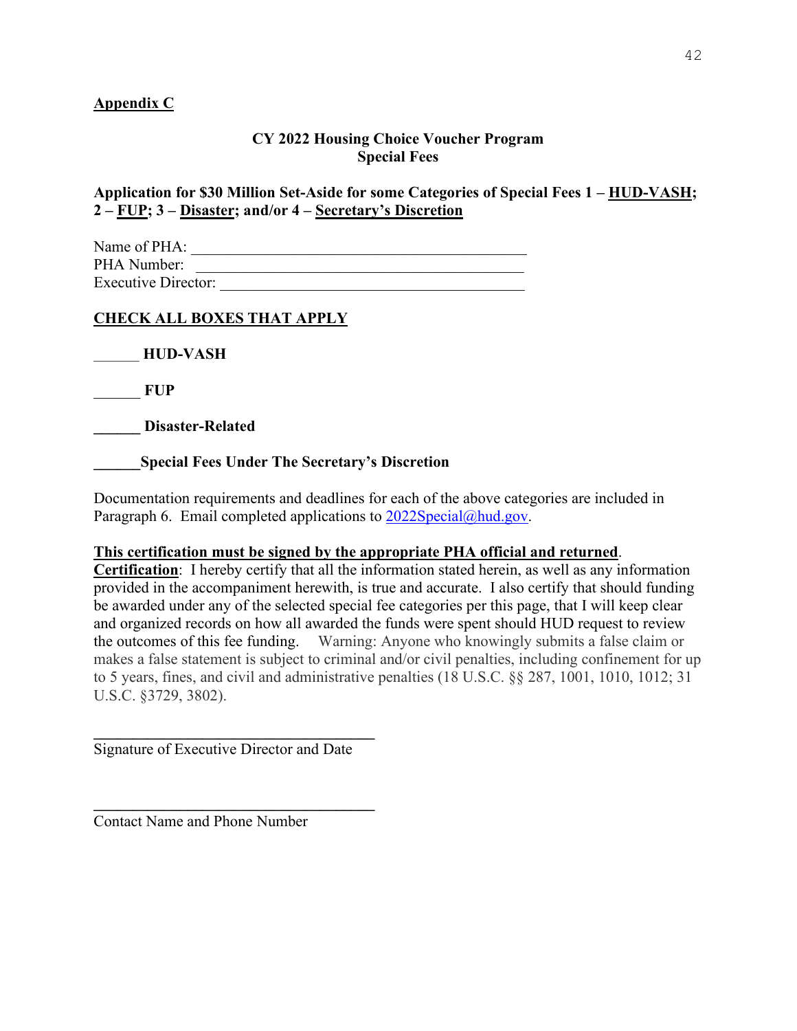**<u>Appendix C</u>**

**CY 2022 Housing Choice Voucher Program**
**Special Fees**

**Application for $30 Million Set-Aside for some Categories of Special Fees 1 – <u>HUD-VASH</u>; 2 – <u>FUP</u>; 3 – <u>Disaster</u>; and/or 4 – <u>Secretary's Discretion</u>**

Name of PHA: ___________________________________________
PHA Number: ___________________________________________
Executive Director: ________________________________________

**<u>CHECK ALL BOXES THAT APPLY</u>**

______ **HUD-VASH**

______ **FUP**

______ **Disaster-Related**

______**Special Fees Under The Secretary's Discretion**

Documentation requirements and deadlines for each of the above categories are included in Paragraph 6. Email completed applications to 2022Special@hud.gov.

**<u>This certification must be signed by the appropriate PHA official and returned</u>**.
**<u>Certification</u>**: I hereby certify that all the information stated herein, as well as any information provided in the accompaniment herewith, is true and accurate. I also certify that should funding be awarded under any of the selected special fee categories per this page, that I will keep clear and organized records on how all awarded the funds were spent should HUD request to review the outcomes of this fee funding. Warning: Anyone who knowingly submits a false claim or makes a false statement is subject to criminal and/or civil penalties, including confinement for up to 5 years, fines, and civil and administrative penalties (18 U.S.C. §§ 287, 1001, 1010, 1012; 31 U.S.C. §3729, 3802).

____________________________________
Signature of Executive Director and Date

____________________________________
Contact Name and Phone Number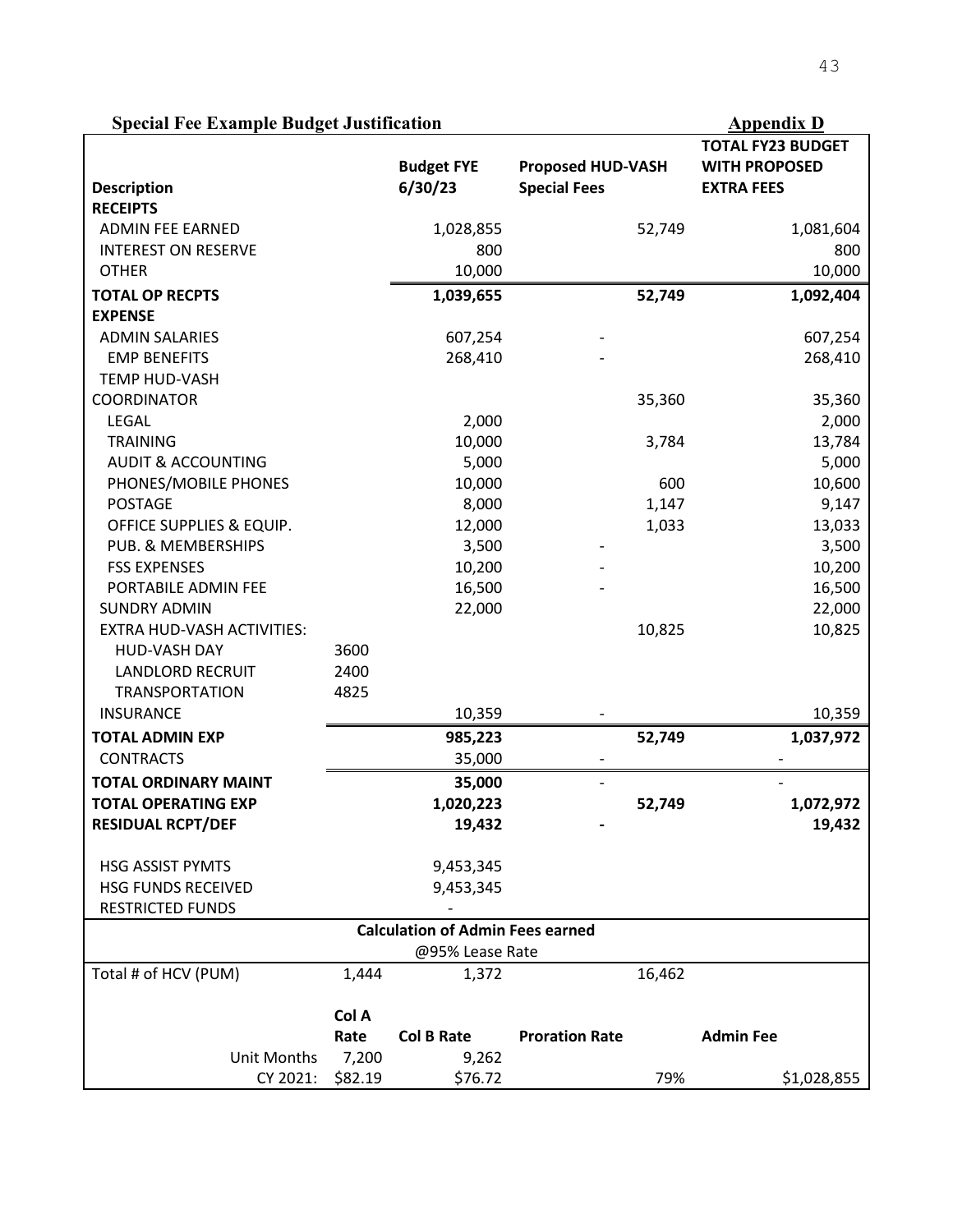**Special Fee Example Budget Justification** **Appendix D**

| Description | | Budget FYE 6/30/23 | Proposed HUD-VASH Special Fees | TOTAL FY23 BUDGET WITH PROPOSED EXTRA FEES |
|---|---|---|---|---|
| **RECEIPTS** | | | | |
| ADMIN FEE EARNED | | 1,028,855 | 52,749 | 1,081,604 |
| INTEREST ON RESERVE | | 800 | | 800 |
| OTHER | | 10,000 | | 10,000 |
| **TOTAL OP RECPTS** | | **1,039,655** | **52,749** | **1,092,404** |
| **EXPENSE** | | | | |
| ADMIN SALARIES | | 607,254 | - | 607,254 |
| EMP BENEFITS | | 268,410 | - | 268,410 |
| TEMP HUD-VASH COORDINATOR | | | 35,360 | 35,360 |
| LEGAL | | 2,000 | | 2,000 |
| TRAINING | | 10,000 | 3,784 | 13,784 |
| AUDIT & ACCOUNTING | | 5,000 | | 5,000 |
| PHONES/MOBILE PHONES | | 10,000 | 600 | 10,600 |
| POSTAGE | | 8,000 | 1,147 | 9,147 |
| OFFICE SUPPLIES & EQUIP. | | 12,000 | 1,033 | 13,033 |
| PUB. & MEMBERSHIPS | | 3,500 | - | 3,500 |
| FSS EXPENSES | | 10,200 | - | 10,200 |
| PORTABILE ADMIN FEE | | 16,500 | - | 16,500 |
| SUNDRY ADMIN | | 22,000 | | 22,000 |
| EXTRA HUD-VASH ACTIVITIES: | | | 10,825 | 10,825 |
| HUD-VASH DAY | 3600 | | | |
| LANDLORD RECRUIT | 2400 | | | |
| TRANSPORTATION | 4825 | | | |
| INSURANCE | | 10,359 | - | 10,359 |
| **TOTAL ADMIN EXP** | | **985,223** | **52,749** | **1,037,972** |
| CONTRACTS | | 35,000 | - | - |
| **TOTAL ORDINARY MAINT** | | **35,000** | - | - |
| **TOTAL OPERATING EXP** | | **1,020,223** | **52,749** | **1,072,972** |
| **RESIDUAL RCPT/DEF** | | **19,432** | **-** | **19,432** |
| | | | | |
| HSG ASSIST PYMTS | | 9,453,345 | | |
| HSG FUNDS RECEIVED | | 9,453,345 | | |
| RESTRICTED FUNDS | | - | | |
| | | **Calculation of Admin Fees earned** | | |
| | | @95% Lease Rate | | |
| Total # of HCV (PUM) | 1,444 | 1,372 | 16,462 | |
| | **Col A Rate** | **Col B Rate** | **Proration Rate** | **Admin Fee** |
| Unit Months | 7,200 | 9,262 | | |
| CY 2021: | $82.19 | $76.72 | 79% | $1,028,855 |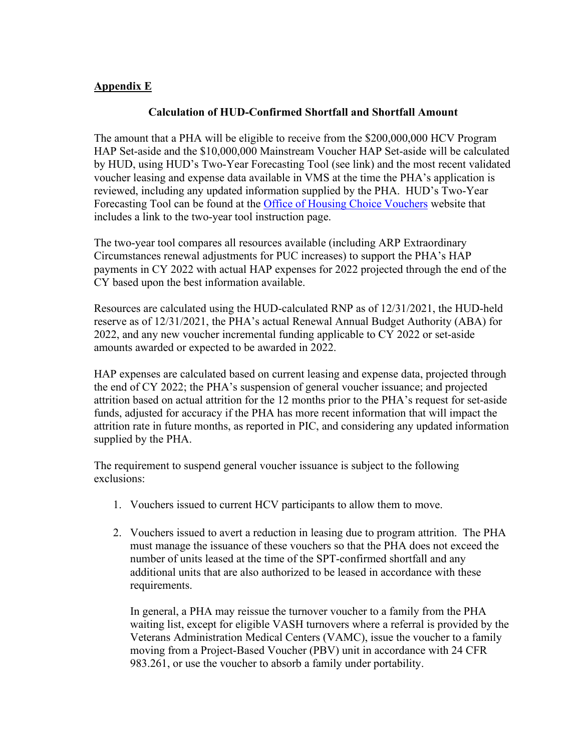**Appendix E**

**Calculation of HUD-Confirmed Shortfall and Shortfall Amount**

The amount that a PHA will be eligible to receive from the $200,000,000 HCV Program HAP Set-aside and the $10,000,000 Mainstream Voucher HAP Set-aside will be calculated by HUD, using HUD's Two-Year Forecasting Tool (see link) and the most recent validated voucher leasing and expense data available in VMS at the time the PHA's application is reviewed, including any updated information supplied by the PHA. HUD's Two-Year Forecasting Tool can be found at the Office of Housing Choice Vouchers website that includes a link to the two-year tool instruction page.

The two-year tool compares all resources available (including ARP Extraordinary Circumstances renewal adjustments for PUC increases) to support the PHA's HAP payments in CY 2022 with actual HAP expenses for 2022 projected through the end of the CY based upon the best information available.

Resources are calculated using the HUD-calculated RNP as of 12/31/2021, the HUD-held reserve as of 12/31/2021, the PHA's actual Renewal Annual Budget Authority (ABA) for 2022, and any new voucher incremental funding applicable to CY 2022 or set-aside amounts awarded or expected to be awarded in 2022.

HAP expenses are calculated based on current leasing and expense data, projected through the end of CY 2022; the PHA's suspension of general voucher issuance; and projected attrition based on actual attrition for the 12 months prior to the PHA's request for set-aside funds, adjusted for accuracy if the PHA has more recent information that will impact the attrition rate in future months, as reported in PIC, and considering any updated information supplied by the PHA.

The requirement to suspend general voucher issuance is subject to the following exclusions:

1. Vouchers issued to current HCV participants to allow them to move.

2. Vouchers issued to avert a reduction in leasing due to program attrition. The PHA must manage the issuance of these vouchers so that the PHA does not exceed the number of units leased at the time of the SPT-confirmed shortfall and any additional units that are also authorized to be leased in accordance with these requirements.

   In general, a PHA may reissue the turnover voucher to a family from the PHA waiting list, except for eligible VASH turnovers where a referral is provided by the Veterans Administration Medical Centers (VAMC), issue the voucher to a family moving from a Project-Based Voucher (PBV) unit in accordance with 24 CFR 983.261, or use the voucher to absorb a family under portability.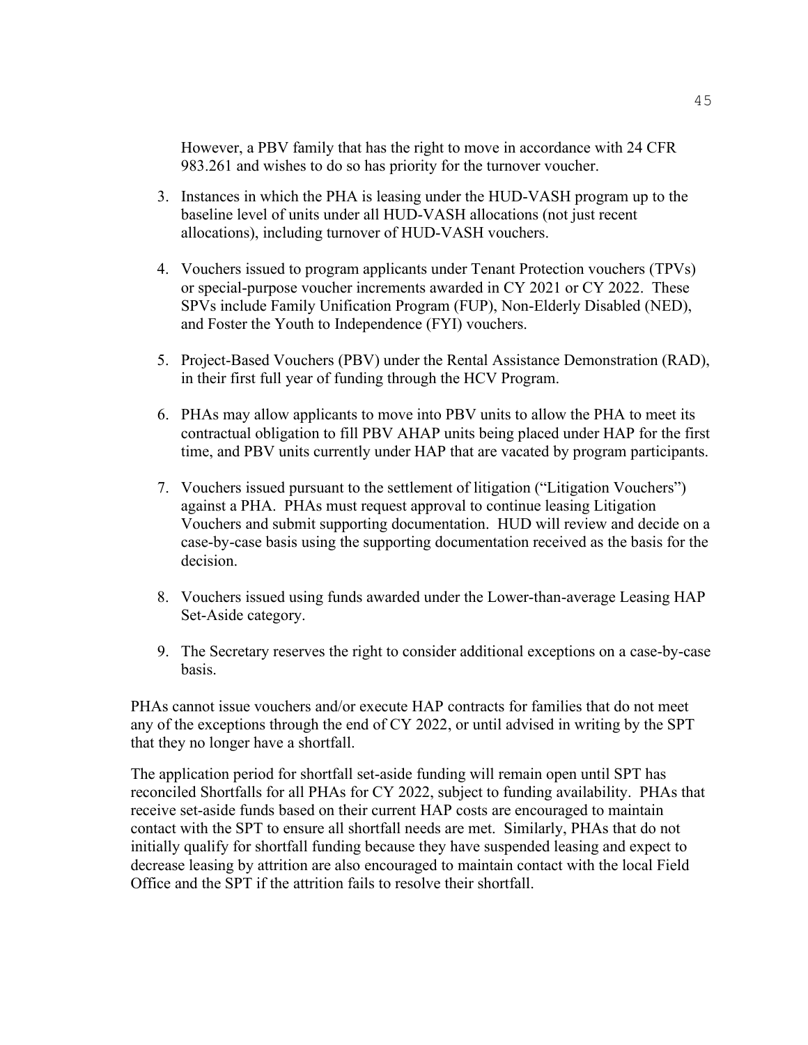However, a PBV family that has the right to move in accordance with 24 CFR 983.261 and wishes to do so has priority for the turnover voucher.

3. Instances in which the PHA is leasing under the HUD-VASH program up to the baseline level of units under all HUD-VASH allocations (not just recent allocations), including turnover of HUD-VASH vouchers.

4. Vouchers issued to program applicants under Tenant Protection vouchers (TPVs) or special-purpose voucher increments awarded in CY 2021 or CY 2022. These SPVs include Family Unification Program (FUP), Non-Elderly Disabled (NED), and Foster the Youth to Independence (FYI) vouchers.

5. Project-Based Vouchers (PBV) under the Rental Assistance Demonstration (RAD), in their first full year of funding through the HCV Program.

6. PHAs may allow applicants to move into PBV units to allow the PHA to meet its contractual obligation to fill PBV AHAP units being placed under HAP for the first time, and PBV units currently under HAP that are vacated by program participants.

7. Vouchers issued pursuant to the settlement of litigation ("Litigation Vouchers") against a PHA. PHAs must request approval to continue leasing Litigation Vouchers and submit supporting documentation. HUD will review and decide on a case-by-case basis using the supporting documentation received as the basis for the decision.

8. Vouchers issued using funds awarded under the Lower-than-average Leasing HAP Set-Aside category.

9. The Secretary reserves the right to consider additional exceptions on a case-by-case basis.

PHAs cannot issue vouchers and/or execute HAP contracts for families that do not meet any of the exceptions through the end of CY 2022, or until advised in writing by the SPT that they no longer have a shortfall.

The application period for shortfall set-aside funding will remain open until SPT has reconciled Shortfalls for all PHAs for CY 2022, subject to funding availability. PHAs that receive set-aside funds based on their current HAP costs are encouraged to maintain contact with the SPT to ensure all shortfall needs are met. Similarly, PHAs that do not initially qualify for shortfall funding because they have suspended leasing and expect to decrease leasing by attrition are also encouraged to maintain contact with the local Field Office and the SPT if the attrition fails to resolve their shortfall.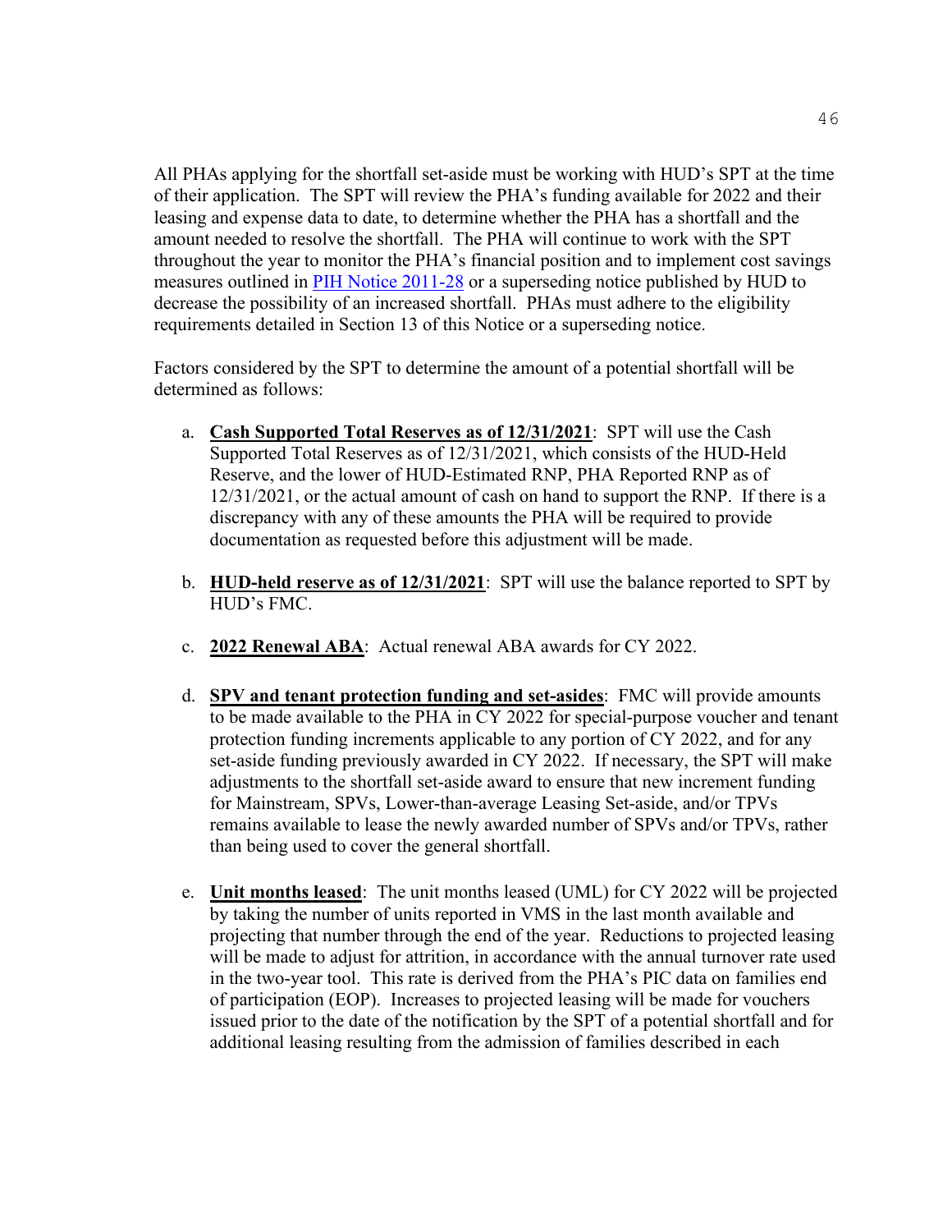All PHAs applying for the shortfall set-aside must be working with HUD's SPT at the time of their application. The SPT will review the PHA's funding available for 2022 and their leasing and expense data to date, to determine whether the PHA has a shortfall and the amount needed to resolve the shortfall. The PHA will continue to work with the SPT throughout the year to monitor the PHA's financial position and to implement cost savings measures outlined in [PIH Notice 2011-28]() or a superseding notice published by HUD to decrease the possibility of an increased shortfall. PHAs must adhere to the eligibility requirements detailed in Section 13 of this Notice or a superseding notice.

Factors considered by the SPT to determine the amount of a potential shortfall will be determined as follows:

a. **Cash Supported Total Reserves as of 12/31/2021**: SPT will use the Cash Supported Total Reserves as of 12/31/2021, which consists of the HUD-Held Reserve, and the lower of HUD-Estimated RNP, PHA Reported RNP as of 12/31/2021, or the actual amount of cash on hand to support the RNP. If there is a discrepancy with any of these amounts the PHA will be required to provide documentation as requested before this adjustment will be made.

b. **HUD-held reserve as of 12/31/2021**: SPT will use the balance reported to SPT by HUD's FMC.

c. **2022 Renewal ABA**: Actual renewal ABA awards for CY 2022.

d. **SPV and tenant protection funding and set-asides**: FMC will provide amounts to be made available to the PHA in CY 2022 for special-purpose voucher and tenant protection funding increments applicable to any portion of CY 2022, and for any set-aside funding previously awarded in CY 2022. If necessary, the SPT will make adjustments to the shortfall set-aside award to ensure that new increment funding for Mainstream, SPVs, Lower-than-average Leasing Set-aside, and/or TPVs remains available to lease the newly awarded number of SPVs and/or TPVs, rather than being used to cover the general shortfall.

e. **Unit months leased**: The unit months leased (UML) for CY 2022 will be projected by taking the number of units reported in VMS in the last month available and projecting that number through the end of the year. Reductions to projected leasing will be made to adjust for attrition, in accordance with the annual turnover rate used in the two-year tool. This rate is derived from the PHA's PIC data on families end of participation (EOP). Increases to projected leasing will be made for vouchers issued prior to the date of the notification by the SPT of a potential shortfall and for additional leasing resulting from the admission of families described in each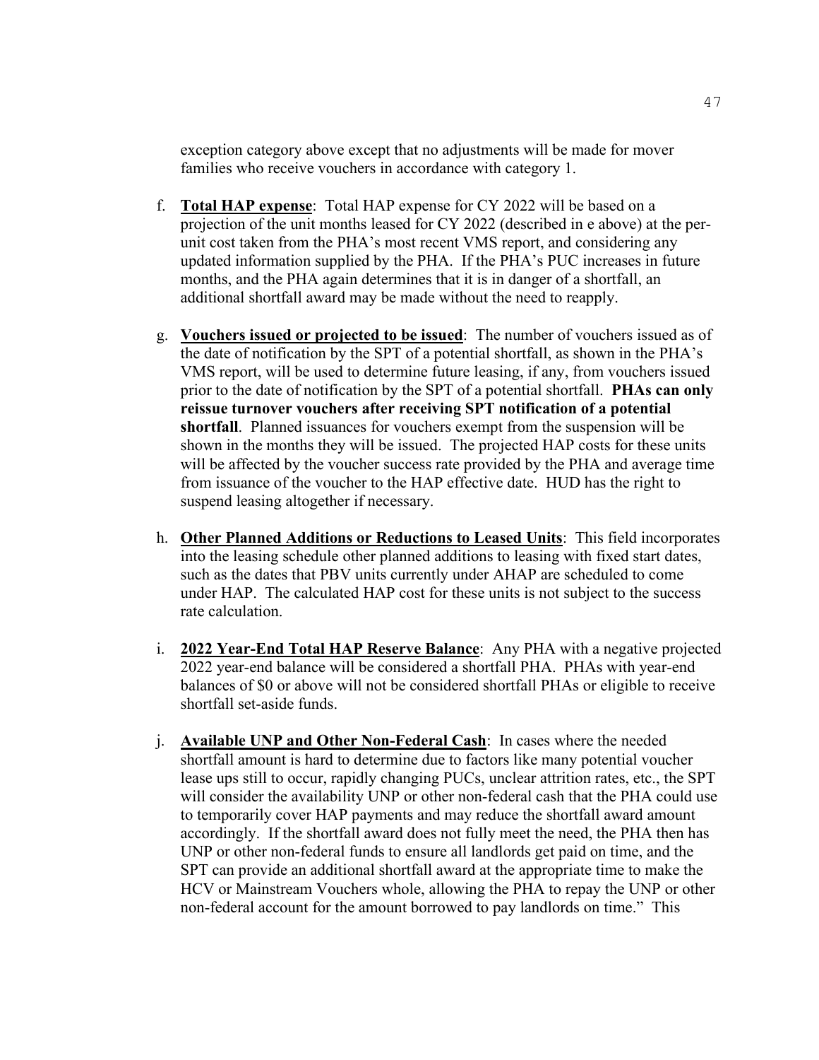exception category above except that no adjustments will be made for mover families who receive vouchers in accordance with category 1.

f. **Total HAP expense**: Total HAP expense for CY 2022 will be based on a projection of the unit months leased for CY 2022 (described in e above) at the per-unit cost taken from the PHA's most recent VMS report, and considering any updated information supplied by the PHA. If the PHA's PUC increases in future months, and the PHA again determines that it is in danger of a shortfall, an additional shortfall award may be made without the need to reapply.

g. **Vouchers issued or projected to be issued**: The number of vouchers issued as of the date of notification by the SPT of a potential shortfall, as shown in the PHA's VMS report, will be used to determine future leasing, if any, from vouchers issued prior to the date of notification by the SPT of a potential shortfall. **PHAs can only reissue turnover vouchers after receiving SPT notification of a potential shortfall**. Planned issuances for vouchers exempt from the suspension will be shown in the months they will be issued. The projected HAP costs for these units will be affected by the voucher success rate provided by the PHA and average time from issuance of the voucher to the HAP effective date. HUD has the right to suspend leasing altogether if necessary.

h. **Other Planned Additions or Reductions to Leased Units**: This field incorporates into the leasing schedule other planned additions to leasing with fixed start dates, such as the dates that PBV units currently under AHAP are scheduled to come under HAP. The calculated HAP cost for these units is not subject to the success rate calculation.

i. **2022 Year-End Total HAP Reserve Balance**: Any PHA with a negative projected 2022 year-end balance will be considered a shortfall PHA. PHAs with year-end balances of $0 or above will not be considered shortfall PHAs or eligible to receive shortfall set-aside funds.

j. **Available UNP and Other Non-Federal Cash**: In cases where the needed shortfall amount is hard to determine due to factors like many potential voucher lease ups still to occur, rapidly changing PUCs, unclear attrition rates, etc., the SPT will consider the availability UNP or other non-federal cash that the PHA could use to temporarily cover HAP payments and may reduce the shortfall award amount accordingly. If the shortfall award does not fully meet the need, the PHA then has UNP or other non-federal funds to ensure all landlords get paid on time, and the SPT can provide an additional shortfall award at the appropriate time to make the HCV or Mainstream Vouchers whole, allowing the PHA to repay the UNP or other non-federal account for the amount borrowed to pay landlords on time." This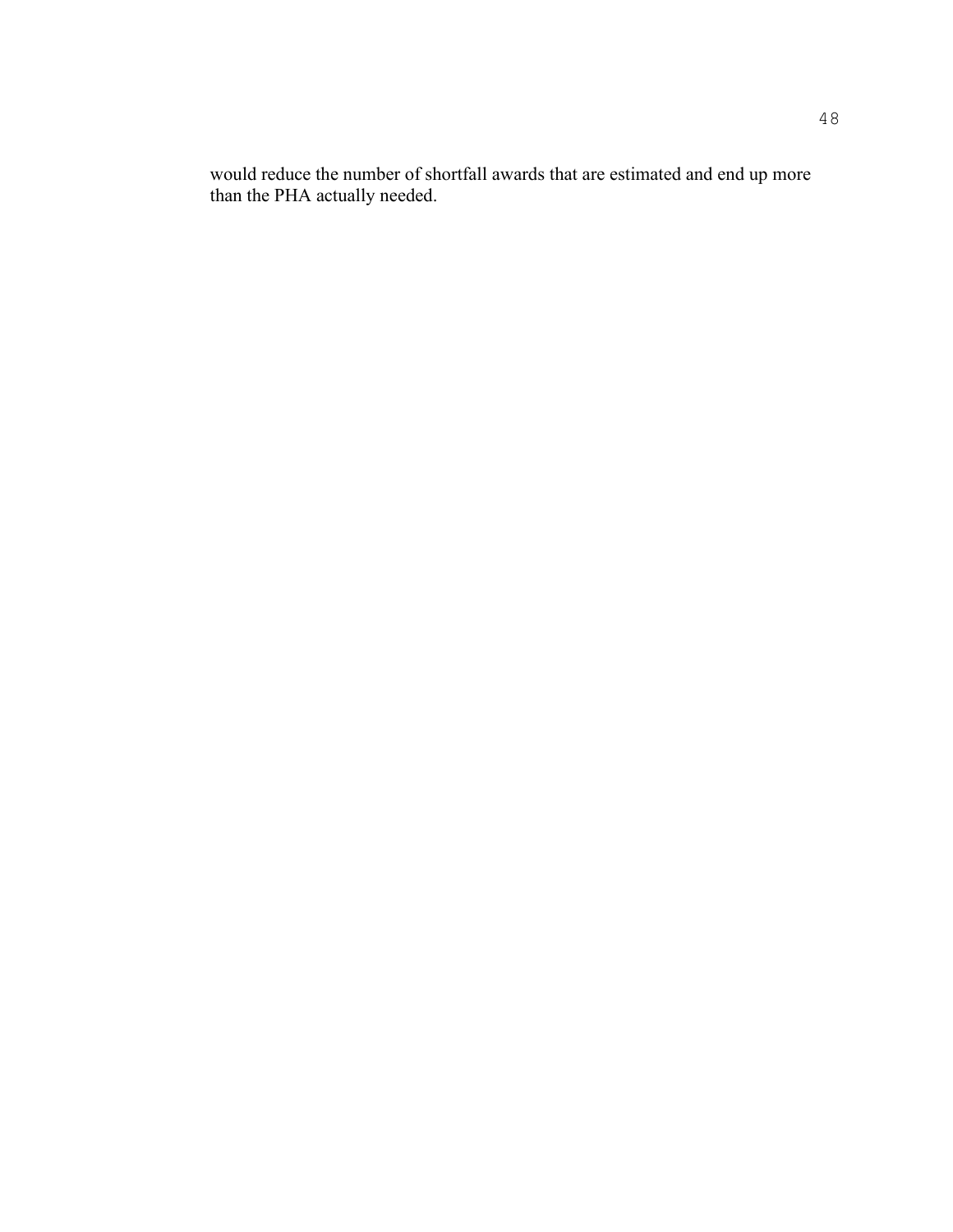would reduce the number of shortfall awards that are estimated and end up more than the PHA actually needed.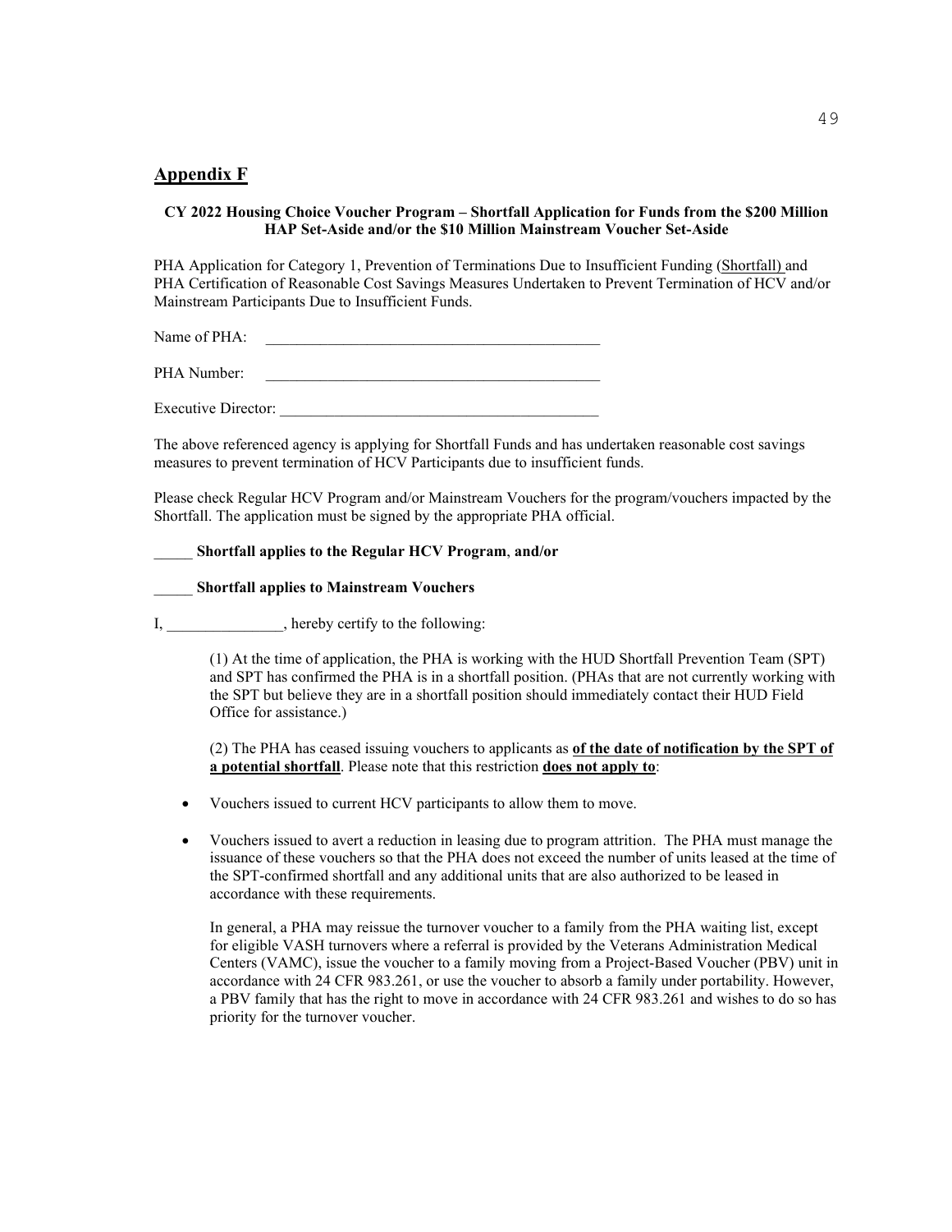## Appendix F

**CY 2022 Housing Choice Voucher Program – Shortfall Application for Funds from the $200 Million HAP Set-Aside and/or the $10 Million Mainstream Voucher Set-Aside**

PHA Application for Category 1, Prevention of Terminations Due to Insufficient Funding (Shortfall) and PHA Certification of Reasonable Cost Savings Measures Undertaken to Prevent Termination of HCV and/or Mainstream Participants Due to Insufficient Funds.

Name of PHA: ____________________________________________

PHA Number: ____________________________________________

Executive Director: ________________________________________

The above referenced agency is applying for Shortfall Funds and has undertaken reasonable cost savings measures to prevent termination of HCV Participants due to insufficient funds.

Please check Regular HCV Program and/or Mainstream Vouchers for the program/vouchers impacted by the Shortfall. The application must be signed by the appropriate PHA official.

_____ **Shortfall applies to the Regular HCV Program**, **and/or**

_____ **Shortfall applies to Mainstream Vouchers**

I, _______________, hereby certify to the following:

(1) At the time of application, the PHA is working with the HUD Shortfall Prevention Team (SPT) and SPT has confirmed the PHA is in a shortfall position. (PHAs that are not currently working with the SPT but believe they are in a shortfall position should immediately contact their HUD Field Office for assistance.)

(2) The PHA has ceased issuing vouchers to applicants as **of the date of notification by the SPT of a potential shortfall**. Please note that this restriction **does not apply to**:

- Vouchers issued to current HCV participants to allow them to move.
- Vouchers issued to avert a reduction in leasing due to program attrition. The PHA must manage the issuance of these vouchers so that the PHA does not exceed the number of units leased at the time of the SPT-confirmed shortfall and any additional units that are also authorized to be leased in accordance with these requirements.

  In general, a PHA may reissue the turnover voucher to a family from the PHA waiting list, except for eligible VASH turnovers where a referral is provided by the Veterans Administration Medical Centers (VAMC), issue the voucher to a family moving from a Project-Based Voucher (PBV) unit in accordance with 24 CFR 983.261, or use the voucher to absorb a family under portability. However, a PBV family that has the right to move in accordance with 24 CFR 983.261 and wishes to do so has priority for the turnover voucher.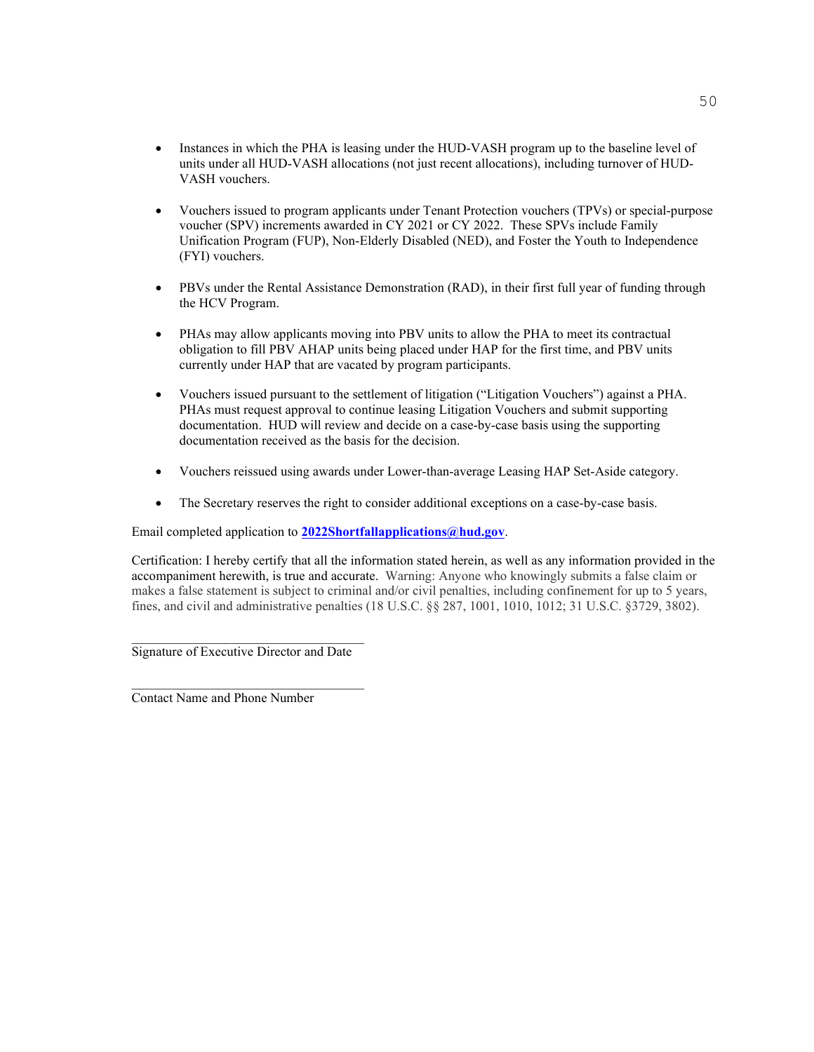- Instances in which the PHA is leasing under the HUD-VASH program up to the baseline level of units under all HUD-VASH allocations (not just recent allocations), including turnover of HUD-VASH vouchers.

- Vouchers issued to program applicants under Tenant Protection vouchers (TPVs) or special-purpose voucher (SPV) increments awarded in CY 2021 or CY 2022. These SPVs include Family Unification Program (FUP), Non-Elderly Disabled (NED), and Foster the Youth to Independence (FYI) vouchers.

- PBVs under the Rental Assistance Demonstration (RAD), in their first full year of funding through the HCV Program.

- PHAs may allow applicants moving into PBV units to allow the PHA to meet its contractual obligation to fill PBV AHAP units being placed under HAP for the first time, and PBV units currently under HAP that are vacated by program participants.

- Vouchers issued pursuant to the settlement of litigation ("Litigation Vouchers") against a PHA. PHAs must request approval to continue leasing Litigation Vouchers and submit supporting documentation. HUD will review and decide on a case-by-case basis using the supporting documentation received as the basis for the decision.

- Vouchers reissued using awards under Lower-than-average Leasing HAP Set-Aside category.

- The Secretary reserves the right to consider additional exceptions on a case-by-case basis.

Email completed application to **2022Shortfallapplications@hud.gov**.

Certification: I hereby certify that all the information stated herein, as well as any information provided in the accompaniment herewith, is true and accurate. Warning: Anyone who knowingly submits a false claim or makes a false statement is subject to criminal and/or civil penalties, including confinement for up to 5 years, fines, and civil and administrative penalties (18 U.S.C. §§ 287, 1001, 1010, 1012; 31 U.S.C. §3729, 3802).

\_\_\_\_\_\_\_\_\_\_\_\_\_\_\_\_\_\_\_\_\_\_\_\_\_\_\_\_\_\_\_\_\_\_\_
Signature of Executive Director and Date

\_\_\_\_\_\_\_\_\_\_\_\_\_\_\_\_\_\_\_\_\_\_\_\_\_\_\_\_\_\_\_\_\_\_\_
Contact Name and Phone Number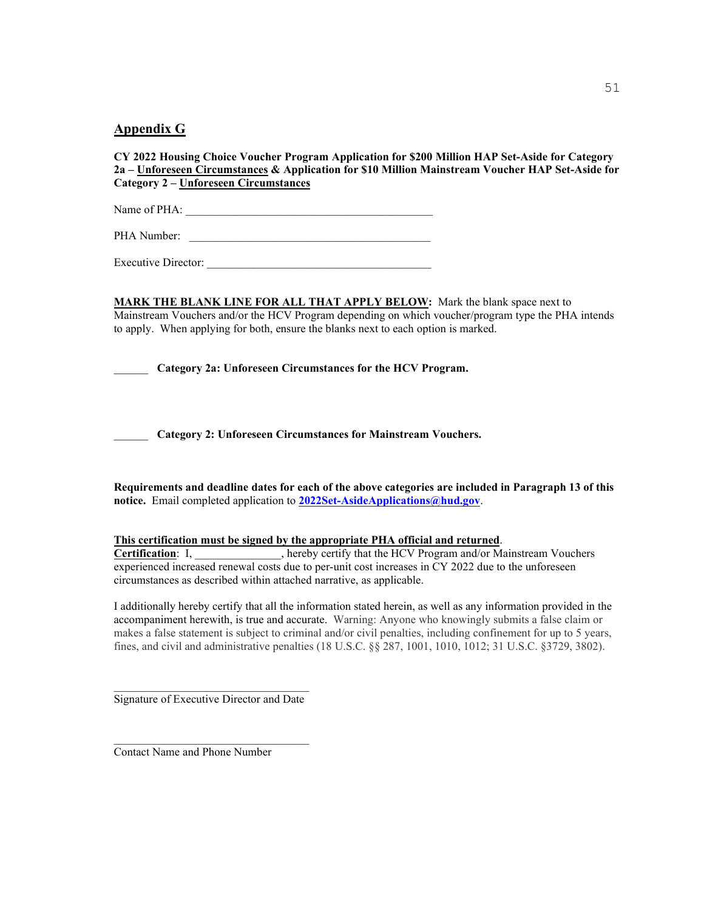## Appendix G

**CY 2022 Housing Choice Voucher Program Application for $200 Million HAP Set-Aside for Category 2a – Unforeseen Circumstances & Application for $10 Million Mainstream Voucher HAP Set-Aside for Category 2 – Unforeseen Circumstances**

Name of PHA: ___________________________________________

PHA Number: ___________________________________________

Executive Director: ______________________________________

**MARK THE BLANK LINE FOR ALL THAT APPLY BELOW:** Mark the blank space next to Mainstream Vouchers and/or the HCV Program depending on which voucher/program type the PHA intends to apply. When applying for both, ensure the blanks next to each option is marked.

______ **Category 2a: Unforeseen Circumstances for the HCV Program.**

______ **Category 2: Unforeseen Circumstances for Mainstream Vouchers.**

**Requirements and deadline dates for each of the above categories are included in Paragraph 13 of this notice.** Email completed application to **2022Set-AsideApplications@hud.gov**.

**This certification must be signed by the appropriate PHA official and returned.**

**Certification**: I, _______________, hereby certify that the HCV Program and/or Mainstream Vouchers experienced increased renewal costs due to per-unit cost increases in CY 2022 due to the unforeseen circumstances as described within attached narrative, as applicable.

I additionally hereby certify that all the information stated herein, as well as any information provided in the accompaniment herewith, is true and accurate. Warning: Anyone who knowingly submits a false claim or makes a false statement is subject to criminal and/or civil penalties, including confinement for up to 5 years, fines, and civil and administrative penalties (18 U.S.C. §§ 287, 1001, 1010, 1012; 31 U.S.C. §3729, 3802).

__________________________________
Signature of Executive Director and Date

__________________________________
Contact Name and Phone Number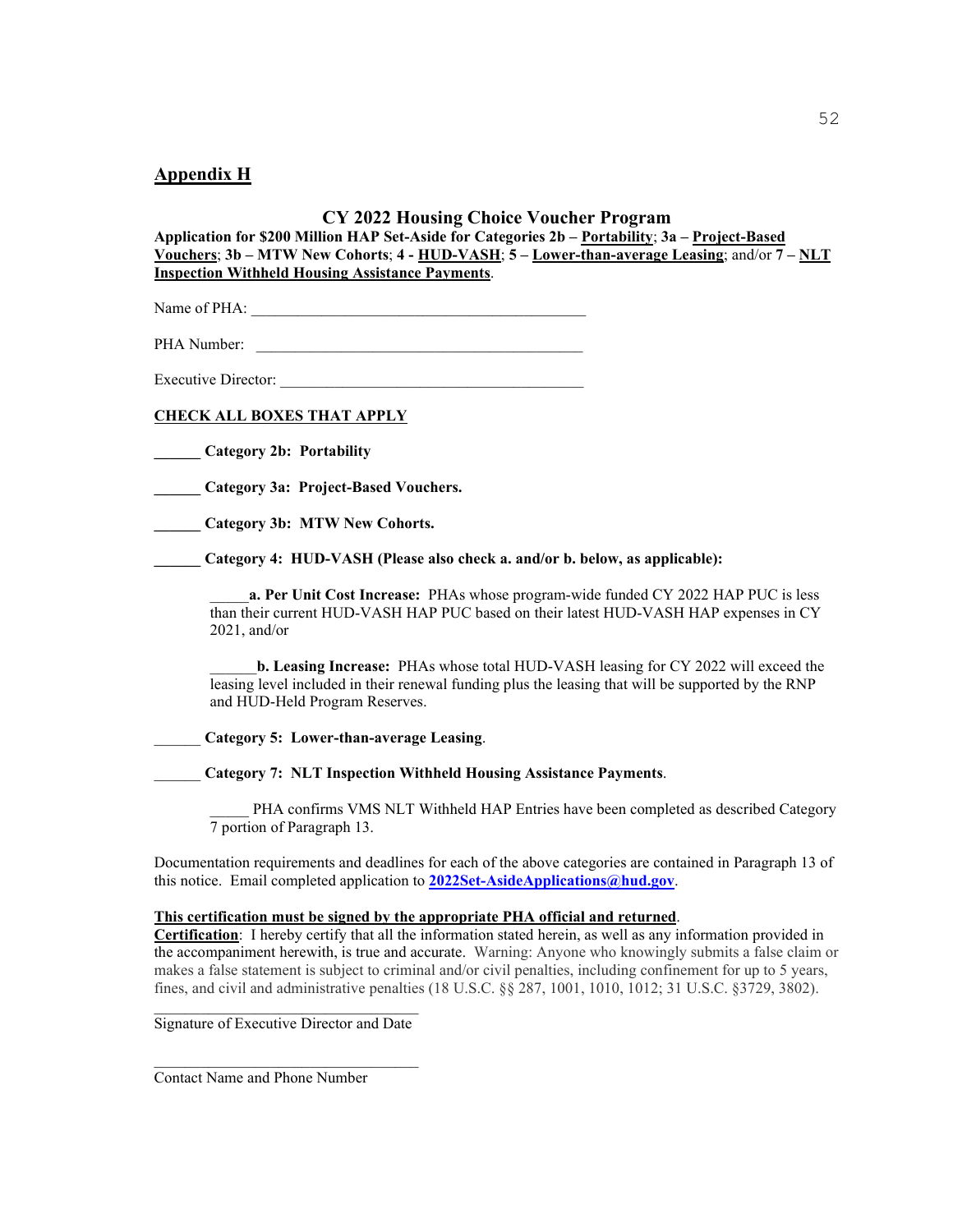## Appendix H

### CY 2022 Housing Choice Voucher Program

**Application for $200 Million HAP Set-Aside for Categories 2b – Portability; 3a – Project-Based Vouchers; 3b – MTW New Cohorts; 4 - HUD-VASH; 5 – Lower-than-average Leasing; and/or 7 – NLT Inspection Withheld Housing Assistance Payments.**

Name of PHA: ___________________________________________

PHA Number: ___________________________________________

Executive Director: ______________________________________

**CHECK ALL BOXES THAT APPLY**

**______ Category 2b: Portability**

**______ Category 3a: Project-Based Vouchers.**

**______ Category 3b: MTW New Cohorts.**

**______ Category 4: HUD-VASH (Please also check a. and/or b. below, as applicable):**

_____**a. Per Unit Cost Increase:** PHAs whose program-wide funded CY 2022 HAP PUC is less than their current HUD-VASH HAP PUC based on their latest HUD-VASH HAP expenses in CY 2021, and/or

______**b. Leasing Increase:** PHAs whose total HUD-VASH leasing for CY 2022 will exceed the leasing level included in their renewal funding plus the leasing that will be supported by the RNP and HUD-Held Program Reserves.

______ **Category 5: Lower-than-average Leasing**.

______ **Category 7: NLT Inspection Withheld Housing Assistance Payments**.

_____ PHA confirms VMS NLT Withheld HAP Entries have been completed as described Category 7 portion of Paragraph 13.

Documentation requirements and deadlines for each of the above categories are contained in Paragraph 13 of this notice. Email completed application to **2022Set-AsideApplications@hud.gov**.

**This certification must be signed by the appropriate PHA official and returned**.

**Certification**: I hereby certify that all the information stated herein, as well as any information provided in the accompaniment herewith, is true and accurate. Warning: Anyone who knowingly submits a false claim or makes a false statement is subject to criminal and/or civil penalties, including confinement for up to 5 years, fines, and civil and administrative penalties (18 U.S.C. §§ 287, 1001, 1010, 1012; 31 U.S.C. §3729, 3802).

___________________________________

Signature of Executive Director and Date

___________________________________

Contact Name and Phone Number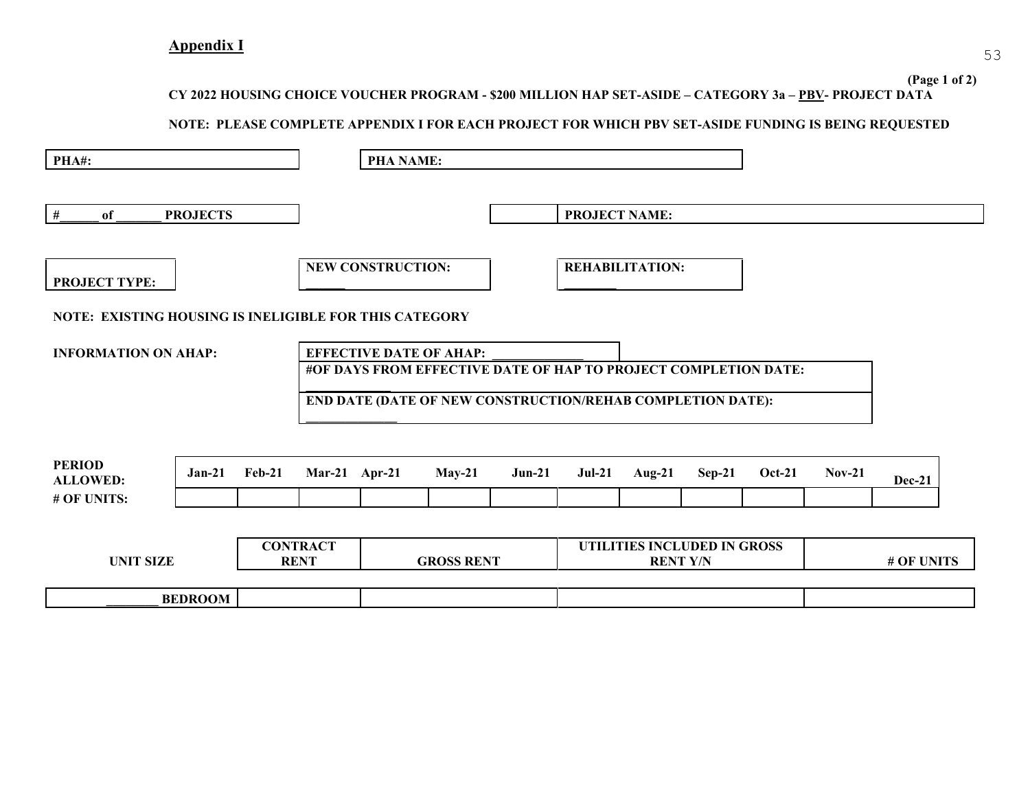## Appendix I

(Page 1 of 2)

**CY 2022 HOUSING CHOICE VOUCHER PROGRAM - $200 MILLION HAP SET-ASIDE – CATEGORY 3a – PBV- PROJECT DATA**

**NOTE: PLEASE COMPLETE APPENDIX I FOR EACH PROJECT FOR WHICH PBV SET-ASIDE FUNDING IS BEING REQUESTED**

**PHA#:**

**PHA NAME:**

**#______ of _______ PROJECTS**

**PROJECT NAME:**

**PROJECT TYPE:**

**NEW CONSTRUCTION:** ______

**REHABILITATION:** ________

**NOTE: EXISTING HOUSING IS INELIGIBLE FOR THIS CATEGORY**

**INFORMATION ON AHAP:**

**EFFECTIVE DATE OF AHAP:** ______________

**#OF DAYS FROM EFFECTIVE DATE OF HAP TO PROJECT COMPLETION DATE:** _____________

**END DATE (DATE OF NEW CONSTRUCTION/REHAB COMPLETION DATE):** ______________

| PERIOD ALLOWED: | Jan-21 | Feb-21 | Mar-21 | Apr-21 | May-21 | Jun-21 | Jul-21 | Aug-21 | Sep-21 | Oct-21 | Nov-21 | Dec-21 |
|---|---|---|---|---|---|---|---|---|---|---|---|---|
| # OF UNITS: | | | | | | | | | | | | |

| UNIT SIZE | CONTRACT RENT | GROSS RENT | UTILITIES INCLUDED IN GROSS RENT Y/N | # OF UNITS |
|---|---|---|---|---|
| ________ BEDROOM | | | | |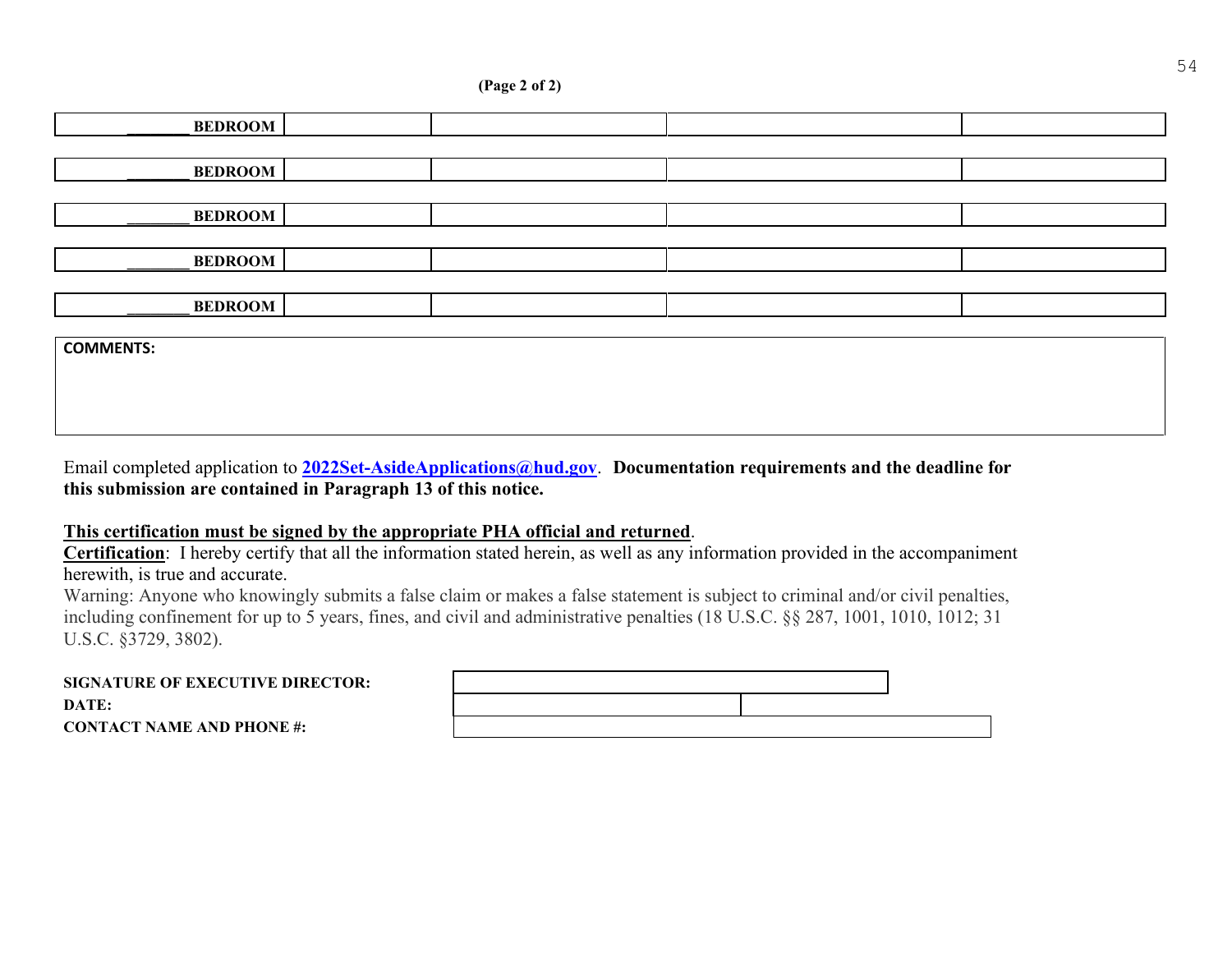(Page 2 of 2)

| | | | | |
|---|---|---|---|---|
| _______ **BEDROOM** | | | | |
| _______ **BEDROOM** | | | | |
| _______ **BEDROOM** | | | | |
| _______ **BEDROOM** | | | | |
| _______ **BEDROOM** | | | | |

| **COMMENTS:** |
|---|
| |

Email completed application to **2022Set-AsideApplications@hud.gov**. **Documentation requirements and the deadline for this submission are contained in Paragraph 13 of this notice.**

**This certification must be signed by the appropriate PHA official and returned**.
**Certification**: I hereby certify that all the information stated herein, as well as any information provided in the accompaniment herewith, is true and accurate.
Warning: Anyone who knowingly submits a false claim or makes a false statement is subject to criminal and/or civil penalties, including confinement for up to 5 years, fines, and civil and administrative penalties (18 U.S.C. §§ 287, 1001, 1010, 1012; 31 U.S.C. §3729, 3802).

| | | |
|---|---|---|
| **SIGNATURE OF EXECUTIVE DIRECTOR:** | | |
| **DATE:** | | |
| **CONTACT NAME AND PHONE #:** | | |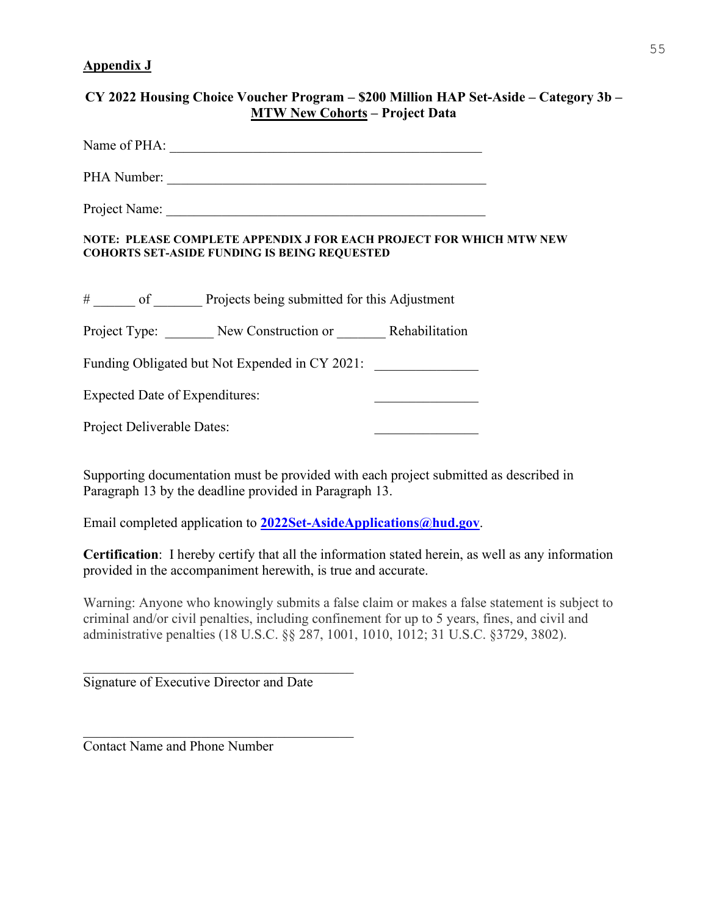**Appendix J**

**CY 2022 Housing Choice Voucher Program – $200 Million HAP Set-Aside – Category 3b – MTW New Cohorts – Project Data**

Name of PHA: ______________________________________________

PHA Number: ______________________________________________

Project Name: ______________________________________________

**NOTE: PLEASE COMPLETE APPENDIX J FOR EACH PROJECT FOR WHICH MTW NEW COHORTS SET-ASIDE FUNDING IS BEING REQUESTED**

# ______ of _______ Projects being submitted for this Adjustment

Project Type: _______ New Construction or _______ Rehabilitation

Funding Obligated but Not Expended in CY 2021: _______________

Expected Date of Expenditures: _______________

Project Deliverable Dates: _______________

Supporting documentation must be provided with each project submitted as described in Paragraph 13 by the deadline provided in Paragraph 13.

Email completed application to **2022Set-AsideApplications@hud.gov**.

**Certification**: I hereby certify that all the information stated herein, as well as any information provided in the accompaniment herewith, is true and accurate.

Warning: Anyone who knowingly submits a false claim or makes a false statement is subject to criminal and/or civil penalties, including confinement for up to 5 years, fines, and civil and administrative penalties (18 U.S.C. §§ 287, 1001, 1010, 1012; 31 U.S.C. §3729, 3802).

________________________________________
Signature of Executive Director and Date

________________________________________
Contact Name and Phone Number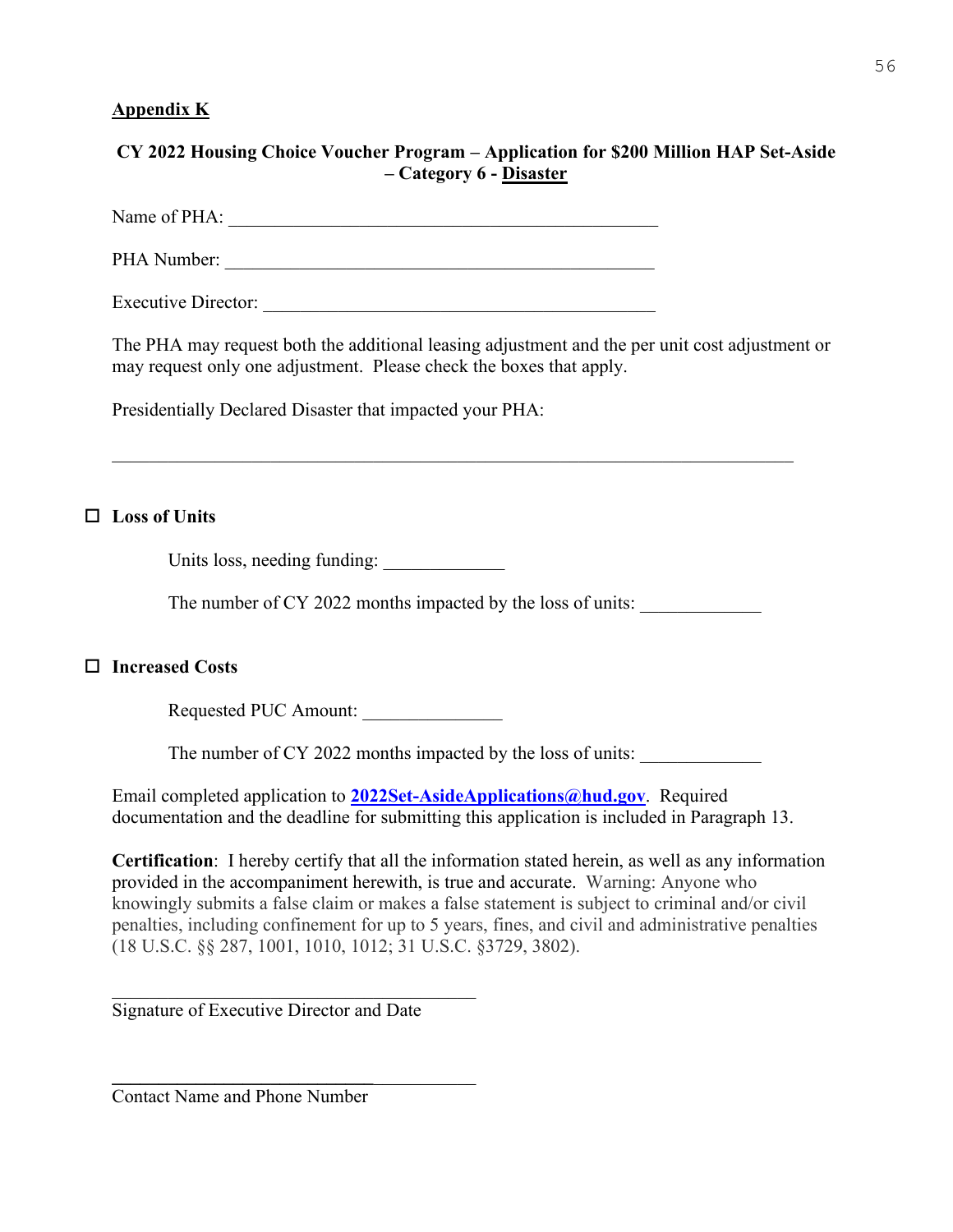**<u>Appendix K</u>**

**CY 2022 Housing Choice Voucher Program – Application for $200 Million HAP Set-Aside – Category 6 - <u>Disaster</u>**

Name of PHA: _______________________________________________

PHA Number: _______________________________________________

Executive Director: _________________________________________

The PHA may request both the additional leasing adjustment and the per unit cost adjustment or may request only one adjustment. Please check the boxes that apply.

Presidentially Declared Disaster that impacted your PHA:

___________________________________________________________________________

☐ **Loss of Units**

Units loss, needing funding: _____________

The number of CY 2022 months impacted by the loss of units: _____________

☐ **Increased Costs**

Requested PUC Amount: _______________

The number of CY 2022 months impacted by the loss of units: _____________

Email completed application to **2022Set-AsideApplications@hud.gov**. Required documentation and the deadline for submitting this application is included in Paragraph 13.

**Certification**: I hereby certify that all the information stated herein, as well as any information provided in the accompaniment herewith, is true and accurate. Warning: Anyone who knowingly submits a false claim or makes a false statement is subject to criminal and/or civil penalties, including confinement for up to 5 years, fines, and civil and administrative penalties (18 U.S.C. §§ 287, 1001, 1010, 1012; 31 U.S.C. §3729, 3802).

________________________________________

Signature of Executive Director and Date

________________________________________

Contact Name and Phone Number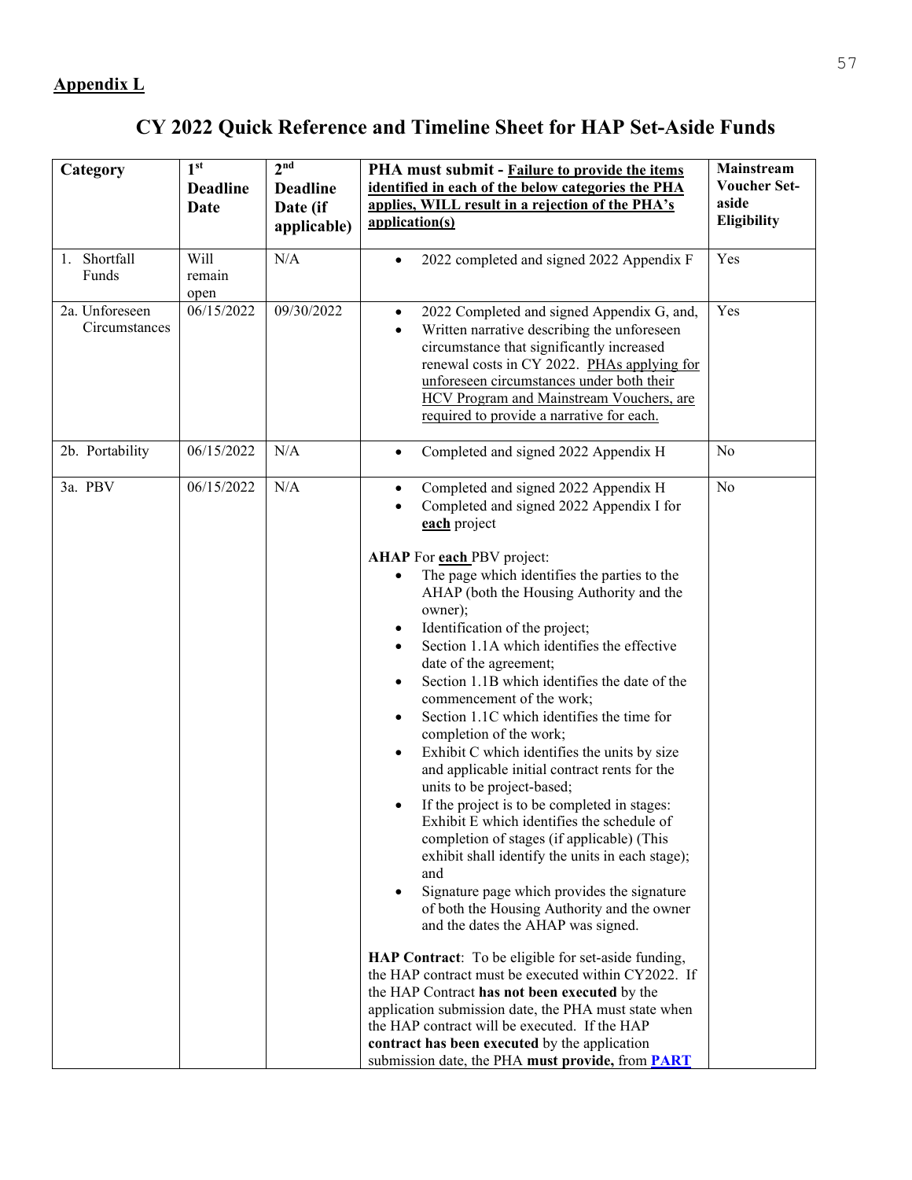**Appendix L**

# CY 2022 Quick Reference and Timeline Sheet for HAP Set-Aside Funds

| Category | 1st Deadline Date | 2nd Deadline Date (if applicable) | PHA must submit - Failure to provide the items identified in each of the below categories the PHA applies, WILL result in a rejection of the PHA's application(s) | Mainstream Voucher Set-aside Eligibility |
|---|---|---|---|---|
| 1. Shortfall Funds | Will remain open | N/A | • 2022 completed and signed 2022 Appendix F | Yes |
| 2a. Unforeseen Circumstances | 06/15/2022 | 09/30/2022 | • 2022 Completed and signed Appendix G, and,<br>• Written narrative describing the unforeseen circumstance that significantly increased renewal costs in CY 2022. PHAs applying for unforeseen circumstances under both their HCV Program and Mainstream Vouchers, are required to provide a narrative for each. | Yes |
| 2b. Portability | 06/15/2022 | N/A | • Completed and signed 2022 Appendix H | No |
| 3a. PBV | 06/15/2022 | N/A | • Completed and signed 2022 Appendix H<br>• Completed and signed 2022 Appendix I for **each** project<br><br>**AHAP** For **each** PBV project:<br>• The page which identifies the parties to the AHAP (both the Housing Authority and the owner);<br>• Identification of the project;<br>• Section 1.1A which identifies the effective date of the agreement;<br>• Section 1.1B which identifies the date of the commencement of the work;<br>• Section 1.1C which identifies the time for completion of the work;<br>• Exhibit C which identifies the units by size and applicable initial contract rents for the units to be project-based;<br>• If the project is to be completed in stages: Exhibit E which identifies the schedule of completion of stages (if applicable) (This exhibit shall identify the units in each stage); and<br>• Signature page which provides the signature of both the Housing Authority and the owner and the dates the AHAP was signed.<br><br>**HAP Contract**: To be eligible for set-aside funding, the HAP contract must be executed within CY2022. If the HAP Contract **has not been executed** by the application submission date, the PHA must state when the HAP contract will be executed. If the HAP **contract has been executed** by the application submission date, the PHA **must provide,** from **PART** | No |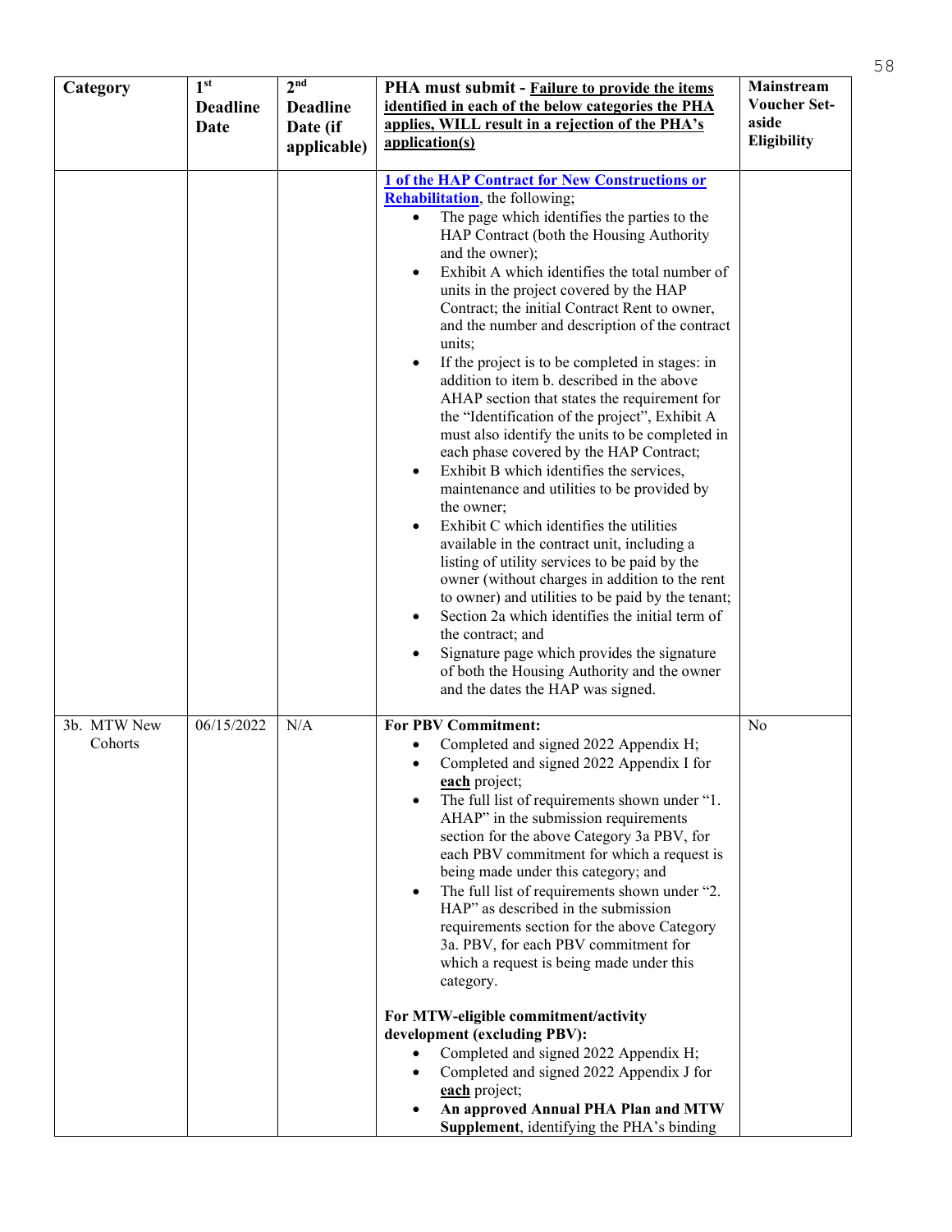| Category | 1st Deadline Date | 2nd Deadline Date (if applicable) | PHA must submit - <u>Failure to provide the items identified in each of the below categories the PHA applies, WILL result in a rejection of the PHA's application(s)</u> | Mainstream Voucher Set-aside Eligibility |
|---|---|---|---|---|
| | | | **<u>1 of the HAP Contract for New Constructions or Rehabilitation</u>**, the following;<br>• The page which identifies the parties to the HAP Contract (both the Housing Authority and the owner);<br>• Exhibit A which identifies the total number of units in the project covered by the HAP Contract; the initial Contract Rent to owner, and the number and description of the contract units;<br>• If the project is to be completed in stages: in addition to item b. described in the above AHAP section that states the requirement for the "Identification of the project", Exhibit A must also identify the units to be completed in each phase covered by the HAP Contract;<br>• Exhibit B which identifies the services, maintenance and utilities to be provided by the owner;<br>• Exhibit C which identifies the utilities available in the contract unit, including a listing of utility services to be paid by the owner (without charges in addition to the rent to owner) and utilities to be paid by the tenant;<br>• Section 2a which identifies the initial term of the contract; and<br>• Signature page which provides the signature of both the Housing Authority and the owner and the dates the HAP was signed. | |
| 3b. MTW New Cohorts | 06/15/2022 | N/A | **For PBV Commitment:**<br>• Completed and signed 2022 Appendix H;<br>• Completed and signed 2022 Appendix I for <u>**each**</u> project;<br>• The full list of requirements shown under "1. AHAP" in the submission requirements section for the above Category 3a PBV, for each PBV commitment for which a request is being made under this category; and<br>• The full list of requirements shown under "2. HAP" as described in the submission requirements section for the above Category 3a. PBV, for each PBV commitment for which a request is being made under this category.<br><br>**For MTW-eligible commitment/activity development (excluding PBV):**<br>• Completed and signed 2022 Appendix H;<br>• Completed and signed 2022 Appendix J for <u>**each**</u> project;<br>• **An approved Annual PHA Plan and MTW Supplement**, identifying the PHA's binding | No |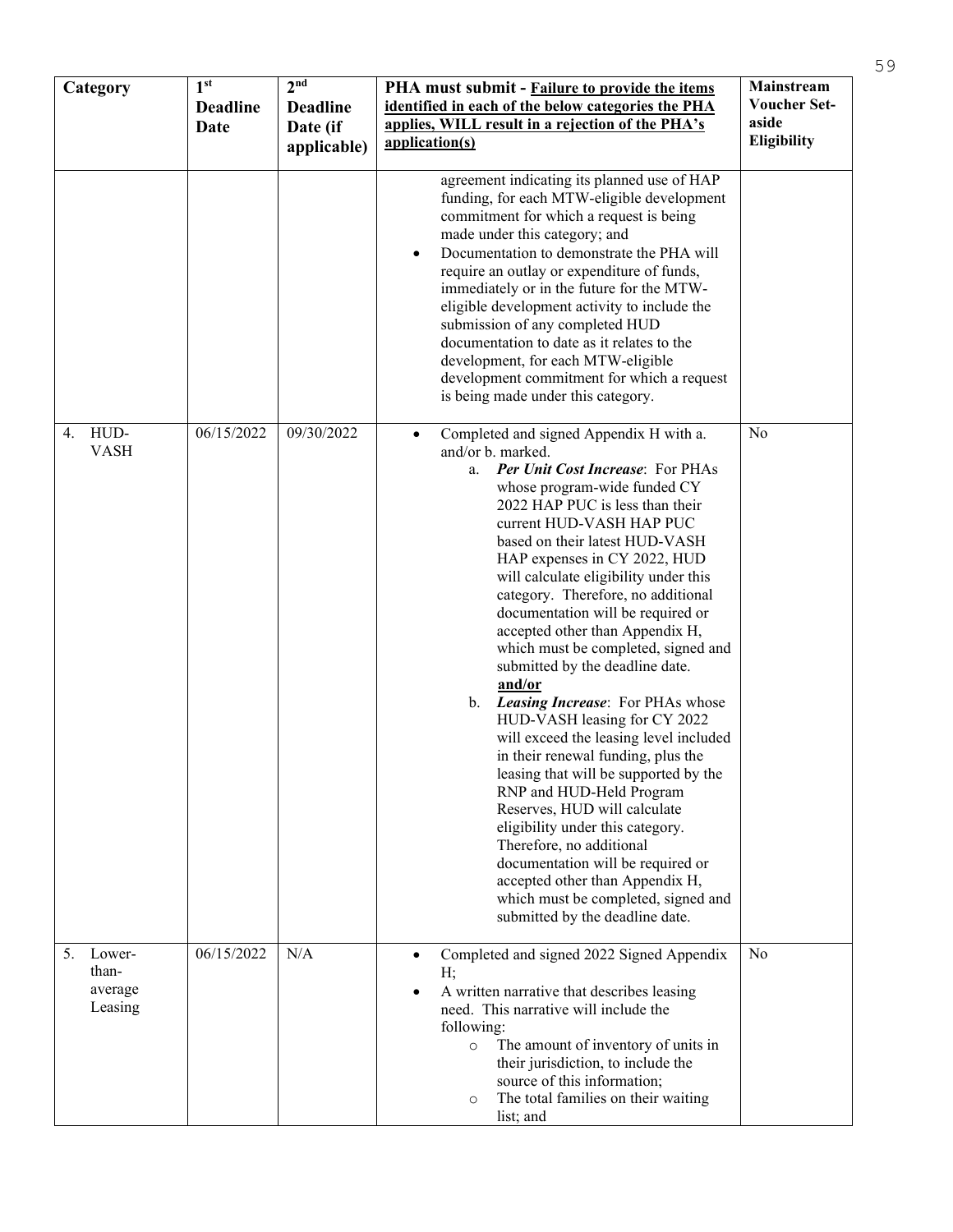| Category | 1st Deadline Date | 2nd Deadline Date (if applicable) | PHA must submit - **Failure to provide the items identified in each of the below categories the PHA applies, WILL result in a rejection of the PHA's application(s)** | Mainstream Voucher Set-aside Eligibility |
|---|---|---|---|---|
| | | | agreement indicating its planned use of HAP funding, for each MTW-eligible development commitment for which a request is being made under this category; and<br>• Documentation to demonstrate the PHA will require an outlay or expenditure of funds, immediately or in the future for the MTW-eligible development activity to include the submission of any completed HUD documentation to date as it relates to the development, for each MTW-eligible development commitment for which a request is being made under this category. | |
| 4. HUD-VASH | 06/15/2022 | 09/30/2022 | • Completed and signed Appendix H with a. and/or b. marked.<br>a. ***Per Unit Cost Increase***: For PHAs whose program-wide funded CY 2022 HAP PUC is less than their current HUD-VASH HAP PUC based on their latest HUD-VASH HAP expenses in CY 2022, HUD will calculate eligibility under this category. Therefore, no additional documentation will be required or accepted other than Appendix H, which must be completed, signed and submitted by the deadline date.<br>**and/or**<br>b. ***Leasing Increase***: For PHAs whose HUD-VASH leasing for CY 2022 will exceed the leasing level included in their renewal funding, plus the leasing that will be supported by the RNP and HUD-Held Program Reserves, HUD will calculate eligibility under this category. Therefore, no additional documentation will be required or accepted other than Appendix H, which must be completed, signed and submitted by the deadline date. | No |
| 5. Lower-than-average Leasing | 06/15/2022 | N/A | • Completed and signed 2022 Signed Appendix H;<br>• A written narrative that describes leasing need. This narrative will include the following:<br>○ The amount of inventory of units in their jurisdiction, to include the source of this information;<br>○ The total families on their waiting list; and | No |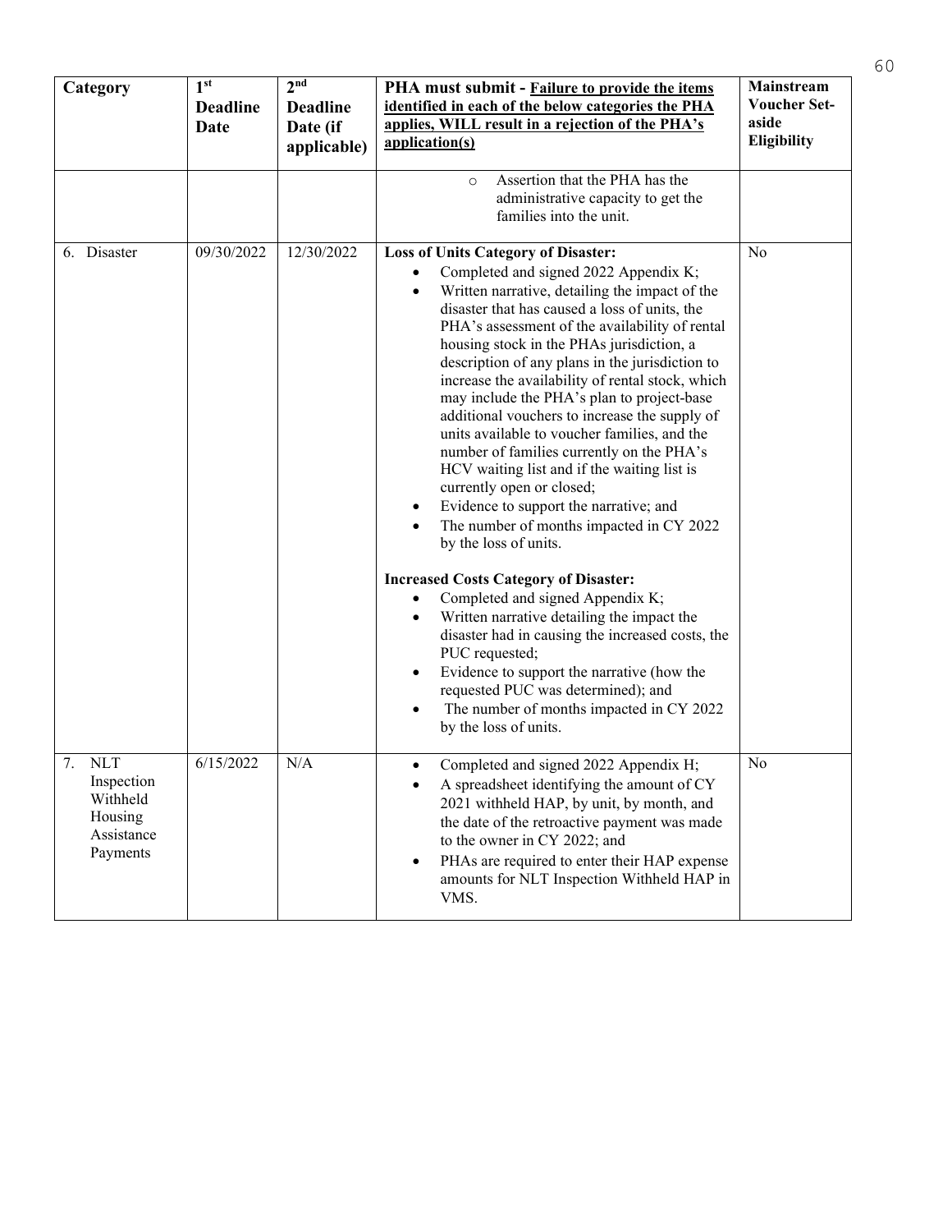| Category | 1st Deadline Date | 2nd Deadline Date (if applicable) | PHA must submit - **Failure to provide the items identified in each of the below categories the PHA applies, WILL result in a rejection of the PHA's application(s)** | Mainstream Voucher Set-aside Eligibility |
|---|---|---|---|---|
| | | | ○ Assertion that the PHA has the administrative capacity to get the families into the unit. | |
| 6. Disaster | 09/30/2022 | 12/30/2022 | **Loss of Units Category of Disaster:**<br>• Completed and signed 2022 Appendix K;<br>• Written narrative, detailing the impact of the disaster that has caused a loss of units, the PHA's assessment of the availability of rental housing stock in the PHAs jurisdiction, a description of any plans in the jurisdiction to increase the availability of rental stock, which may include the PHA's plan to project-base additional vouchers to increase the supply of units available to voucher families, and the number of families currently on the PHA's HCV waiting list and if the waiting list is currently open or closed;<br>• Evidence to support the narrative; and<br>• The number of months impacted in CY 2022 by the loss of units.<br><br>**Increased Costs Category of Disaster:**<br>• Completed and signed Appendix K;<br>• Written narrative detailing the impact the disaster had in causing the increased costs, the PUC requested;<br>• Evidence to support the narrative (how the requested PUC was determined); and<br>• The number of months impacted in CY 2022 by the loss of units. | No |
| 7. NLT Inspection Withheld Housing Assistance Payments | 6/15/2022 | N/A | • Completed and signed 2022 Appendix H;<br>• A spreadsheet identifying the amount of CY 2021 withheld HAP, by unit, by month, and the date of the retroactive payment was made to the owner in CY 2022; and<br>• PHAs are required to enter their HAP expense amounts for NLT Inspection Withheld HAP in VMS. | No |